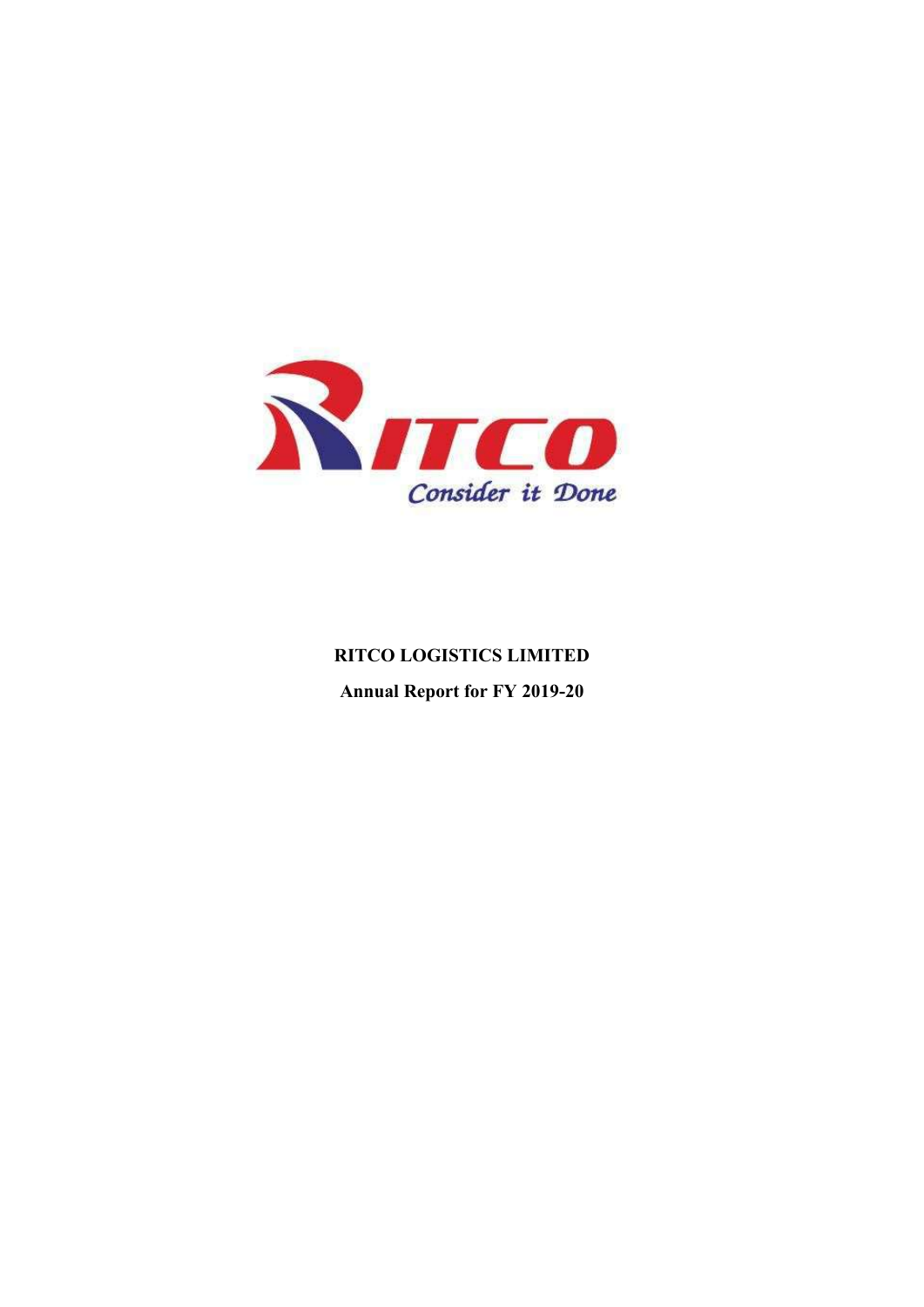RITCO

Consider it Done

**RITCO LOGISTICS LIMITED**

**Annual Report for FY 2019-20**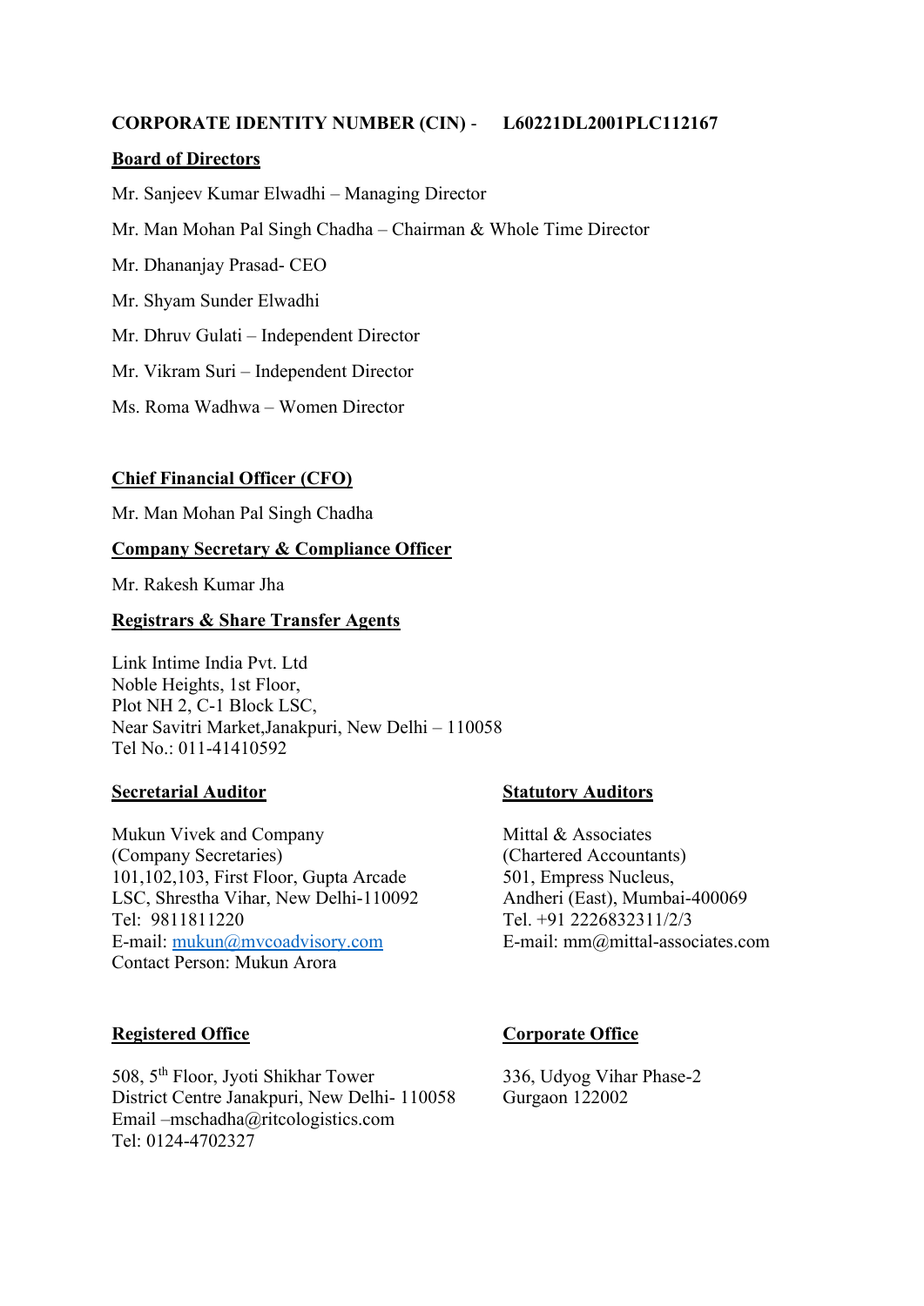**CORPORATE IDENTITY NUMBER (CIN) - L60221DL2001PLC112167**

## Board of Directors

Mr. Sanjeev Kumar Elwadhi – Managing Director

Mr. Man Mohan Pal Singh Chadha – Chairman & Whole Time Director

Mr. Dhananjay Prasad- CEO

Mr. Shyam Sunder Elwadhi

Mr. Dhruv Gulati – Independent Director

Mr. Vikram Suri – Independent Director

Ms. Roma Wadhwa – Women Director

## Chief Financial Officer (CFO)

Mr. Man Mohan Pal Singh Chadha

## Company Secretary & Compliance Officer

Mr. Rakesh Kumar Jha

## Registrars & Share Transfer Agents

Link Intime India Pvt. Ltd
Noble Heights, 1st Floor,
Plot NH 2, C-1 Block LSC,
Near Savitri Market,Janakpuri, New Delhi – 110058
Tel No.: 011-41410592

## Secretarial Auditor

Mukun Vivek and Company
(Company Secretaries)
101,102,103, First Floor, Gupta Arcade
LSC, Shrestha Vihar, New Delhi-110092
Tel: 9811811220
E-mail: mukun@mvcoadvisory.com
Contact Person: Mukun Arora

## Statutory Auditors

Mittal & Associates
(Chartered Accountants)
501, Empress Nucleus,
Andheri (East), Mumbai-400069
Tel. +91 2226832311/2/3
E-mail: mm@mittal-associates.com

## Registered Office

508, 5th Floor, Jyoti Shikhar Tower
District Centre Janakpuri, New Delhi- 110058
Email –mschadha@ritcologistics.com
Tel: 0124-4702327

## Corporate Office

336, Udyog Vihar Phase-2
Gurgaon 122002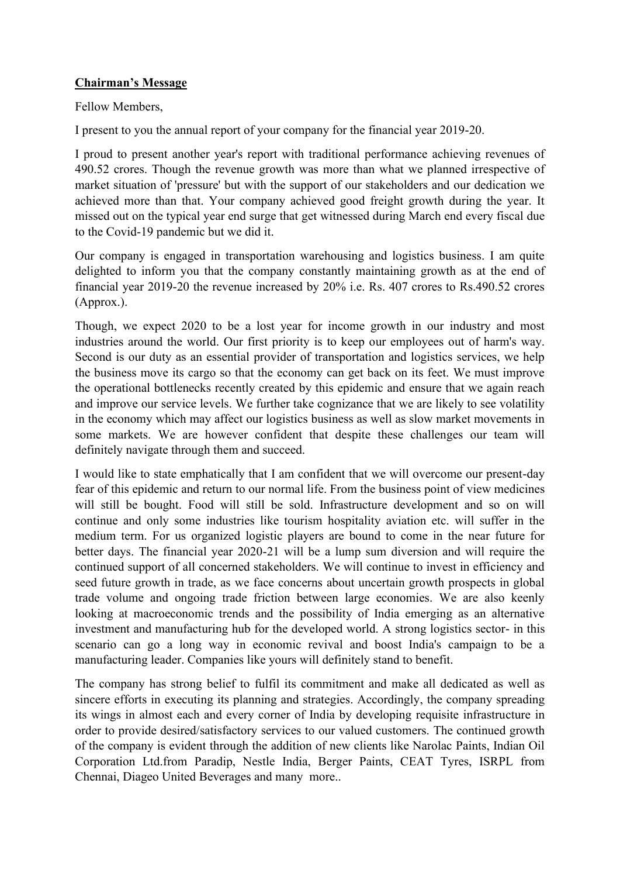**Chairman's Message**

Fellow Members,

I present to you the annual report of your company for the financial year 2019-20.

I proud to present another year's report with traditional performance achieving revenues of 490.52 crores. Though the revenue growth was more than what we planned irrespective of market situation of 'pressure' but with the support of our stakeholders and our dedication we achieved more than that. Your company achieved good freight growth during the year. It missed out on the typical year end surge that get witnessed during March end every fiscal due to the Covid-19 pandemic but we did it.

Our company is engaged in transportation warehousing and logistics business. I am quite delighted to inform you that the company constantly maintaining growth as at the end of financial year 2019-20 the revenue increased by 20% i.e. Rs. 407 crores to Rs.490.52 crores (Approx.).

Though, we expect 2020 to be a lost year for income growth in our industry and most industries around the world. Our first priority is to keep our employees out of harm's way. Second is our duty as an essential provider of transportation and logistics services, we help the business move its cargo so that the economy can get back on its feet. We must improve the operational bottlenecks recently created by this epidemic and ensure that we again reach and improve our service levels. We further take cognizance that we are likely to see volatility in the economy which may affect our logistics business as well as slow market movements in some markets. We are however confident that despite these challenges our team will definitely navigate through them and succeed.

I would like to state emphatically that I am confident that we will overcome our present-day fear of this epidemic and return to our normal life. From the business point of view medicines will still be bought. Food will still be sold. Infrastructure development and so on will continue and only some industries like tourism hospitality aviation etc. will suffer in the medium term. For us organized logistic players are bound to come in the near future for better days. The financial year 2020-21 will be a lump sum diversion and will require the continued support of all concerned stakeholders. We will continue to invest in efficiency and seed future growth in trade, as we face concerns about uncertain growth prospects in global trade volume and ongoing trade friction between large economies. We are also keenly looking at macroeconomic trends and the possibility of India emerging as an alternative investment and manufacturing hub for the developed world. A strong logistics sector- in this scenario can go a long way in economic revival and boost India's campaign to be a manufacturing leader. Companies like yours will definitely stand to benefit.

The company has strong belief to fulfil its commitment and make all dedicated as well as sincere efforts in executing its planning and strategies. Accordingly, the company spreading its wings in almost each and every corner of India by developing requisite infrastructure in order to provide desired/satisfactory services to our valued customers. The continued growth of the company is evident through the addition of new clients like Narolac Paints, Indian Oil Corporation Ltd.from Paradip, Nestle India, Berger Paints, CEAT Tyres, ISRPL from Chennai, Diageo United Beverages and many more..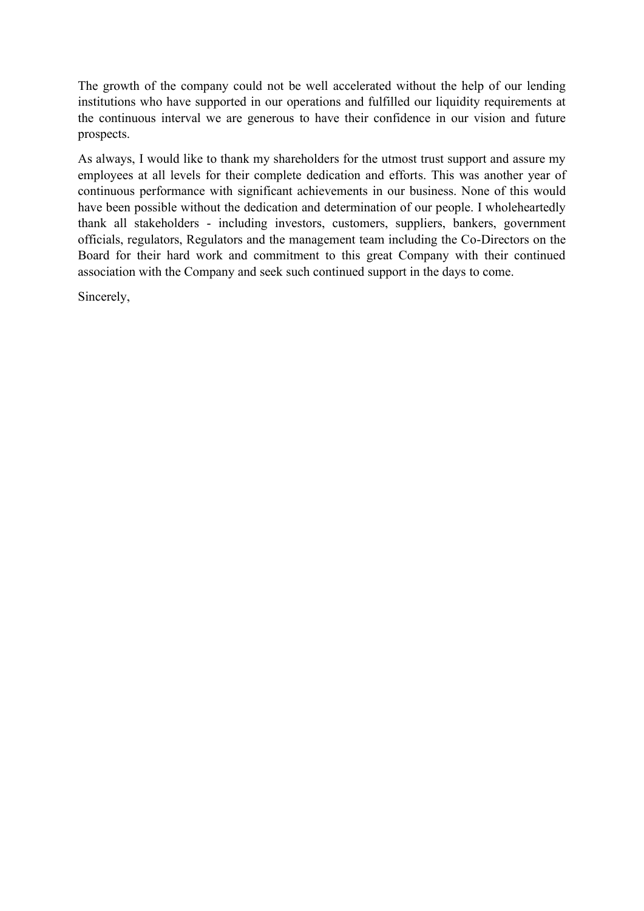The growth of the company could not be well accelerated without the help of our lending institutions who have supported in our operations and fulfilled our liquidity requirements at the continuous interval we are generous to have their confidence in our vision and future prospects.

As always, I would like to thank my shareholders for the utmost trust support and assure my employees at all levels for their complete dedication and efforts. This was another year of continuous performance with significant achievements in our business. None of this would have been possible without the dedication and determination of our people. I wholeheartedly thank all stakeholders - including investors, customers, suppliers, bankers, government officials, regulators, Regulators and the management team including the Co-Directors on the Board for their hard work and commitment to this great Company with their continued association with the Company and seek such continued support in the days to come.

Sincerely,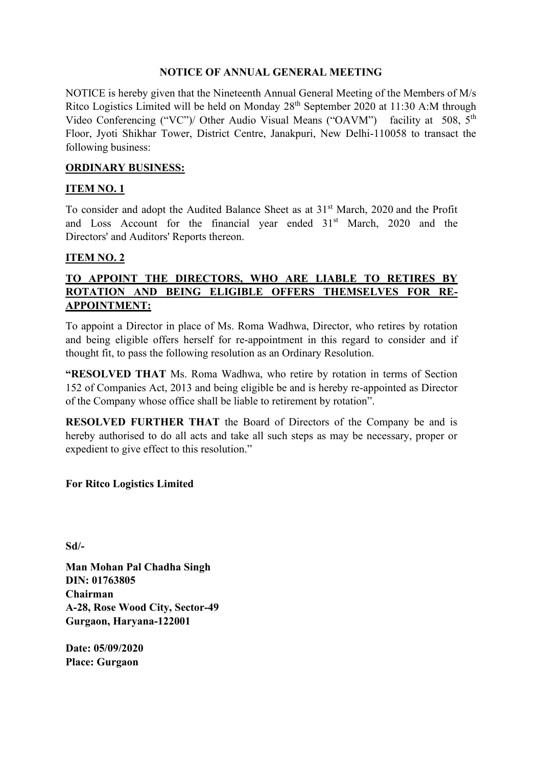# NOTICE OF ANNUAL GENERAL MEETING

NOTICE is hereby given that the Nineteenth Annual General Meeting of the Members of M/s Ritco Logistics Limited will be held on Monday 28th September 2020 at 11:30 A:M through Video Conferencing ("VC")/ Other Audio Visual Means ("OAVM") facility at 508, 5th Floor, Jyoti Shikhar Tower, District Centre, Janakpuri, New Delhi-110058 to transact the following business:

## ORDINARY BUSINESS:

### ITEM NO. 1

To consider and adopt the Audited Balance Sheet as at 31st March, 2020 and the Profit and Loss Account for the financial year ended 31st March, 2020 and the Directors' and Auditors' Reports thereon.

### ITEM NO. 2

**TO APPOINT THE DIRECTORS, WHO ARE LIABLE TO RETIRES BY ROTATION AND BEING ELIGIBLE OFFERS THEMSELVES FOR RE-APPOINTMENT:**

To appoint a Director in place of Ms. Roma Wadhwa, Director, who retires by rotation and being eligible offers herself for re-appointment in this regard to consider and if thought fit, to pass the following resolution as an Ordinary Resolution.

**"RESOLVED THAT** Ms. Roma Wadhwa, who retire by rotation in terms of Section 152 of Companies Act, 2013 and being eligible be and is hereby re-appointed as Director of the Company whose office shall be liable to retirement by rotation".

**RESOLVED FURTHER THAT** the Board of Directors of the Company be and is hereby authorised to do all acts and take all such steps as may be necessary, proper or expedient to give effect to this resolution."

**For Ritco Logistics Limited**

**Sd/-**

**Man Mohan Pal Chadha Singh**
**DIN: 01763805**
**Chairman**
**A-28, Rose Wood City, Sector-49**
**Gurgaon, Haryana-122001**

**Date: 05/09/2020**
**Place: Gurgaon**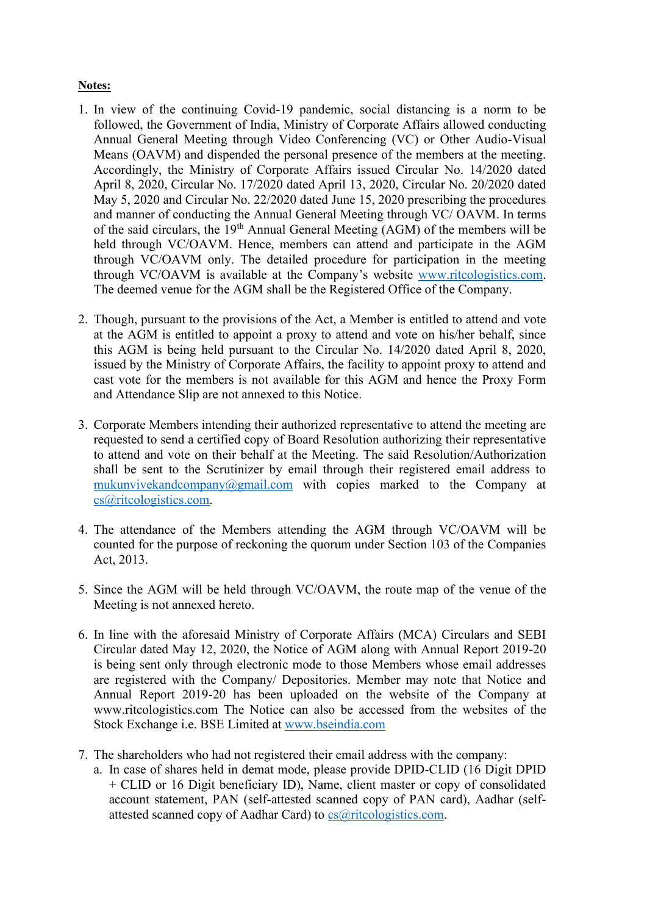**Notes:**

1. In view of the continuing Covid-19 pandemic, social distancing is a norm to be followed, the Government of India, Ministry of Corporate Affairs allowed conducting Annual General Meeting through Video Conferencing (VC) or Other Audio-Visual Means (OAVM) and dispended the personal presence of the members at the meeting. Accordingly, the Ministry of Corporate Affairs issued Circular No. 14/2020 dated April 8, 2020, Circular No. 17/2020 dated April 13, 2020, Circular No. 20/2020 dated May 5, 2020 and Circular No. 22/2020 dated June 15, 2020 prescribing the procedures and manner of conducting the Annual General Meeting through VC/ OAVM. In terms of the said circulars, the 19th Annual General Meeting (AGM) of the members will be held through VC/OAVM. Hence, members can attend and participate in the AGM through VC/OAVM only. The detailed procedure for participation in the meeting through VC/OAVM is available at the Company's website www.ritcologistics.com. The deemed venue for the AGM shall be the Registered Office of the Company.

2. Though, pursuant to the provisions of the Act, a Member is entitled to attend and vote at the AGM is entitled to appoint a proxy to attend and vote on his/her behalf, since this AGM is being held pursuant to the Circular No. 14/2020 dated April 8, 2020, issued by the Ministry of Corporate Affairs, the facility to appoint proxy to attend and cast vote for the members is not available for this AGM and hence the Proxy Form and Attendance Slip are not annexed to this Notice.

3. Corporate Members intending their authorized representative to attend the meeting are requested to send a certified copy of Board Resolution authorizing their representative to attend and vote on their behalf at the Meeting. The said Resolution/Authorization shall be sent to the Scrutinizer by email through their registered email address to mukunvivekandcompany@gmail.com with copies marked to the Company at cs@ritcologistics.com.

4. The attendance of the Members attending the AGM through VC/OAVM will be counted for the purpose of reckoning the quorum under Section 103 of the Companies Act, 2013.

5. Since the AGM will be held through VC/OAVM, the route map of the venue of the Meeting is not annexed hereto.

6. In line with the aforesaid Ministry of Corporate Affairs (MCA) Circulars and SEBI Circular dated May 12, 2020, the Notice of AGM along with Annual Report 2019-20 is being sent only through electronic mode to those Members whose email addresses are registered with the Company/ Depositories. Member may note that Notice and Annual Report 2019-20 has been uploaded on the website of the Company at www.ritcologistics.com The Notice can also be accessed from the websites of the Stock Exchange i.e. BSE Limited at www.bseindia.com

7. The shareholders who had not registered their email address with the company:
   a. In case of shares held in demat mode, please provide DPID-CLID (16 Digit DPID + CLID or 16 Digit beneficiary ID), Name, client master or copy of consolidated account statement, PAN (self-attested scanned copy of PAN card), Aadhar (self-attested scanned copy of Aadhar Card) to cs@ritcologistics.com.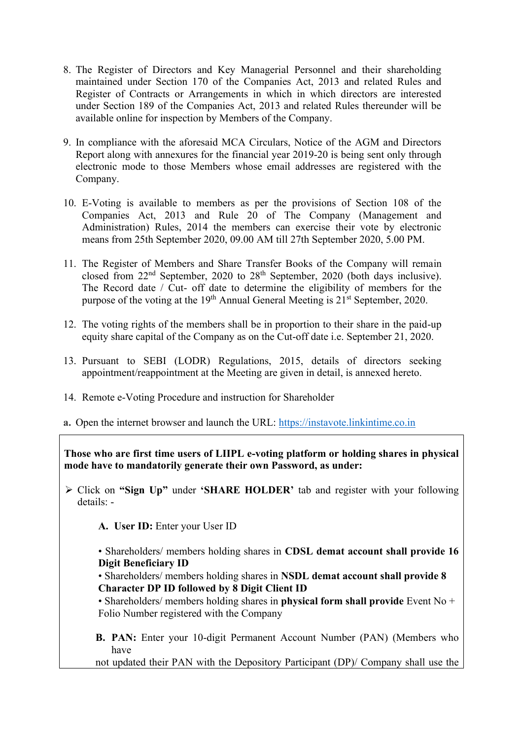8. The Register of Directors and Key Managerial Personnel and their shareholding maintained under Section 170 of the Companies Act, 2013 and related Rules and Register of Contracts or Arrangements in which in which directors are interested under Section 189 of the Companies Act, 2013 and related Rules thereunder will be available online for inspection by Members of the Company.

9. In compliance with the aforesaid MCA Circulars, Notice of the AGM and Directors Report along with annexures for the financial year 2019-20 is being sent only through electronic mode to those Members whose email addresses are registered with the Company.

10. E-Voting is available to members as per the provisions of Section 108 of the Companies Act, 2013 and Rule 20 of The Company (Management and Administration) Rules, 2014 the members can exercise their vote by electronic means from 25th September 2020, 09.00 AM till 27th September 2020, 5.00 PM.

11. The Register of Members and Share Transfer Books of the Company will remain closed from 22nd September, 2020 to 28th September, 2020 (both days inclusive). The Record date / Cut- off date to determine the eligibility of members for the purpose of the voting at the 19th Annual General Meeting is 21st September, 2020.

12. The voting rights of the members shall be in proportion to their share in the paid-up equity share capital of the Company as on the Cut-off date i.e. September 21, 2020.

13. Pursuant to SEBI (LODR) Regulations, 2015, details of directors seeking appointment/reappointment at the Meeting are given in detail, is annexed hereto.

14. Remote e-Voting Procedure and instruction for Shareholder

**a.** Open the internet browser and launch the URL: https://instavote.linkintime.co.in

**Those who are first time users of LIIPL e-voting platform or holding shares in physical mode have to mandatorily generate their own Password, as under:**

- Click on **"Sign Up"** under **'SHARE HOLDER'** tab and register with your following details: -

  **A. User ID:** Enter your User ID

  • Shareholders/ members holding shares in **CDSL demat account shall provide 16 Digit Beneficiary ID**
  • Shareholders/ members holding shares in **NSDL demat account shall provide 8 Character DP ID followed by 8 Digit Client ID**
  • Shareholders/ members holding shares in **physical form shall provide** Event No + Folio Number registered with the Company

  **B. PAN:** Enter your 10-digit Permanent Account Number (PAN) (Members who have not updated their PAN with the Depository Participant (DP)/ Company shall use the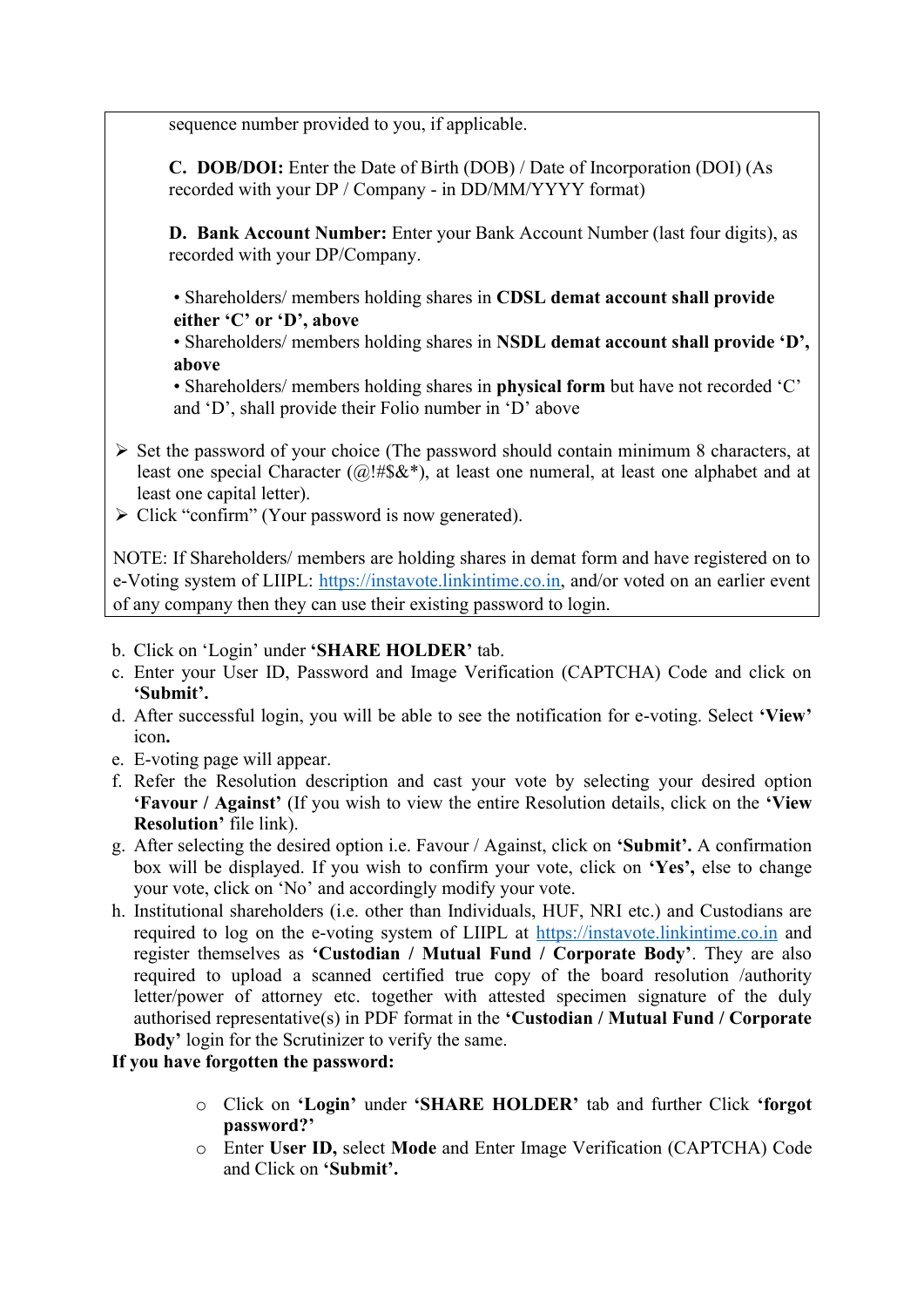sequence number provided to you, if applicable.

**C. DOB/DOI:** Enter the Date of Birth (DOB) / Date of Incorporation (DOI) (As recorded with your DP / Company - in DD/MM/YYYY format)

**D. Bank Account Number:** Enter your Bank Account Number (last four digits), as recorded with your DP/Company.

- Shareholders/ members holding shares in **CDSL demat account shall provide either 'C' or 'D', above**
- Shareholders/ members holding shares in **NSDL demat account shall provide 'D', above**
- Shareholders/ members holding shares in **physical form** but have not recorded 'C' and 'D', shall provide their Folio number in 'D' above

- ➢ Set the password of your choice (The password should contain minimum 8 characters, at least one special Character (@!#$&*), at least one numeral, at least one alphabet and at least one capital letter).
- ➢ Click "confirm" (Your password is now generated).

NOTE: If Shareholders/ members are holding shares in demat form and have registered on to e-Voting system of LIIPL: https://instavote.linkintime.co.in, and/or voted on an earlier event of any company then they can use their existing password to login.

b. Click on 'Login' under **'SHARE HOLDER'** tab.
c. Enter your User ID, Password and Image Verification (CAPTCHA) Code and click on **'Submit'.**
d. After successful login, you will be able to see the notification for e-voting. Select **'View'** icon**.**
e. E-voting page will appear.
f. Refer the Resolution description and cast your vote by selecting your desired option **'Favour / Against'** (If you wish to view the entire Resolution details, click on the **'View Resolution'** file link).
g. After selecting the desired option i.e. Favour / Against, click on **'Submit'.** A confirmation box will be displayed. If you wish to confirm your vote, click on **'Yes',** else to change your vote, click on 'No' and accordingly modify your vote.
h. Institutional shareholders (i.e. other than Individuals, HUF, NRI etc.) and Custodians are required to log on the e-voting system of LIIPL at https://instavote.linkintime.co.in and register themselves as **'Custodian / Mutual Fund / Corporate Body'**. They are also required to upload a scanned certified true copy of the board resolution /authority letter/power of attorney etc. together with attested specimen signature of the duly authorised representative(s) in PDF format in the **'Custodian / Mutual Fund / Corporate Body'** login for the Scrutinizer to verify the same.

**If you have forgotten the password:**

- Click on **'Login'** under **'SHARE HOLDER'** tab and further Click **'forgot password?'**
- Enter **User ID,** select **Mode** and Enter Image Verification (CAPTCHA) Code and Click on **'Submit'.**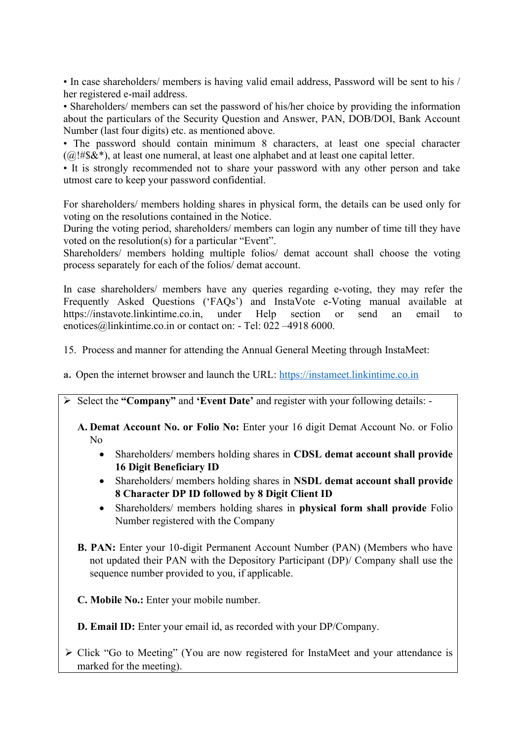• In case shareholders/ members is having valid email address, Password will be sent to his / her registered e-mail address.

• Shareholders/ members can set the password of his/her choice by providing the information about the particulars of the Security Question and Answer, PAN, DOB/DOI, Bank Account Number (last four digits) etc. as mentioned above.

• The password should contain minimum 8 characters, at least one special character (@!#$&*), at least one numeral, at least one alphabet and at least one capital letter.

• It is strongly recommended not to share your password with any other person and take utmost care to keep your password confidential.

For shareholders/ members holding shares in physical form, the details can be used only for voting on the resolutions contained in the Notice.
During the voting period, shareholders/ members can login any number of time till they have voted on the resolution(s) for a particular "Event".
Shareholders/ members holding multiple folios/ demat account shall choose the voting process separately for each of the folios/ demat account.

In case shareholders/ members have any queries regarding e-voting, they may refer the Frequently Asked Questions ('FAQs') and InstaVote e-Voting manual available at https://instavote.linkintime.co.in, under Help section or send an email to enotices@linkintime.co.in or contact on: - Tel: 022 –4918 6000.

15. Process and manner for attending the Annual General Meeting through InstaMeet:

**a.** Open the internet browser and launch the URL: https://instameet.linkintime.co.in

- Select the **"Company"** and **'Event Date'** and register with your following details: -

  **A. Demat Account No. or Folio No:** Enter your 16 digit Demat Account No. or Folio No
  - Shareholders/ members holding shares in **CDSL demat account shall provide 16 Digit Beneficiary ID**
  - Shareholders/ members holding shares in **NSDL demat account shall provide 8 Character DP ID followed by 8 Digit Client ID**
  - Shareholders/ members holding shares in **physical form shall provide** Folio Number registered with the Company

  **B. PAN:** Enter your 10-digit Permanent Account Number (PAN) (Members who have not updated their PAN with the Depository Participant (DP)/ Company shall use the sequence number provided to you, if applicable.

  **C. Mobile No.:** Enter your mobile number.

  **D. Email ID:** Enter your email id, as recorded with your DP/Company.

- Click "Go to Meeting" (You are now registered for InstaMeet and your attendance is marked for the meeting).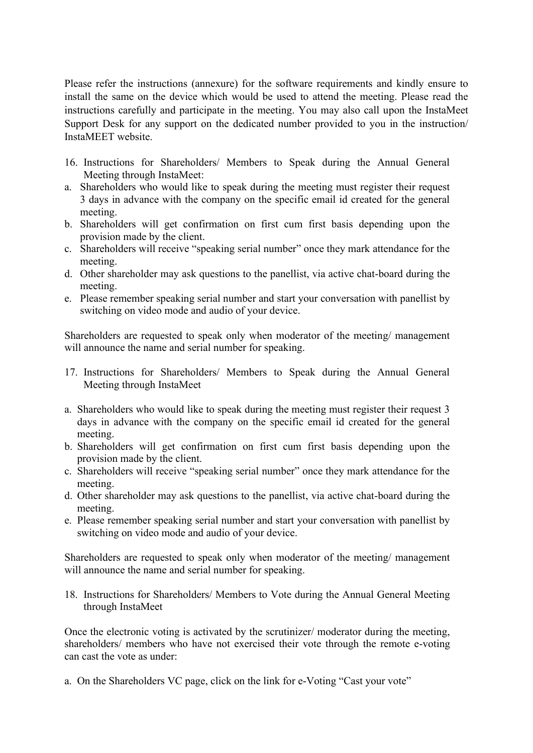Please refer the instructions (annexure) for the software requirements and kindly ensure to install the same on the device which would be used to attend the meeting. Please read the instructions carefully and participate in the meeting. You may also call upon the InstaMeet Support Desk for any support on the dedicated number provided to you in the instruction/ InstaMEET website.

16. Instructions for Shareholders/ Members to Speak during the Annual General Meeting through InstaMeet:

a. Shareholders who would like to speak during the meeting must register their request 3 days in advance with the company on the specific email id created for the general meeting.
b. Shareholders will get confirmation on first cum first basis depending upon the provision made by the client.
c. Shareholders will receive "speaking serial number" once they mark attendance for the meeting.
d. Other shareholder may ask questions to the panellist, via active chat-board during the meeting.
e. Please remember speaking serial number and start your conversation with panellist by switching on video mode and audio of your device.

Shareholders are requested to speak only when moderator of the meeting/ management will announce the name and serial number for speaking.

17. Instructions for Shareholders/ Members to Speak during the Annual General Meeting through InstaMeet

a. Shareholders who would like to speak during the meeting must register their request 3 days in advance with the company on the specific email id created for the general meeting.
b. Shareholders will get confirmation on first cum first basis depending upon the provision made by the client.
c. Shareholders will receive "speaking serial number" once they mark attendance for the meeting.
d. Other shareholder may ask questions to the panellist, via active chat-board during the meeting.
e. Please remember speaking serial number and start your conversation with panellist by switching on video mode and audio of your device.

Shareholders are requested to speak only when moderator of the meeting/ management will announce the name and serial number for speaking.

18. Instructions for Shareholders/ Members to Vote during the Annual General Meeting through InstaMeet

Once the electronic voting is activated by the scrutinizer/ moderator during the meeting, shareholders/ members who have not exercised their vote through the remote e-voting can cast the vote as under:

a. On the Shareholders VC page, click on the link for e-Voting "Cast your vote"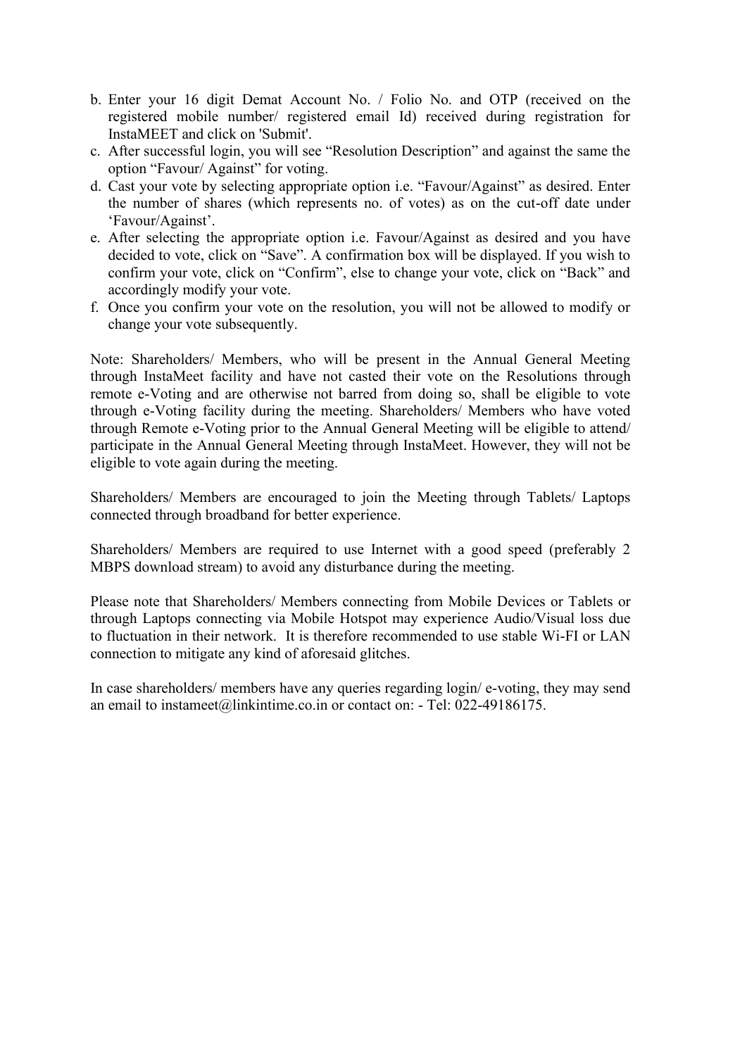b. Enter your 16 digit Demat Account No. / Folio No. and OTP (received on the registered mobile number/ registered email Id) received during registration for InstaMEET and click on 'Submit'.
c. After successful login, you will see “Resolution Description” and against the same the option “Favour/ Against” for voting.
d. Cast your vote by selecting appropriate option i.e. “Favour/Against” as desired. Enter the number of shares (which represents no. of votes) as on the cut-off date under ‘Favour/Against’.
e. After selecting the appropriate option i.e. Favour/Against as desired and you have decided to vote, click on “Save”. A confirmation box will be displayed. If you wish to confirm your vote, click on “Confirm”, else to change your vote, click on “Back” and accordingly modify your vote.
f. Once you confirm your vote on the resolution, you will not be allowed to modify or change your vote subsequently.

Note: Shareholders/ Members, who will be present in the Annual General Meeting through InstaMeet facility and have not casted their vote on the Resolutions through remote e-Voting and are otherwise not barred from doing so, shall be eligible to vote through e-Voting facility during the meeting. Shareholders/ Members who have voted through Remote e-Voting prior to the Annual General Meeting will be eligible to attend/ participate in the Annual General Meeting through InstaMeet. However, they will not be eligible to vote again during the meeting.

Shareholders/ Members are encouraged to join the Meeting through Tablets/ Laptops connected through broadband for better experience.

Shareholders/ Members are required to use Internet with a good speed (preferably 2 MBPS download stream) to avoid any disturbance during the meeting.

Please note that Shareholders/ Members connecting from Mobile Devices or Tablets or through Laptops connecting via Mobile Hotspot may experience Audio/Visual loss due to fluctuation in their network. It is therefore recommended to use stable Wi-FI or LAN connection to mitigate any kind of aforesaid glitches.

In case shareholders/ members have any queries regarding login/ e-voting, they may send an email to instameet@linkintime.co.in or contact on: - Tel: 022-49186175.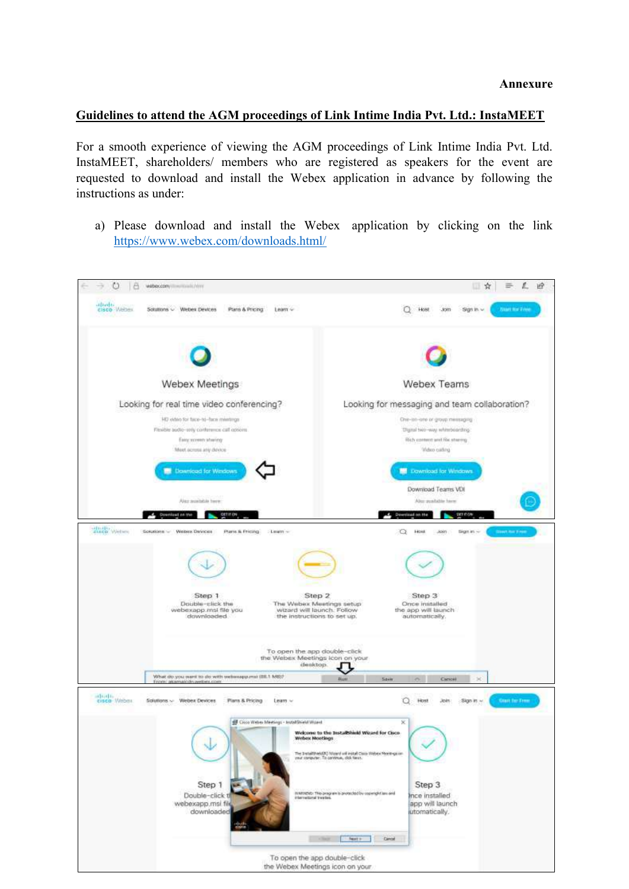**Annexure**

**Guidelines to attend the AGM proceedings of Link Intime India Pvt. Ltd.: InstaMEET**

For a smooth experience of viewing the AGM proceedings of Link Intime India Pvt. Ltd. InstaMEET, shareholders/ members who are registered as speakers for the event are requested to download and install the Webex application in advance by following the instructions as under:

a) Please download and install the Webex application by clicking on the link https://www.webex.com/downloads.html/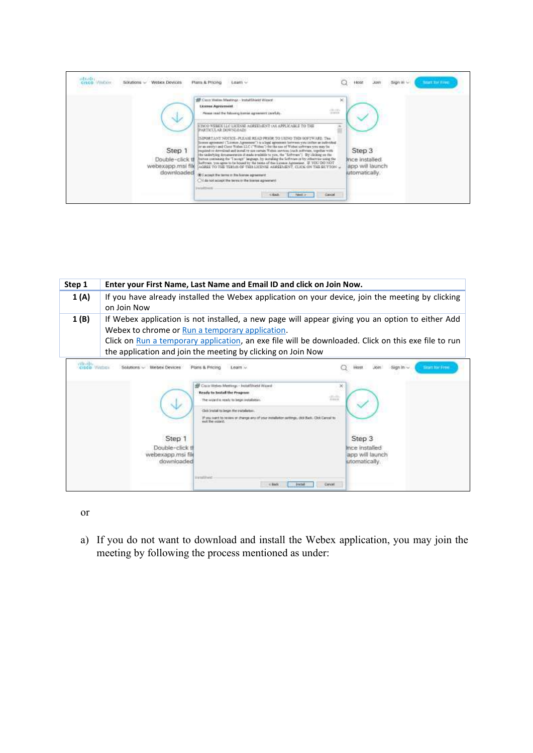| Step 1 | Enter your First Name, Last Name and Email ID and click on Join Now. |
|---|---|
| 1 (A) | If you have already installed the Webex application on your device, join the meeting by clicking on Join Now |
| 1 (B) | If Webex application is not installed, a new page will appear giving you an option to either Add Webex to chrome or Run a temporary application. Click on Run a temporary application, an exe file will be downloaded. Click on this exe file to run the application and join the meeting by clicking on Join Now |

or

a) If you do not want to download and install the Webex application, you may join the meeting by following the process mentioned as under: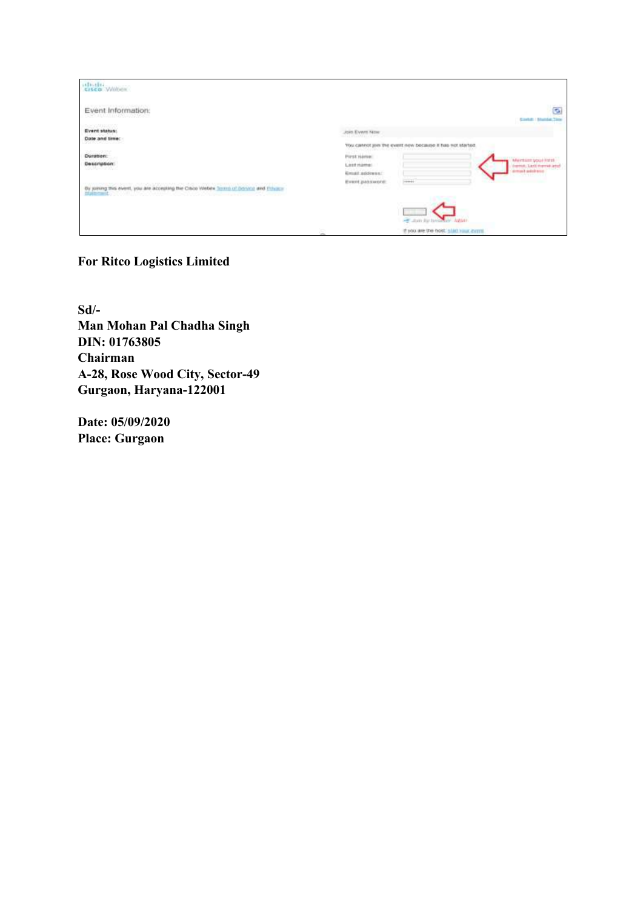**For Ritco Logistics Limited**

**Sd/-**
**Man Mohan Pal Chadha Singh**
**DIN: 01763805**
**Chairman**
**A-28, Rose Wood City, Sector-49**
**Gurgaon, Haryana-122001**

**Date: 05/09/2020**
**Place: Gurgaon**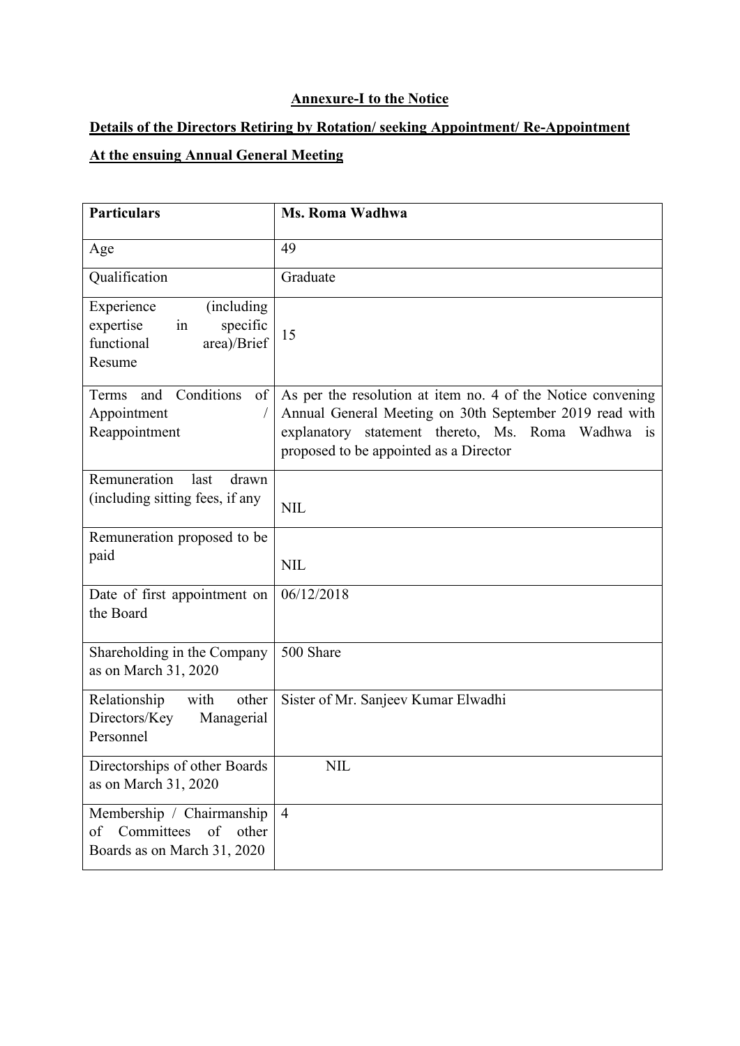**Annexure-I to the Notice**

**Details of the Directors Retiring by Rotation/ seeking Appointment/ Re-Appointment**

**At the ensuing Annual General Meeting**

| **Particulars** | **Ms. Roma Wadhwa** |
|---|---|
| Age | 49 |
| Qualification | Graduate |
| Experience (including expertise in specific functional area)/Brief Resume | 15 |
| Terms and Conditions of Appointment / Reappointment | As per the resolution at item no. 4 of the Notice convening Annual General Meeting on 30th September 2019 read with explanatory statement thereto, Ms. Roma Wadhwa is proposed to be appointed as a Director |
| Remuneration last drawn (including sitting fees, if any | NIL |
| Remuneration proposed to be paid | NIL |
| Date of first appointment on the Board | 06/12/2018 |
| Shareholding in the Company as on March 31, 2020 | 500 Share |
| Relationship with other Directors/Key Managerial Personnel | Sister of Mr. Sanjeev Kumar Elwadhi |
| Directorships of other Boards as on March 31, 2020 | NIL |
| Membership / Chairmanship of Committees of other Boards as on March 31, 2020 | 4 |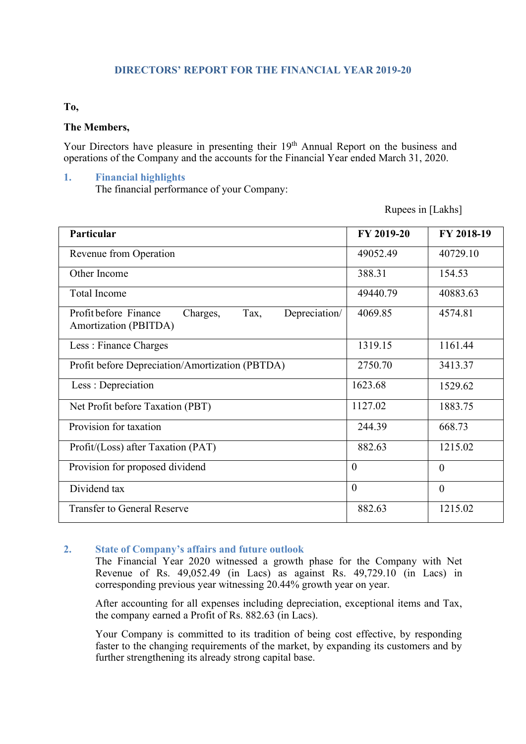# DIRECTORS' REPORT FOR THE FINANCIAL YEAR 2019-20

**To,**

**The Members,**

Your Directors have pleasure in presenting their 19th Annual Report on the business and operations of the Company and the accounts for the Financial Year ended March 31, 2020.

## 1. Financial highlights

The financial performance of your Company:

Rupees in [Lakhs]

| Particular | FY 2019-20 | FY 2018-19 |
|---|---|---|
| Revenue from Operation | 49052.49 | 40729.10 |
| Other Income | 388.31 | 154.53 |
| Total Income | 49440.79 | 40883.63 |
| Profit before Finance Charges, Tax, Depreciation/ Amortization (PBITDA) | 4069.85 | 4574.81 |
| Less : Finance Charges | 1319.15 | 1161.44 |
| Profit before Depreciation/Amortization (PBTDA) | 2750.70 | 3413.37 |
| Less : Depreciation | 1623.68 | 1529.62 |
| Net Profit before Taxation (PBT) | 1127.02 | 1883.75 |
| Provision for taxation | 244.39 | 668.73 |
| Profit/(Loss) after Taxation (PAT) | 882.63 | 1215.02 |
| Provision for proposed dividend | 0 | 0 |
| Dividend tax | 0 | 0 |
| Transfer to General Reserve | 882.63 | 1215.02 |

## 2. State of Company's affairs and future outlook

The Financial Year 2020 witnessed a growth phase for the Company with Net Revenue of Rs. 49,052.49 (in Lacs) as against Rs. 49,729.10 (in Lacs) in corresponding previous year witnessing 20.44% growth year on year.

After accounting for all expenses including depreciation, exceptional items and Tax, the company earned a Profit of Rs. 882.63 (in Lacs).

Your Company is committed to its tradition of being cost effective, by responding faster to the changing requirements of the market, by expanding its customers and by further strengthening its already strong capital base.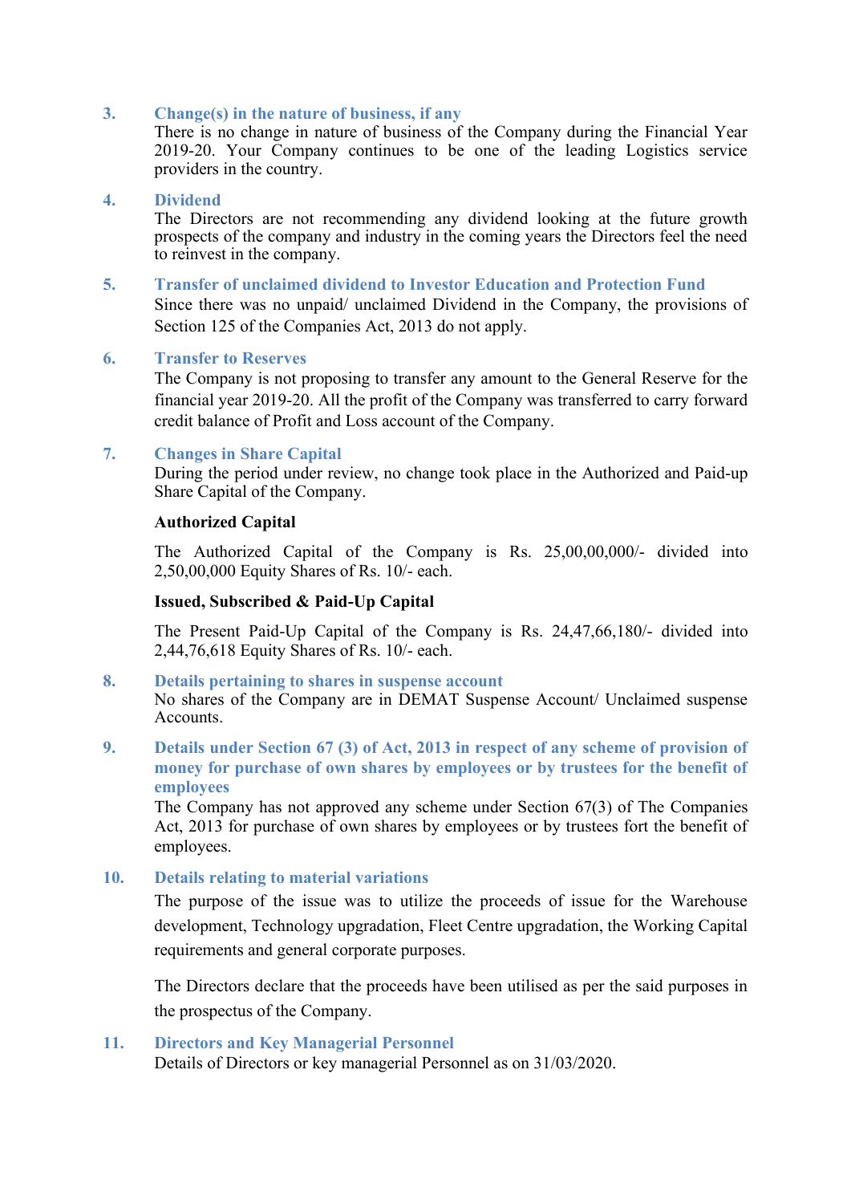### 3. Change(s) in the nature of business, if any

There is no change in nature of business of the Company during the Financial Year 2019-20. Your Company continues to be one of the leading Logistics service providers in the country.

### 4. Dividend

The Directors are not recommending any dividend looking at the future growth prospects of the company and industry in the coming years the Directors feel the need to reinvest in the company.

### 5. Transfer of unclaimed dividend to Investor Education and Protection Fund

Since there was no unpaid/ unclaimed Dividend in the Company, the provisions of Section 125 of the Companies Act, 2013 do not apply.

### 6. Transfer to Reserves

The Company is not proposing to transfer any amount to the General Reserve for the financial year 2019-20. All the profit of the Company was transferred to carry forward credit balance of Profit and Loss account of the Company.

### 7. Changes in Share Capital

During the period under review, no change took place in the Authorized and Paid-up Share Capital of the Company.

**Authorized Capital**

The Authorized Capital of the Company is Rs. 25,00,00,000/- divided into 2,50,00,000 Equity Shares of Rs. 10/- each.

**Issued, Subscribed & Paid-Up Capital**

The Present Paid-Up Capital of the Company is Rs. 24,47,66,180/- divided into 2,44,76,618 Equity Shares of Rs. 10/- each.

### 8. Details pertaining to shares in suspense account

No shares of the Company are in DEMAT Suspense Account/ Unclaimed suspense Accounts.

### 9. Details under Section 67 (3) of Act, 2013 in respect of any scheme of provision of money for purchase of own shares by employees or by trustees for the benefit of employees

The Company has not approved any scheme under Section 67(3) of The Companies Act, 2013 for purchase of own shares by employees or by trustees fort the benefit of employees.

### 10. Details relating to material variations

The purpose of the issue was to utilize the proceeds of issue for the Warehouse development, Technology upgradation, Fleet Centre upgradation, the Working Capital requirements and general corporate purposes.

The Directors declare that the proceeds have been utilised as per the said purposes in the prospectus of the Company.

### 11. Directors and Key Managerial Personnel

Details of Directors or key managerial Personnel as on 31/03/2020.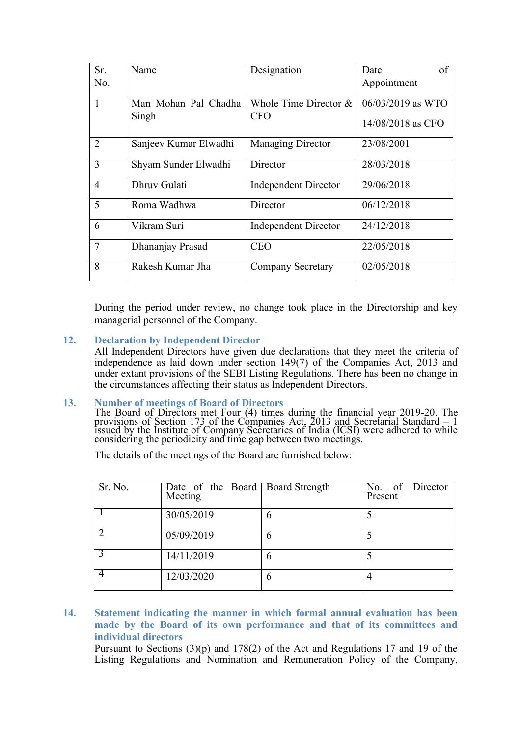| Sr. No. | Name | Designation | Date of Appointment |
|---|---|---|---|
| 1 | Man Mohan Pal Chadha Singh | Whole Time Director & CFO | 06/03/2019 as WTO<br>14/08/2018 as CFO |
| 2 | Sanjeev Kumar Elwadhi | Managing Director | 23/08/2001 |
| 3 | Shyam Sunder Elwadhi | Director | 28/03/2018 |
| 4 | Dhruv Gulati | Independent Director | 29/06/2018 |
| 5 | Roma Wadhwa | Director | 06/12/2018 |
| 6 | Vikram Suri | Independent Director | 24/12/2018 |
| 7 | Dhananjay Prasad | CEO | 22/05/2018 |
| 8 | Rakesh Kumar Jha | Company Secretary | 02/05/2018 |

During the period under review, no change took place in the Directorship and key managerial personnel of the Company.

## 12. Declaration by Independent Director

All Independent Directors have given due declarations that they meet the criteria of independence as laid down under section 149(7) of the Companies Act, 2013 and under extant provisions of the SEBI Listing Regulations. There has been no change in the circumstances affecting their status as Independent Directors.

## 13. Number of meetings of Board of Directors

The Board of Directors met Four (4) times during the financial year 2019-20. The provisions of Section 173 of the Companies Act, 2013 and Secretarial Standard – 1 issued by the Institute of Company Secretaries of India (ICSI) were adhered to while considering the periodicity and time gap between two meetings.

The details of the meetings of the Board are furnished below:

| Sr. No. | Date of the Board Meeting | Board Strength | No. of Director Present |
|---|---|---|---|
| 1 | 30/05/2019 | 6 | 5 |
| 2 | 05/09/2019 | 6 | 5 |
| 3 | 14/11/2019 | 6 | 5 |
| 4 | 12/03/2020 | 6 | 4 |

## 14. Statement indicating the manner in which formal annual evaluation has been made by the Board of its own performance and that of its committees and individual directors

Pursuant to Sections 3(3)(p) and 178(2) of the Act and Regulations 17 and 19 of the Listing Regulations and Nomination and Remuneration Policy of the Company,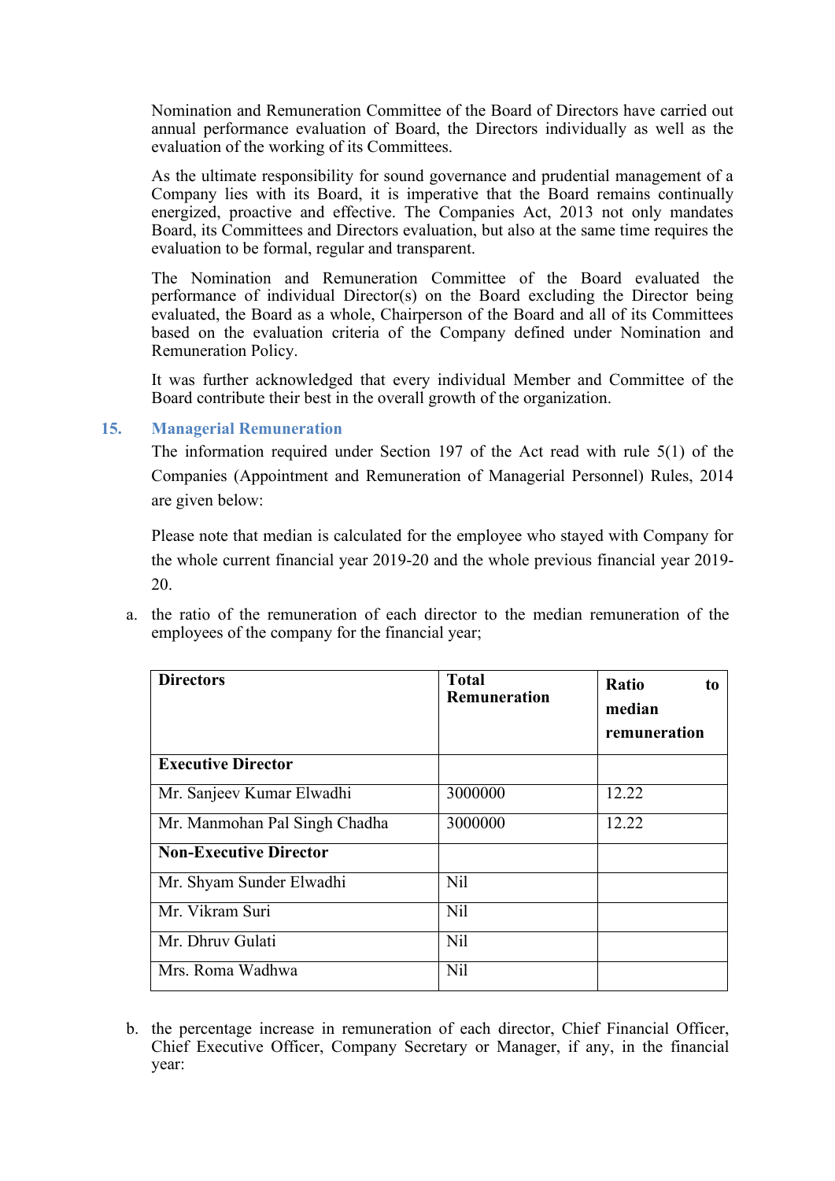Nomination and Remuneration Committee of the Board of Directors have carried out annual performance evaluation of Board, the Directors individually as well as the evaluation of the working of its Committees.

As the ultimate responsibility for sound governance and prudential management of a Company lies with its Board, it is imperative that the Board remains continually energized, proactive and effective. The Companies Act, 2013 not only mandates Board, its Committees and Directors evaluation, but also at the same time requires the evaluation to be formal, regular and transparent.

The Nomination and Remuneration Committee of the Board evaluated the performance of individual Director(s) on the Board excluding the Director being evaluated, the Board as a whole, Chairperson of the Board and all of its Committees based on the evaluation criteria of the Company defined under Nomination and Remuneration Policy.

It was further acknowledged that every individual Member and Committee of the Board contribute their best in the overall growth of the organization.

## 15. Managerial Remuneration

The information required under Section 197 of the Act read with rule 5(1) of the Companies (Appointment and Remuneration of Managerial Personnel) Rules, 2014 are given below:

Please note that median is calculated for the employee who stayed with Company for the whole current financial year 2019-20 and the whole previous financial year 2019-20.

a. the ratio of the remuneration of each director to the median remuneration of the employees of the company for the financial year;

| Directors | Total Remuneration | Ratio to median remuneration |
|---|---|---|
| **Executive Director** | | |
| Mr. Sanjeev Kumar Elwadhi | 3000000 | 12.22 |
| Mr. Manmohan Pal Singh Chadha | 3000000 | 12.22 |
| **Non-Executive Director** | | |
| Mr. Shyam Sunder Elwadhi | Nil | |
| Mr. Vikram Suri | Nil | |
| Mr. Dhruv Gulati | Nil | |
| Mrs. Roma Wadhwa | Nil | |

b. the percentage increase in remuneration of each director, Chief Financial Officer, Chief Executive Officer, Company Secretary or Manager, if any, in the financial year: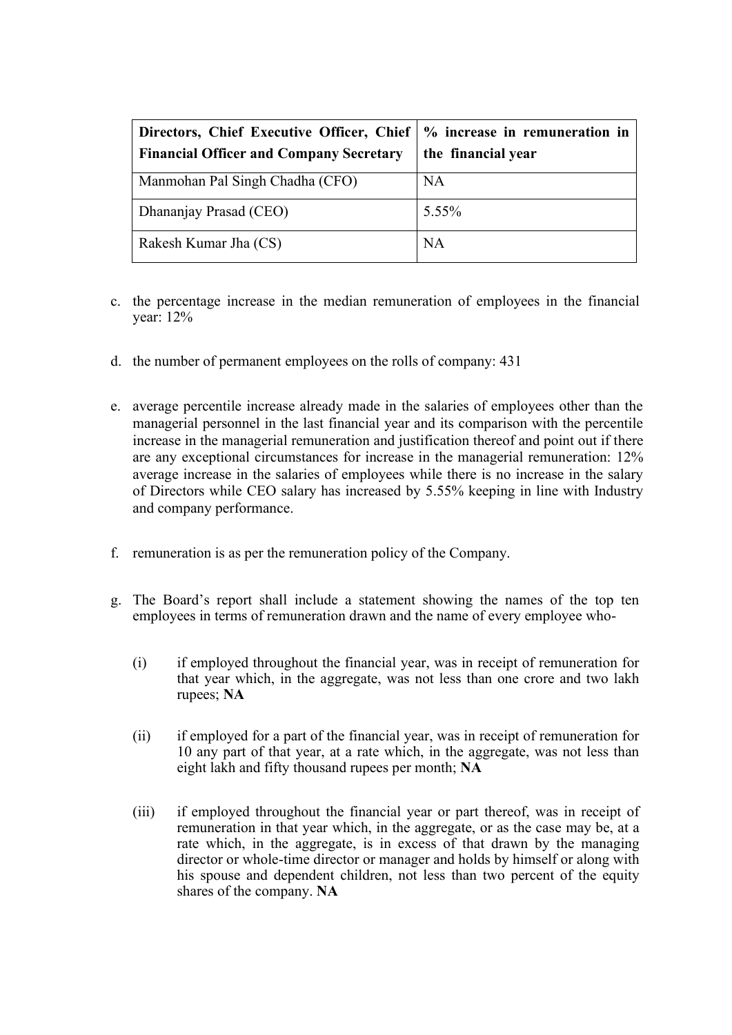| **Directors, Chief Executive Officer, Chief Financial Officer and Company Secretary** | **% increase in remuneration in the financial year** |
|---|---|
| Manmohan Pal Singh Chadha (CFO) | NA |
| Dhananjay Prasad (CEO) | 5.55% |
| Rakesh Kumar Jha (CS) | NA |

c. the percentage increase in the median remuneration of employees in the financial year: 12%

d. the number of permanent employees on the rolls of company: 431

e. average percentile increase already made in the salaries of employees other than the managerial personnel in the last financial year and its comparison with the percentile increase in the managerial remuneration and justification thereof and point out if there are any exceptional circumstances for increase in the managerial remuneration: 12% average increase in the salaries of employees while there is no increase in the salary of Directors while CEO salary has increased by 5.55% keeping in line with Industry and company performance.

f. remuneration is as per the remuneration policy of the Company.

g. The Board's report shall include a statement showing the names of the top ten employees in terms of remuneration drawn and the name of every employee who-

   (i) if employed throughout the financial year, was in receipt of remuneration for that year which, in the aggregate, was not less than one crore and two lakh rupees; **NA**

   (ii) if employed for a part of the financial year, was in receipt of remuneration for 10 any part of that year, at a rate which, in the aggregate, was not less than eight lakh and fifty thousand rupees per month; **NA**

   (iii) if employed throughout the financial year or part thereof, was in receipt of remuneration in that year which, in the aggregate, or as the case may be, at a rate which, in the aggregate, is in excess of that drawn by the managing director or whole-time director or manager and holds by himself or along with his spouse and dependent children, not less than two percent of the equity shares of the company. **NA**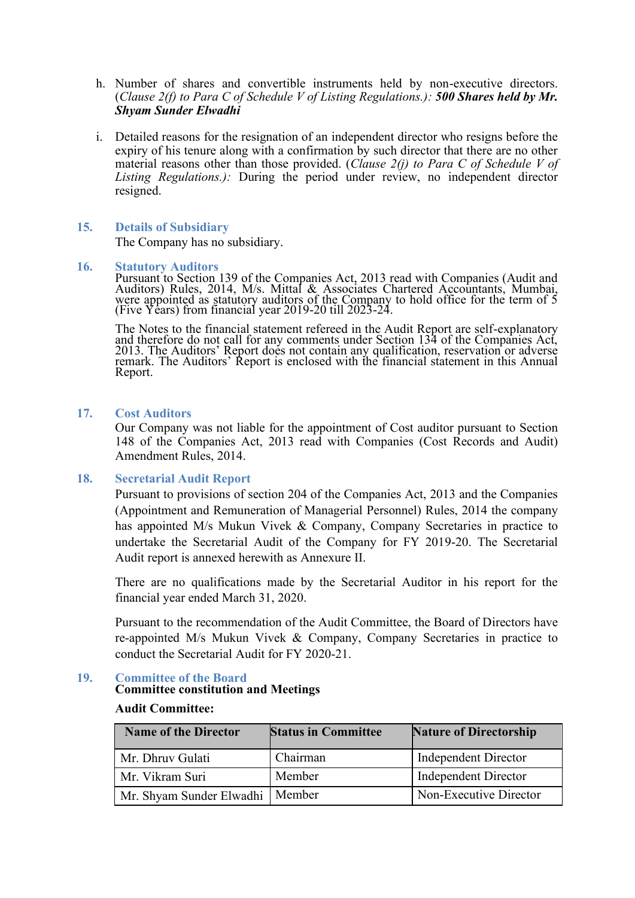h. Number of shares and convertible instruments held by non-executive directors. (*Clause 2(f) to Para C of Schedule V of Listing Regulations.*): ***500 Shares held by Mr. Shyam Sunder Elwadhi***

i. Detailed reasons for the resignation of an independent director who resigns before the expiry of his tenure along with a confirmation by such director that there are no other material reasons other than those provided. (*Clause 2(j) to Para C of Schedule V of Listing Regulations.*): During the period under review, no independent director resigned.

## 15. Details of Subsidiary

The Company has no subsidiary.

## 16. Statutory Auditors

Pursuant to Section 139 of the Companies Act, 2013 read with Companies (Audit and Auditors) Rules, 2014, M/s. Mittal & Associates Chartered Accountants, Mumbai, were appointed as statutory auditors of the Company to hold office for the term of 5 (Five Years) from financial year 2019-20 till 2023-24.

The Notes to the financial statement refereed in the Audit Report are self-explanatory and therefore do not call for any comments under Section 134 of the Companies Act, 2013. The Auditors' Report does not contain any qualification, reservation or adverse remark. The Auditors' Report is enclosed with the financial statement in this Annual Report.

## 17. Cost Auditors

Our Company was not liable for the appointment of Cost auditor pursuant to Section 148 of the Companies Act, 2013 read with Companies (Cost Records and Audit) Amendment Rules, 2014.

## 18. Secretarial Audit Report

Pursuant to provisions of section 204 of the Companies Act, 2013 and the Companies (Appointment and Remuneration of Managerial Personnel) Rules, 2014 the company has appointed M/s Mukun Vivek & Company, Company Secretaries in practice to undertake the Secretarial Audit of the Company for FY 2019-20. The Secretarial Audit report is annexed herewith as Annexure II.

There are no qualifications made by the Secretarial Auditor in his report for the financial year ended March 31, 2020.

Pursuant to the recommendation of the Audit Committee, the Board of Directors have re-appointed M/s Mukun Vivek & Company, Company Secretaries in practice to conduct the Secretarial Audit for FY 2020-21.

## 19. Committee of the Board

**Committee constitution and Meetings**

**Audit Committee:**

| Name of the Director | Status in Committee | Nature of Directorship |
|---|---|---|
| Mr. Dhruv Gulati | Chairman | Independent Director |
| Mr. Vikram Suri | Member | Independent Director |
| Mr. Shyam Sunder Elwadhi | Member | Non-Executive Director |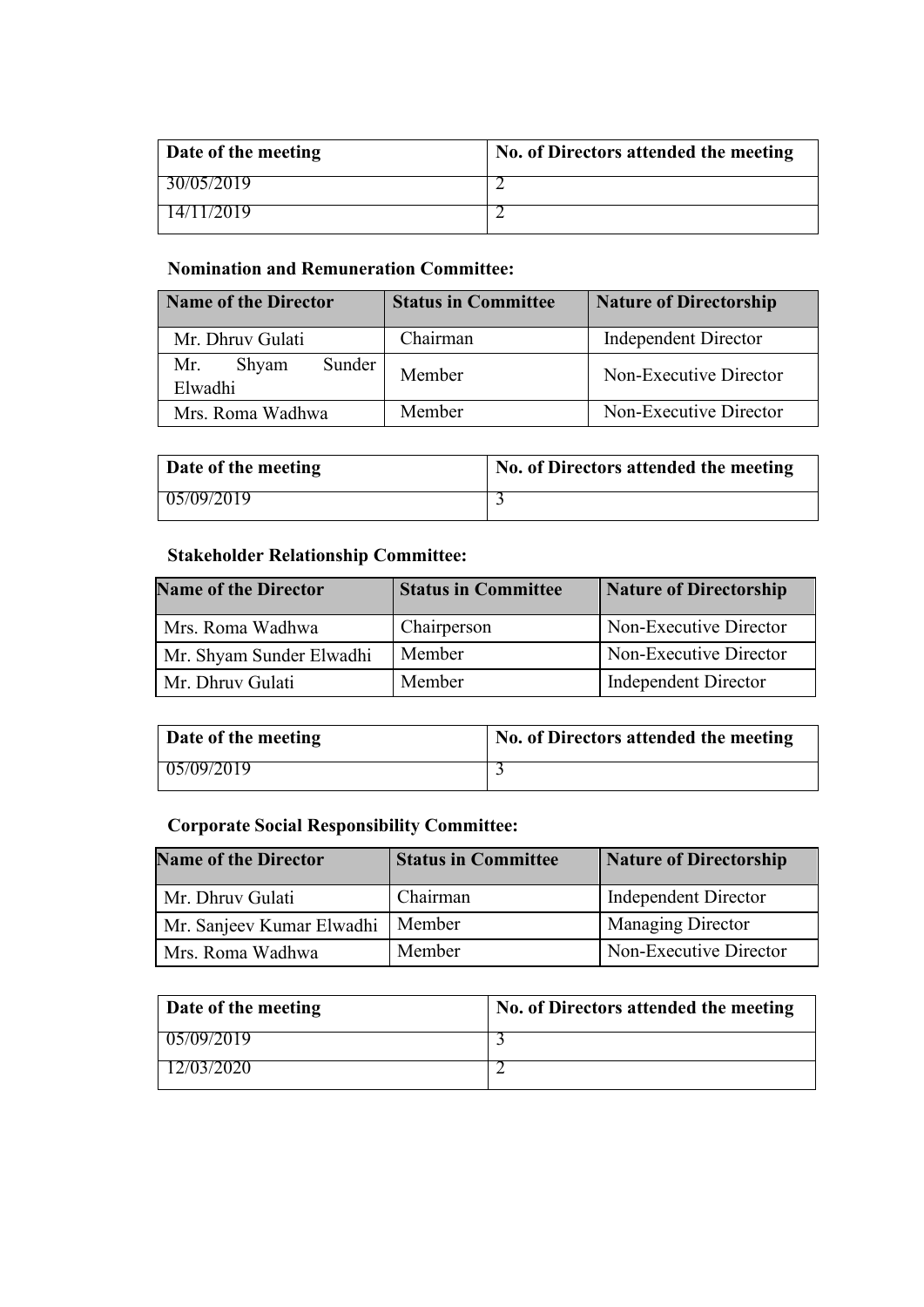| Date of the meeting | No. of Directors attended the meeting |
|---|---|
| 30/05/2019 | 2 |
| 14/11/2019 | 2 |

**Nomination and Remuneration Committee:**

| Name of the Director | Status in Committee | Nature of Directorship |
|---|---|---|
| Mr. Dhruv Gulati | Chairman | Independent Director |
| Mr. Shyam Sunder Elwadhi | Member | Non-Executive Director |
| Mrs. Roma Wadhwa | Member | Non-Executive Director |

| Date of the meeting | No. of Directors attended the meeting |
|---|---|
| 05/09/2019 | 3 |

**Stakeholder Relationship Committee:**

| Name of the Director | Status in Committee | Nature of Directorship |
|---|---|---|
| Mrs. Roma Wadhwa | Chairperson | Non-Executive Director |
| Mr. Shyam Sunder Elwadhi | Member | Non-Executive Director |
| Mr. Dhruv Gulati | Member | Independent Director |

| Date of the meeting | No. of Directors attended the meeting |
|---|---|
| 05/09/2019 | 3 |

**Corporate Social Responsibility Committee:**

| Name of the Director | Status in Committee | Nature of Directorship |
|---|---|---|
| Mr. Dhruv Gulati | Chairman | Independent Director |
| Mr. Sanjeev Kumar Elwadhi | Member | Managing Director |
| Mrs. Roma Wadhwa | Member | Non-Executive Director |

| Date of the meeting | No. of Directors attended the meeting |
|---|---|
| 05/09/2019 | 3 |
| 12/03/2020 | 2 |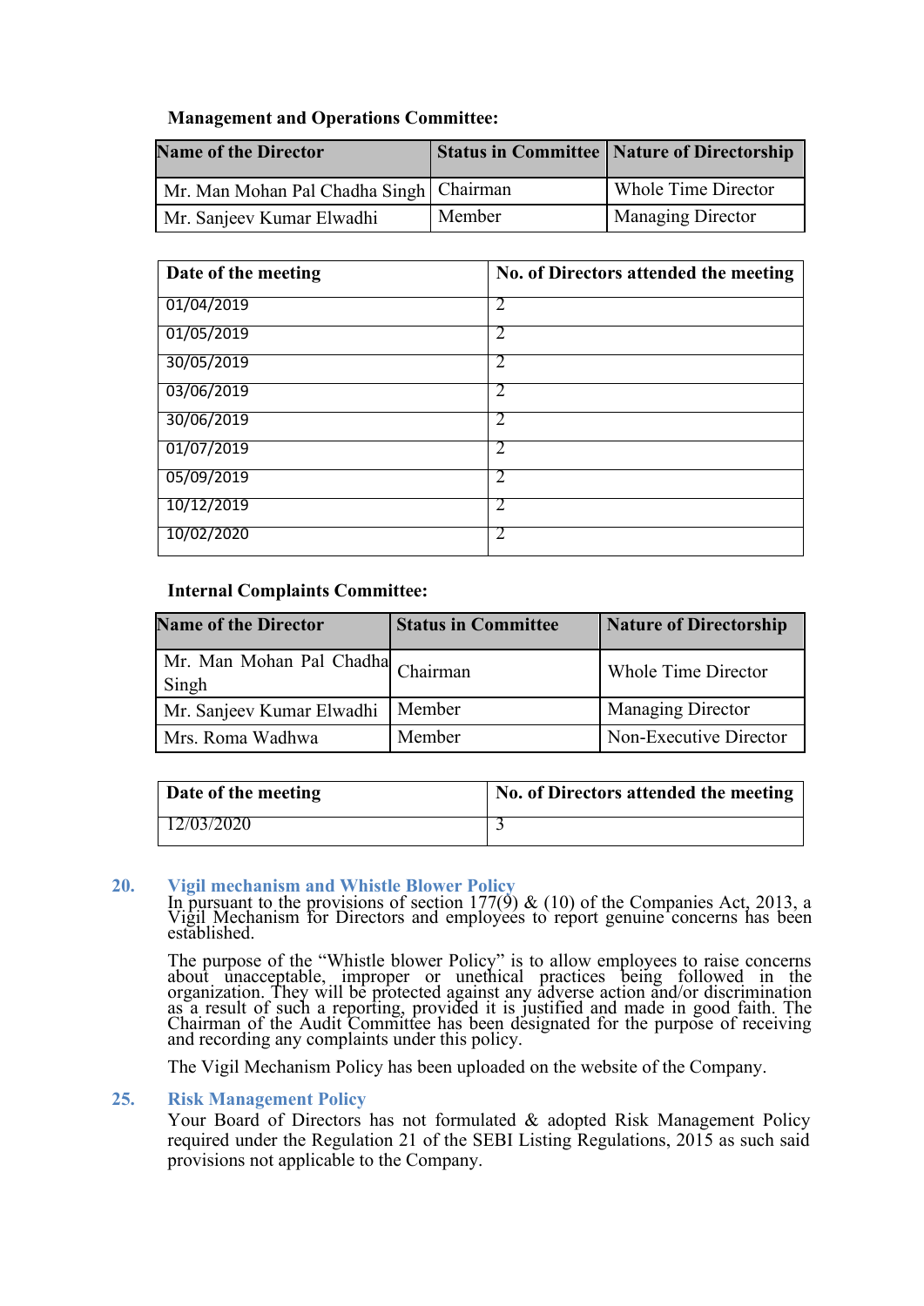**Management and Operations Committee:**

| Name of the Director | Status in Committee | Nature of Directorship |
|---|---|---|
| Mr. Man Mohan Pal Chadha Singh | Chairman | Whole Time Director |
| Mr. Sanjeev Kumar Elwadhi | Member | Managing Director |

| Date of the meeting | No. of Directors attended the meeting |
|---|---|
| 01/04/2019 | 2 |
| 01/05/2019 | 2 |
| 30/05/2019 | 2 |
| 03/06/2019 | 2 |
| 30/06/2019 | 2 |
| 01/07/2019 | 2 |
| 05/09/2019 | 2 |
| 10/12/2019 | 2 |
| 10/02/2020 | 2 |

**Internal Complaints Committee:**

| Name of the Director | Status in Committee | Nature of Directorship |
|---|---|---|
| Mr. Man Mohan Pal Chadha Singh | Chairman | Whole Time Director |
| Mr. Sanjeev Kumar Elwadhi | Member | Managing Director |
| Mrs. Roma Wadhwa | Member | Non-Executive Director |

| Date of the meeting | No. of Directors attended the meeting |
|---|---|
| 12/03/2020 | 3 |

## 20. Vigil mechanism and Whistle Blower Policy

In pursuant to the provisions of section 177(9) & (10) of the Companies Act, 2013, a Vigil Mechanism for Directors and employees to report genuine concerns has been established.

The purpose of the "Whistle blower Policy" is to allow employees to raise concerns about unacceptable, improper or unethical practices being followed in the organization. They will be protected against any adverse action and/or discrimination as a result of such a reporting, provided it is justified and made in good faith. The Chairman of the Audit Committee has been designated for the purpose of receiving and recording any complaints under this policy.

The Vigil Mechanism Policy has been uploaded on the website of the Company.

## 25. Risk Management Policy

Your Board of Directors has not formulated & adopted Risk Management Policy required under the Regulation 21 of the SEBI Listing Regulations, 2015 as such said provisions not applicable to the Company.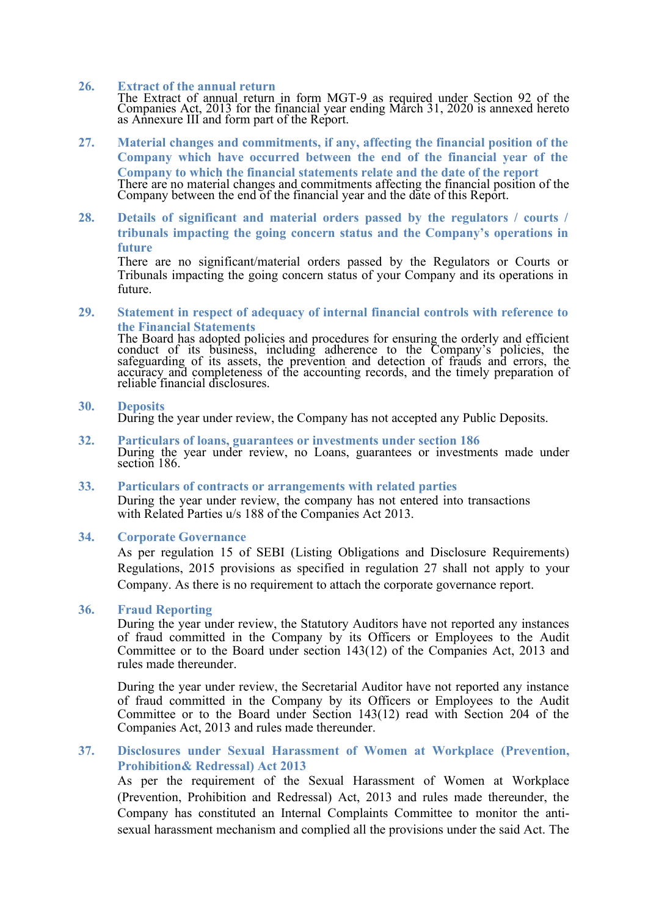## 26. Extract of the annual return

The Extract of annual return in form MGT-9 as required under Section 92 of the Companies Act, 2013 for the financial year ending March 31, 2020 is annexed hereto as Annexure III and form part of the Report.

## 27. Material changes and commitments, if any, affecting the financial position of the Company which have occurred between the end of the financial year of the Company to which the financial statements relate and the date of the report

There are no material changes and commitments affecting the financial position of the Company between the end of the financial year and the date of this Report.

## 28. Details of significant and material orders passed by the regulators / courts / tribunals impacting the going concern status and the Company's operations in future

There are no significant/material orders passed by the Regulators or Courts or Tribunals impacting the going concern status of your Company and its operations in future.

## 29. Statement in respect of adequacy of internal financial controls with reference to the Financial Statements

The Board has adopted policies and procedures for ensuring the orderly and efficient conduct of its business, including adherence to the Company's policies, the safeguarding of its assets, the prevention and detection of frauds and errors, the accuracy and completeness of the accounting records, and the timely preparation of reliable financial disclosures.

## 30. Deposits

During the year under review, the Company has not accepted any Public Deposits.

## 32. Particulars of loans, guarantees or investments under section 186

During the year under review, no Loans, guarantees or investments made under section 186.

## 33. Particulars of contracts or arrangements with related parties

During the year under review, the company has not entered into transactions with Related Parties u/s 188 of the Companies Act 2013.

## 34. Corporate Governance

As per regulation 15 of SEBI (Listing Obligations and Disclosure Requirements) Regulations, 2015 provisions as specified in regulation 27 shall not apply to your Company. As there is no requirement to attach the corporate governance report.

## 36. Fraud Reporting

During the year under review, the Statutory Auditors have not reported any instances of fraud committed in the Company by its Officers or Employees to the Audit Committee or to the Board under section 143(12) of the Companies Act, 2013 and rules made thereunder.

During the year under review, the Secretarial Auditor have not reported any instance of fraud committed in the Company by its Officers or Employees to the Audit Committee or to the Board under Section 143(12) read with Section 204 of the Companies Act, 2013 and rules made thereunder.

## 37. Disclosures under Sexual Harassment of Women at Workplace (Prevention, Prohibition& Redressal) Act 2013

As per the requirement of the Sexual Harassment of Women at Workplace (Prevention, Prohibition and Redressal) Act, 2013 and rules made thereunder, the Company has constituted an Internal Complaints Committee to monitor the anti-sexual harassment mechanism and complied all the provisions under the said Act. The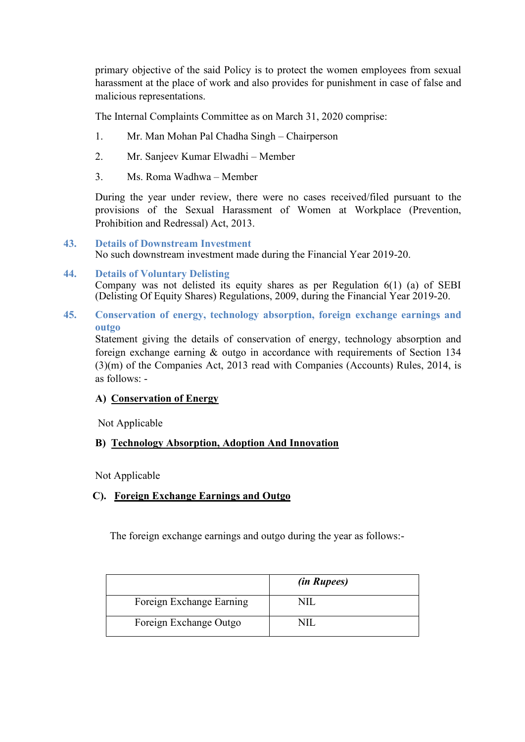primary objective of the said Policy is to protect the women employees from sexual harassment at the place of work and also provides for punishment in case of false and malicious representations.

The Internal Complaints Committee as on March 31, 2020 comprise:

1. Mr. Man Mohan Pal Chadha Singh – Chairperson
2. Mr. Sanjeev Kumar Elwadhi – Member
3. Ms. Roma Wadhwa – Member

During the year under review, there were no cases received/filed pursuant to the provisions of the Sexual Harassment of Women at Workplace (Prevention, Prohibition and Redressal) Act, 2013.

## 43. Details of Downstream Investment

No such downstream investment made during the Financial Year 2019-20.

## 44. Details of Voluntary Delisting

Company was not delisted its equity shares as per Regulation 6(1) (a) of SEBI (Delisting Of Equity Shares) Regulations, 2009, during the Financial Year 2019-20.

## 45. Conservation of energy, technology absorption, foreign exchange earnings and outgo

Statement giving the details of conservation of energy, technology absorption and foreign exchange earning & outgo in accordance with requirements of Section 134 (3)(m) of the Companies Act, 2013 read with Companies (Accounts) Rules, 2014, is as follows: -

**A) Conservation of Energy**

Not Applicable

**B) Technology Absorption, Adoption And Innovation**

Not Applicable

**C). Foreign Exchange Earnings and Outgo**

The foreign exchange earnings and outgo during the year as follows:-

| | *(in Rupees)* |
|---|---|
| Foreign Exchange Earning | NIL |
| Foreign Exchange Outgo | NIL |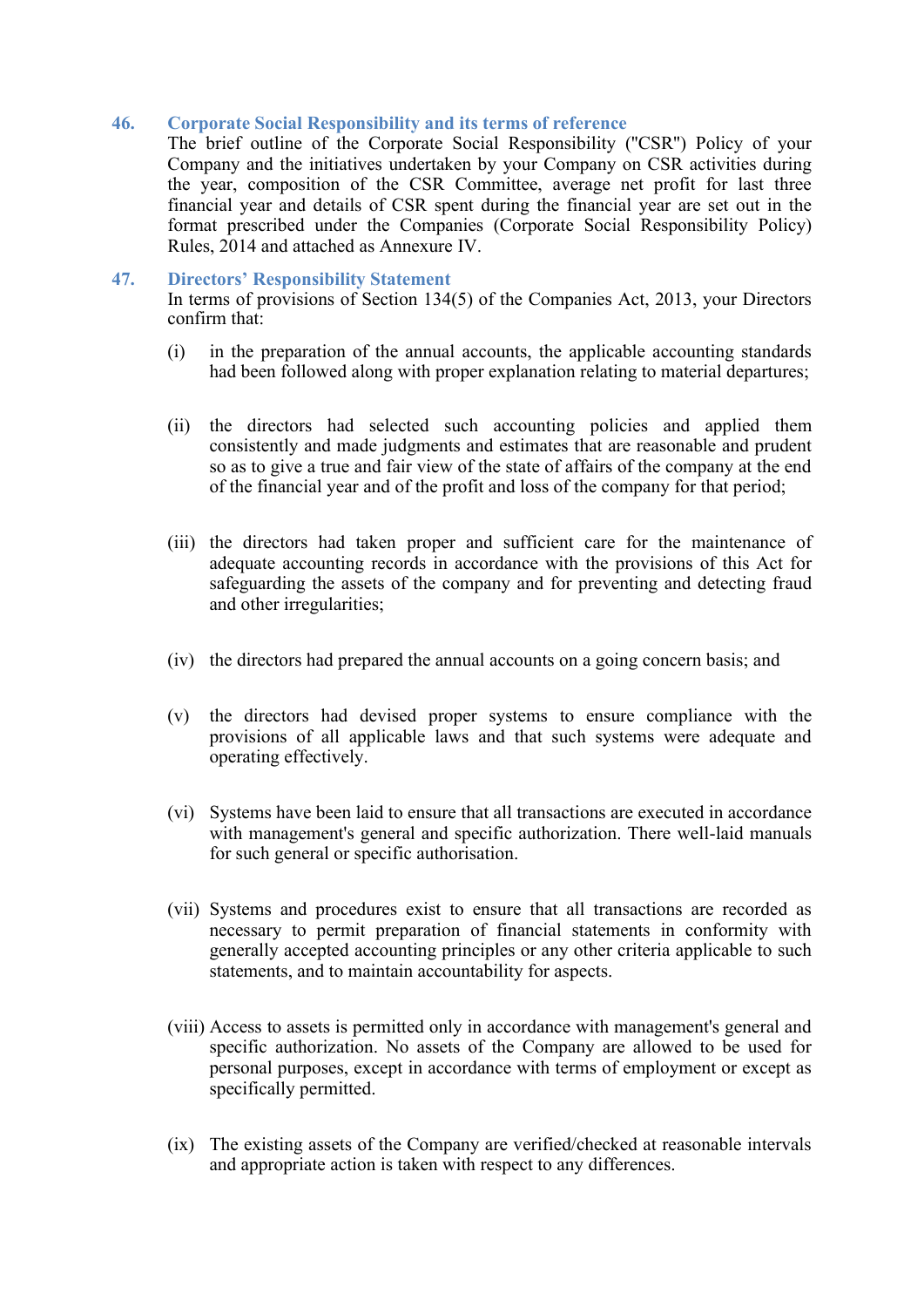## 46. Corporate Social Responsibility and its terms of reference

The brief outline of the Corporate Social Responsibility ("CSR") Policy of your Company and the initiatives undertaken by your Company on CSR activities during the year, composition of the CSR Committee, average net profit for last three financial year and details of CSR spent during the financial year are set out in the format prescribed under the Companies (Corporate Social Responsibility Policy) Rules, 2014 and attached as Annexure IV.

## 47. Directors' Responsibility Statement

In terms of provisions of Section 134(5) of the Companies Act, 2013, your Directors confirm that:

(i) in the preparation of the annual accounts, the applicable accounting standards had been followed along with proper explanation relating to material departures;

(ii) the directors had selected such accounting policies and applied them consistently and made judgments and estimates that are reasonable and prudent so as to give a true and fair view of the state of affairs of the company at the end of the financial year and of the profit and loss of the company for that period;

(iii) the directors had taken proper and sufficient care for the maintenance of adequate accounting records in accordance with the provisions of this Act for safeguarding the assets of the company and for preventing and detecting fraud and other irregularities;

(iv) the directors had prepared the annual accounts on a going concern basis; and

(v) the directors had devised proper systems to ensure compliance with the provisions of all applicable laws and that such systems were adequate and operating effectively.

(vi) Systems have been laid to ensure that all transactions are executed in accordance with management's general and specific authorization. There well-laid manuals for such general or specific authorisation.

(vii) Systems and procedures exist to ensure that all transactions are recorded as necessary to permit preparation of financial statements in conformity with generally accepted accounting principles or any other criteria applicable to such statements, and to maintain accountability for aspects.

(viii) Access to assets is permitted only in accordance with management's general and specific authorization. No assets of the Company are allowed to be used for personal purposes, except in accordance with terms of employment or except as specifically permitted.

(ix) The existing assets of the Company are verified/checked at reasonable intervals and appropriate action is taken with respect to any differences.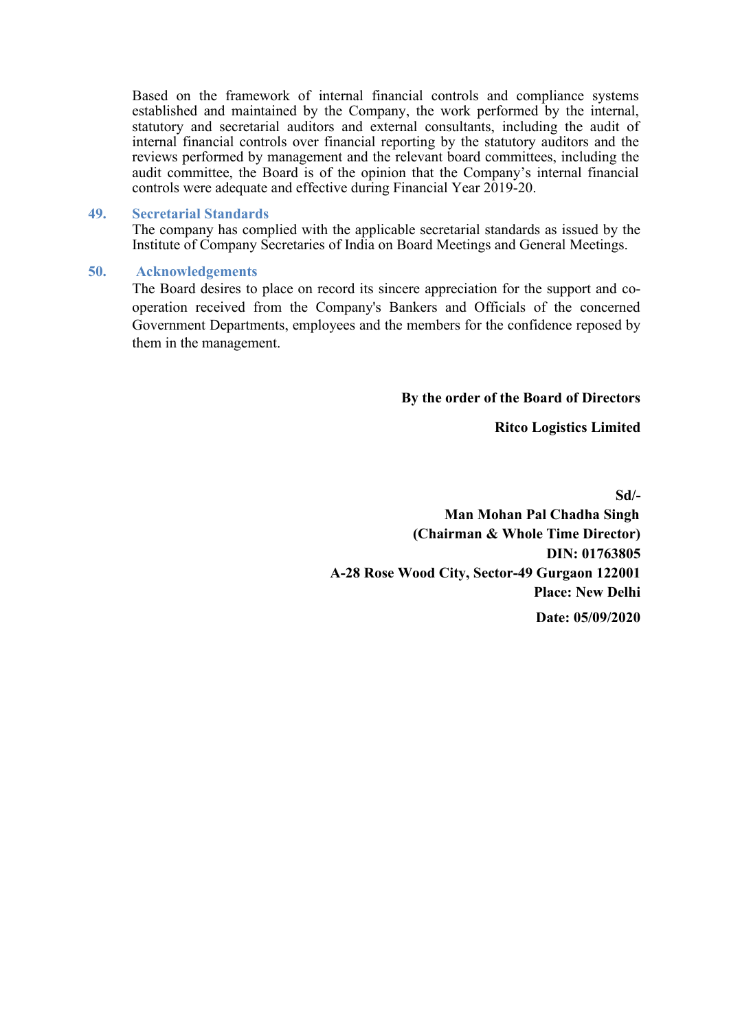Based on the framework of internal financial controls and compliance systems established and maintained by the Company, the work performed by the internal, statutory and secretarial auditors and external consultants, including the audit of internal financial controls over financial reporting by the statutory auditors and the reviews performed by management and the relevant board committees, including the audit committee, the Board is of the opinion that the Company's internal financial controls were adequate and effective during Financial Year 2019-20.

### 49. Secretarial Standards

The company has complied with the applicable secretarial standards as issued by the Institute of Company Secretaries of India on Board Meetings and General Meetings.

### 50. Acknowledgements

The Board desires to place on record its sincere appreciation for the support and co-operation received from the Company's Bankers and Officials of the concerned Government Departments, employees and the members for the confidence reposed by them in the management.

**By the order of the Board of Directors**

**Ritco Logistics Limited**

**Sd/-**
**Man Mohan Pal Chadha Singh**
**(Chairman & Whole Time Director)**
**DIN: 01763805**
**A-28 Rose Wood City, Sector-49 Gurgaon 122001**
**Place: New Delhi**

**Date: 05/09/2020**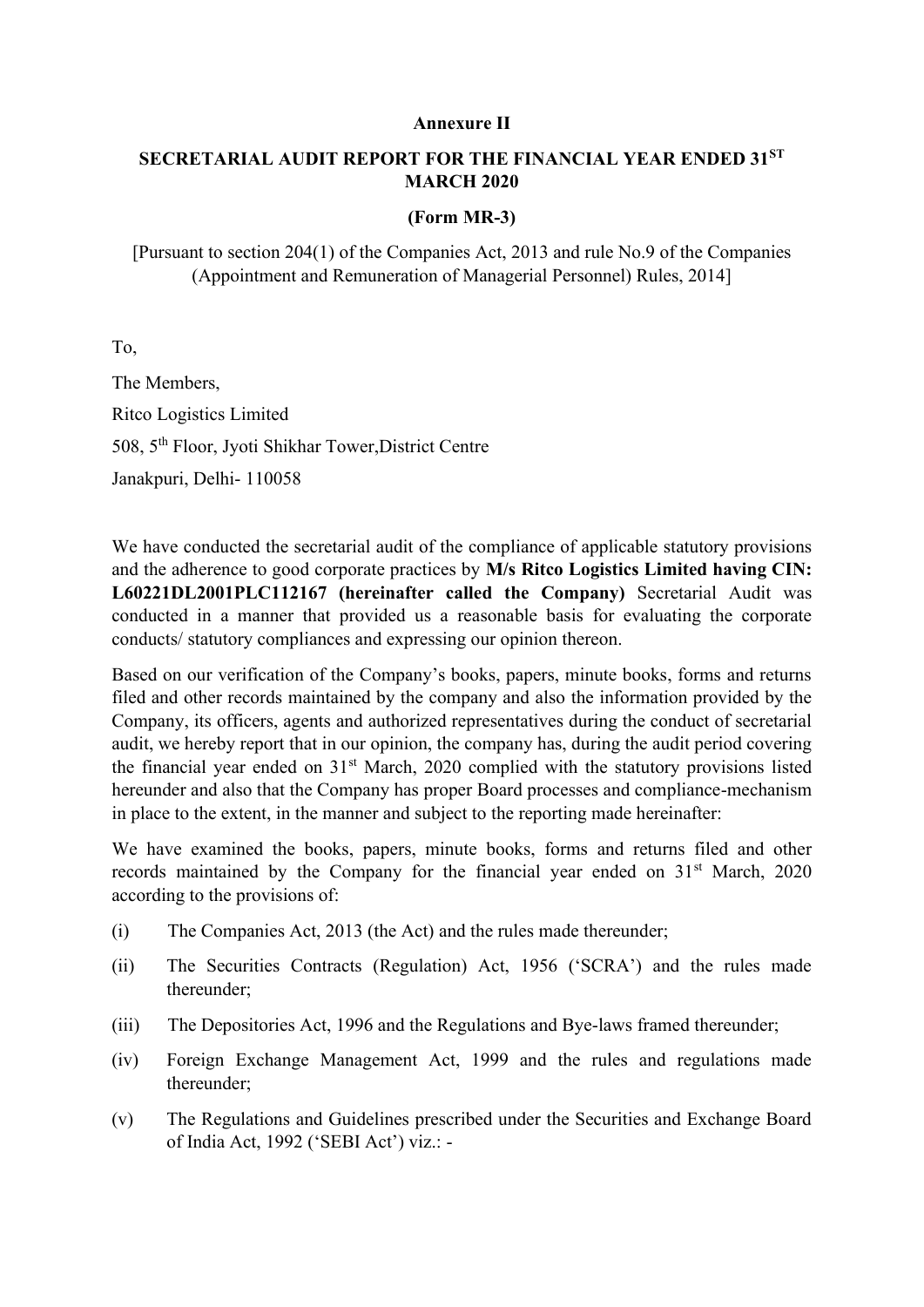**Annexure II**

**SECRETARIAL AUDIT REPORT FOR THE FINANCIAL YEAR ENDED 31ST MARCH 2020**

**(Form MR-3)**

[Pursuant to section 204(1) of the Companies Act, 2013 and rule No.9 of the Companies (Appointment and Remuneration of Managerial Personnel) Rules, 2014]

To,

The Members,

Ritco Logistics Limited

508, 5th Floor, Jyoti Shikhar Tower,District Centre

Janakpuri, Delhi- 110058

We have conducted the secretarial audit of the compliance of applicable statutory provisions and the adherence to good corporate practices by **M/s Ritco Logistics Limited having CIN: L60221DL2001PLC112167 (hereinafter called the Company)** Secretarial Audit was conducted in a manner that provided us a reasonable basis for evaluating the corporate conducts/ statutory compliances and expressing our opinion thereon.

Based on our verification of the Company's books, papers, minute books, forms and returns filed and other records maintained by the company and also the information provided by the Company, its officers, agents and authorized representatives during the conduct of secretarial audit, we hereby report that in our opinion, the company has, during the audit period covering the financial year ended on 31st March, 2020 complied with the statutory provisions listed hereunder and also that the Company has proper Board processes and compliance-mechanism in place to the extent, in the manner and subject to the reporting made hereinafter:

We have examined the books, papers, minute books, forms and returns filed and other records maintained by the Company for the financial year ended on 31st March, 2020 according to the provisions of:

(i) The Companies Act, 2013 (the Act) and the rules made thereunder;

(ii) The Securities Contracts (Regulation) Act, 1956 ('SCRA') and the rules made thereunder;

(iii) The Depositories Act, 1996 and the Regulations and Bye-laws framed thereunder;

(iv) Foreign Exchange Management Act, 1999 and the rules and regulations made thereunder;

(v) The Regulations and Guidelines prescribed under the Securities and Exchange Board of India Act, 1992 ('SEBI Act') viz.: -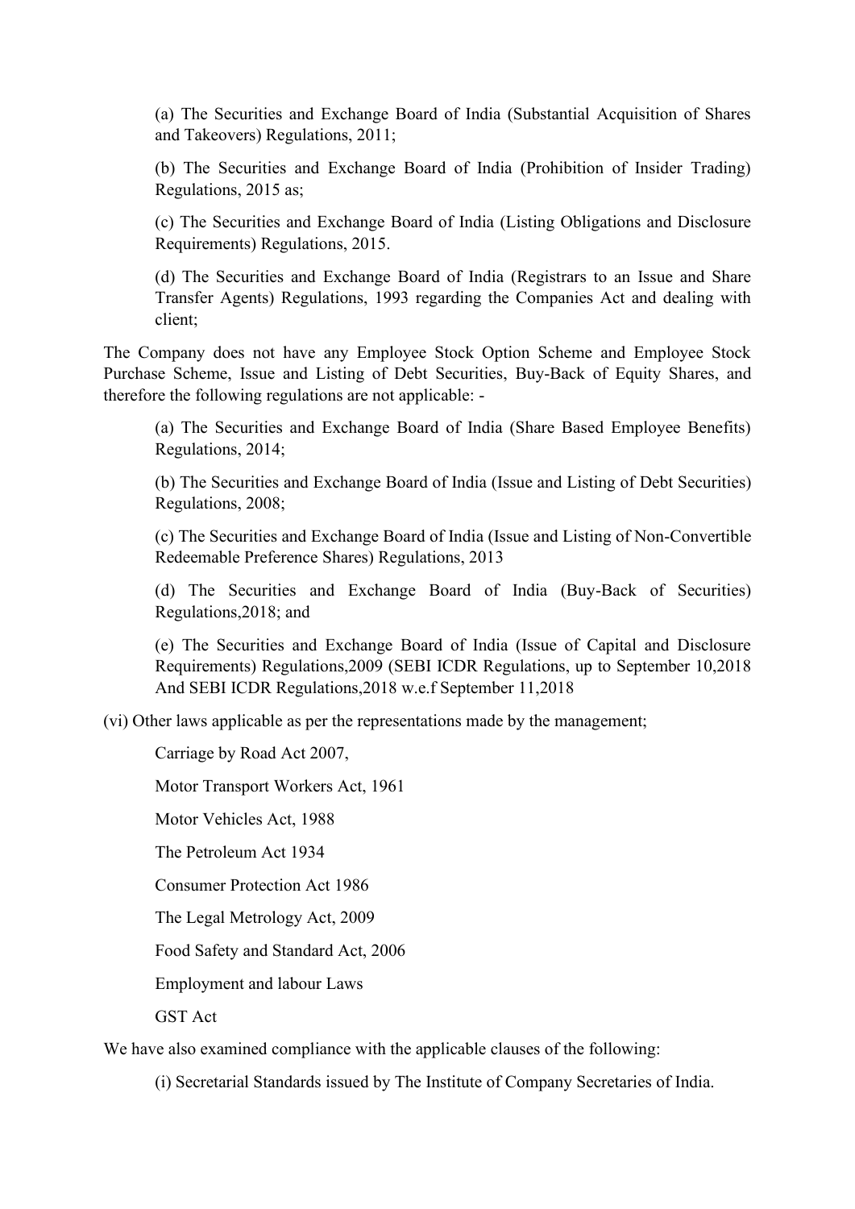(a) The Securities and Exchange Board of India (Substantial Acquisition of Shares and Takeovers) Regulations, 2011;

(b) The Securities and Exchange Board of India (Prohibition of Insider Trading) Regulations, 2015 as;

(c) The Securities and Exchange Board of India (Listing Obligations and Disclosure Requirements) Regulations, 2015.

(d) The Securities and Exchange Board of India (Registrars to an Issue and Share Transfer Agents) Regulations, 1993 regarding the Companies Act and dealing with client;

The Company does not have any Employee Stock Option Scheme and Employee Stock Purchase Scheme, Issue and Listing of Debt Securities, Buy-Back of Equity Shares, and therefore the following regulations are not applicable: -

(a) The Securities and Exchange Board of India (Share Based Employee Benefits) Regulations, 2014;

(b) The Securities and Exchange Board of India (Issue and Listing of Debt Securities) Regulations, 2008;

(c) The Securities and Exchange Board of India (Issue and Listing of Non-Convertible Redeemable Preference Shares) Regulations, 2013

(d) The Securities and Exchange Board of India (Buy-Back of Securities) Regulations,2018; and

(e) The Securities and Exchange Board of India (Issue of Capital and Disclosure Requirements) Regulations,2009 (SEBI ICDR Regulations, up to September 10,2018 And SEBI ICDR Regulations,2018 w.e.f September 11,2018

(vi) Other laws applicable as per the representations made by the management;

Carriage by Road Act 2007,

Motor Transport Workers Act, 1961

Motor Vehicles Act, 1988

The Petroleum Act 1934

Consumer Protection Act 1986

The Legal Metrology Act, 2009

Food Safety and Standard Act, 2006

Employment and labour Laws

GST Act

We have also examined compliance with the applicable clauses of the following:

(i) Secretarial Standards issued by The Institute of Company Secretaries of India.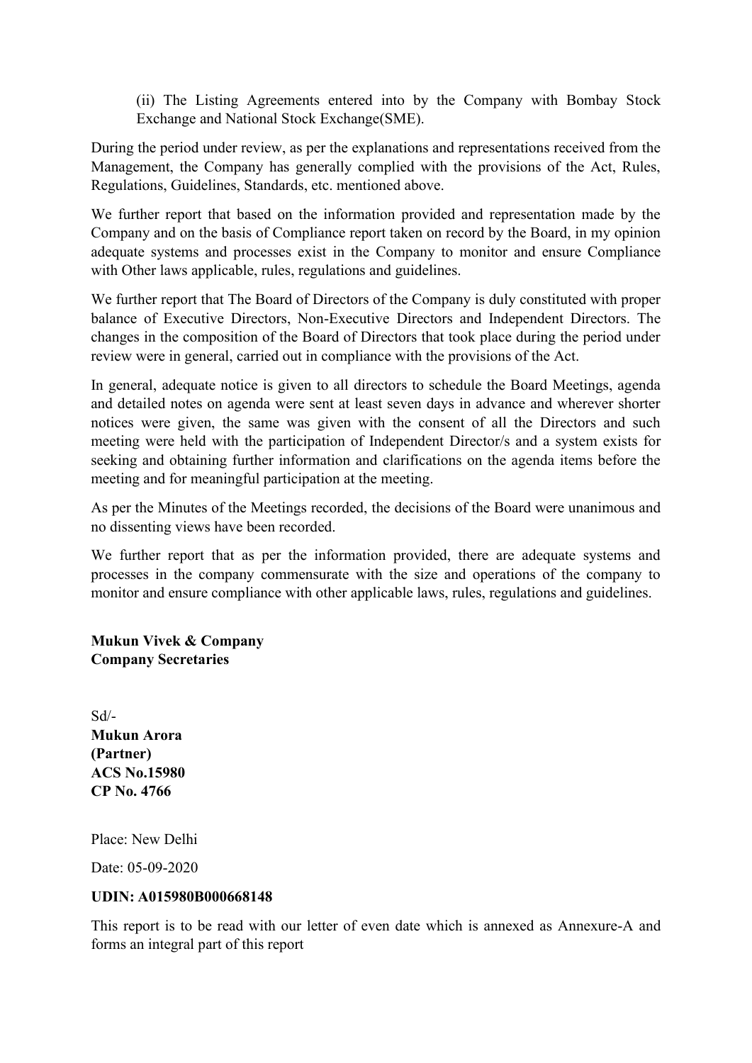(ii) The Listing Agreements entered into by the Company with Bombay Stock Exchange and National Stock Exchange(SME).

During the period under review, as per the explanations and representations received from the Management, the Company has generally complied with the provisions of the Act, Rules, Regulations, Guidelines, Standards, etc. mentioned above.

We further report that based on the information provided and representation made by the Company and on the basis of Compliance report taken on record by the Board, in my opinion adequate systems and processes exist in the Company to monitor and ensure Compliance with Other laws applicable, rules, regulations and guidelines.

We further report that The Board of Directors of the Company is duly constituted with proper balance of Executive Directors, Non-Executive Directors and Independent Directors. The changes in the composition of the Board of Directors that took place during the period under review were in general, carried out in compliance with the provisions of the Act.

In general, adequate notice is given to all directors to schedule the Board Meetings, agenda and detailed notes on agenda were sent at least seven days in advance and wherever shorter notices were given, the same was given with the consent of all the Directors and such meeting were held with the participation of Independent Director/s and a system exists for seeking and obtaining further information and clarifications on the agenda items before the meeting and for meaningful participation at the meeting.

As per the Minutes of the Meetings recorded, the decisions of the Board were unanimous and no dissenting views have been recorded.

We further report that as per the information provided, there are adequate systems and processes in the company commensurate with the size and operations of the company to monitor and ensure compliance with other applicable laws, rules, regulations and guidelines.

**Mukun Vivek & Company**
**Company Secretaries**

Sd/-
**Mukun Arora**
**(Partner)**
**ACS No.15980**
**CP No. 4766**

Place: New Delhi

Date: 05-09-2020

**UDIN: A015980B000668148**

This report is to be read with our letter of even date which is annexed as Annexure-A and forms an integral part of this report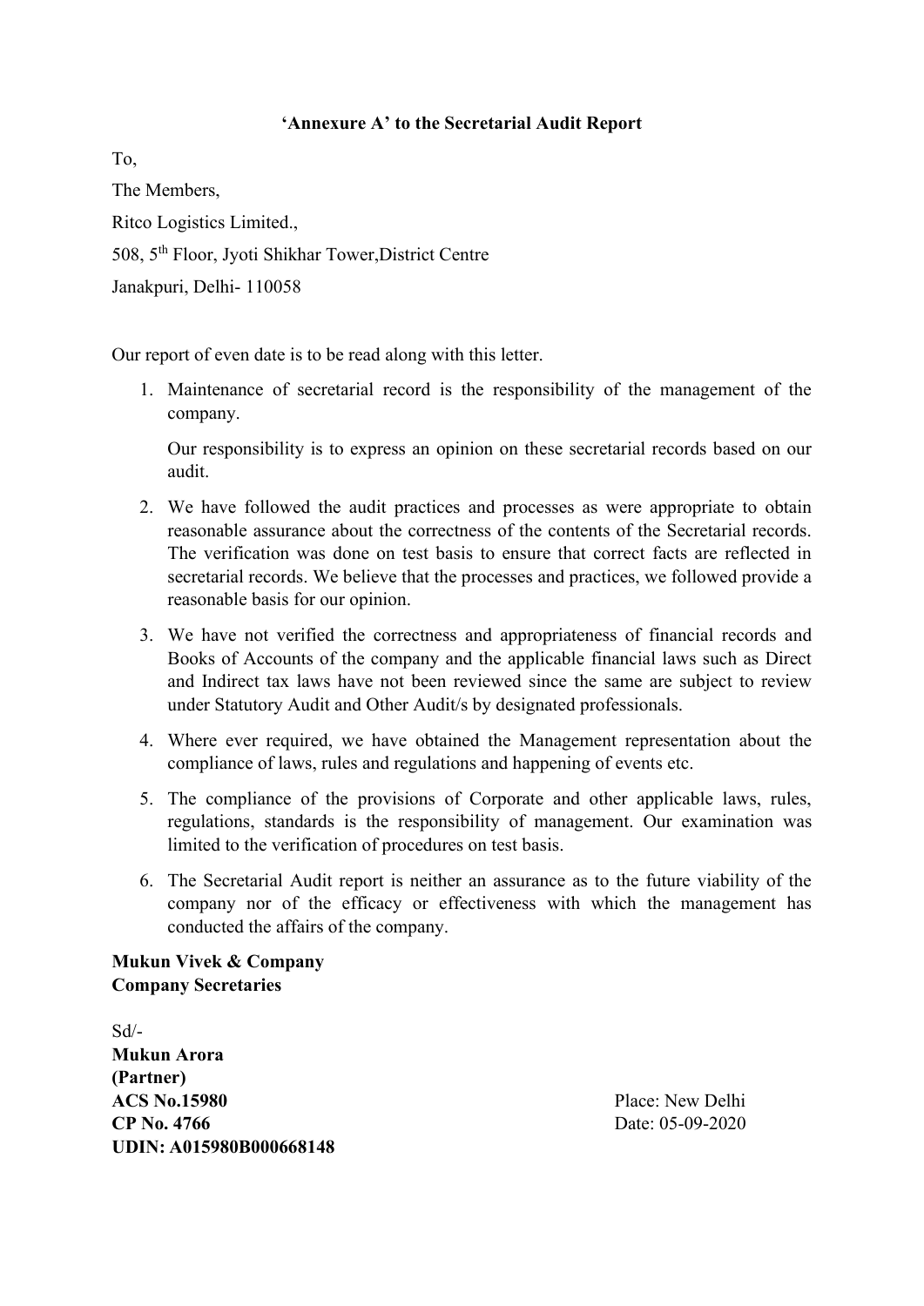**‘Annexure A’ to the Secretarial Audit Report**

To,

The Members,

Ritco Logistics Limited.,

508, 5th Floor, Jyoti Shikhar Tower,District Centre

Janakpuri, Delhi- 110058

Our report of even date is to be read along with this letter.

1. Maintenance of secretarial record is the responsibility of the management of the company.

   Our responsibility is to express an opinion on these secretarial records based on our audit.

2. We have followed the audit practices and processes as were appropriate to obtain reasonable assurance about the correctness of the contents of the Secretarial records. The verification was done on test basis to ensure that correct facts are reflected in secretarial records. We believe that the processes and practices, we followed provide a reasonable basis for our opinion.

3. We have not verified the correctness and appropriateness of financial records and Books of Accounts of the company and the applicable financial laws such as Direct and Indirect tax laws have not been reviewed since the same are subject to review under Statutory Audit and Other Audit/s by designated professionals.

4. Where ever required, we have obtained the Management representation about the compliance of laws, rules and regulations and happening of events etc.

5. The compliance of the provisions of Corporate and other applicable laws, rules, regulations, standards is the responsibility of management. Our examination was limited to the verification of procedures on test basis.

6. The Secretarial Audit report is neither an assurance as to the future viability of the company nor of the efficacy or effectiveness with which the management has conducted the affairs of the company.

**Mukun Vivek & Company**
**Company Secretaries**

Sd/-
**Mukun Arora**
**(Partner)**
**ACS No.15980**
**CP No. 4766**
**UDIN: A015980B000668148**

Place: New Delhi
Date: 05-09-2020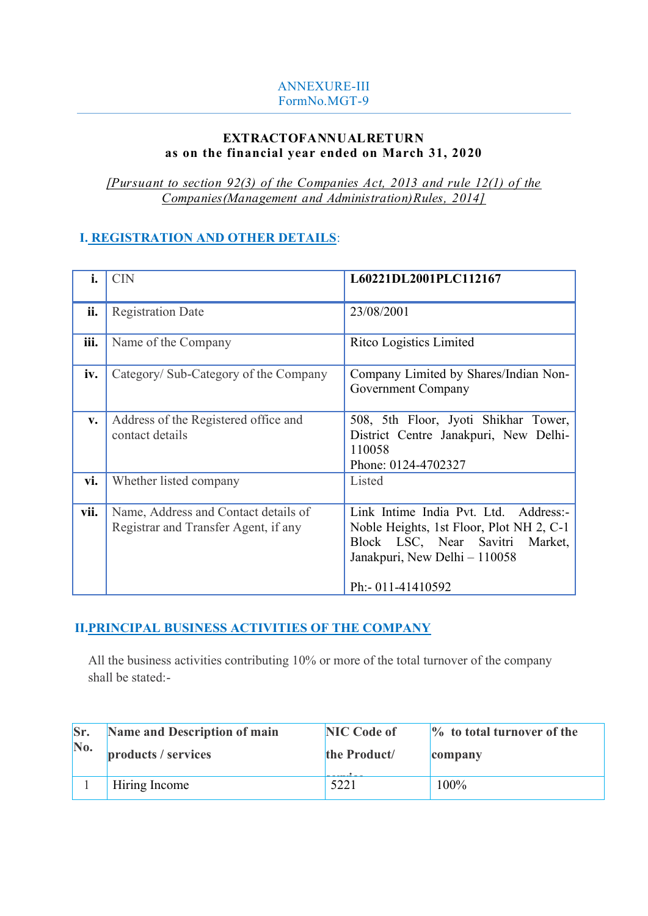ANNEXURE-III
FormNo.MGT-9

**EXTRACTOFANNUALRETURN**
**as on the financial year ended on March 31, 2020**

*[Pursuant to section 92(3) of the Companies Act, 2013 and rule 12(1) of the Companies(Management and Administration)Rules, 2014]*

## I. REGISTRATION AND OTHER DETAILS:

| | | |
|---|---|---|
| **i.** | CIN | **L60221DL2001PLC112167** |
| **ii.** | Registration Date | 23/08/2001 |
| **iii.** | Name of the Company | Ritco Logistics Limited |
| **iv.** | Category/ Sub-Category of the Company | Company Limited by Shares/Indian Non-Government Company |
| **v.** | Address of the Registered office and contact details | 508, 5th Floor, Jyoti Shikhar Tower, District Centre Janakpuri, New Delhi-110058<br>Phone: 0124-4702327 |
| **vi.** | Whether listed company | Listed |
| **vii.** | Name, Address and Contact details of Registrar and Transfer Agent, if any | Link Intime India Pvt. Ltd. Address:- Noble Heights, 1st Floor, Plot NH 2, C-1 Block LSC, Near Savitri Market, Janakpuri, New Delhi – 110058<br><br>Ph:- 011-41410592 |

## II.PRINCIPAL BUSINESS ACTIVITIES OF THE COMPANY

All the business activities contributing 10% or more of the total turnover of the company shall be stated:-

| Sr. No. | Name and Description of main products / services | NIC Code of the Product/ service | % to total turnover of the company |
|---|---|---|---|
| 1 | Hiring Income | 5221 | 100% |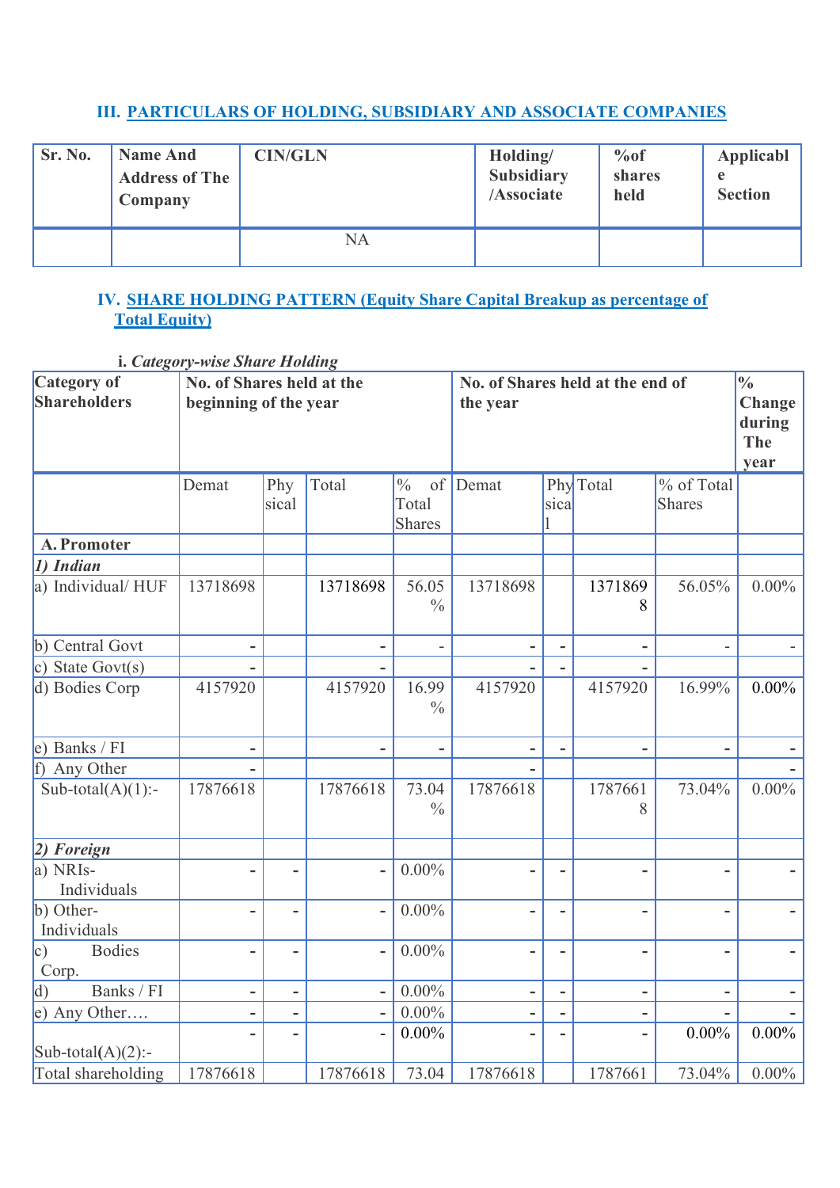### III. PARTICULARS OF HOLDING, SUBSIDIARY AND ASSOCIATE COMPANIES

| Sr. No. | Name And Address of The Company | CIN/GLN | Holding/ Subsidiary /Associate | %of shares held | Applicable Section |
|---|---|---|---|---|---|
| | | NA | | | |

### IV. SHARE HOLDING PATTERN (Equity Share Capital Breakup as percentage of Total Equity)

**i.** *Category-wise Share Holding*

| Category of Shareholders | No. of Shares held at the beginning of the year | | | | No. of Shares held at the end of the year | | | | % Change during The year |
|---|---|---|---|---|---|---|---|---|---|
| | Demat | Physical | Total | % of Total Shares | Demat | Physical | Total | % of Total Shares | |
| **A. Promoter** | | | | | | | | | |
| ***1) Indian*** | | | | | | | | | |
| a) Individual/ HUF | 13718698 | | 13718698 | 56.05 % | 13718698 | | 13718698 | 56.05% | 0.00% |
| b) Central Govt | - | | - | - | - | - | - | - | - |
| c) State Govt(s) | - | | - | | - | - | - | | |
| d) Bodies Corp | 4157920 | | 4157920 | 16.99 % | 4157920 | | 4157920 | 16.99% | 0.00% |
| e) Banks / FI | - | | - | - | - | - | - | - | - |
| f) Any Other | - | | | | - | | | | - |
| Sub-total(A)(1):- | 17876618 | | 17876618 | 73.04 % | 17876618 | | 17876618 | 73.04% | 0.00% |
| ***2) Foreign*** | | | | | | | | | |
| a) NRIs-Individuals | - | - | - | 0.00% | - | - | - | - | - |
| b) Other-Individuals | - | - | - | 0.00% | - | - | - | - | - |
| c) Bodies Corp. | - | - | - | 0.00% | - | - | - | - | - |
| d) Banks / FI | - | - | - | 0.00% | - | - | - | - | - |
| e) Any Other…. | - | - | - | 0.00% | - | - | - | - | - |
| Sub-total(A)(2):- | - | - | - | 0.00% | - | - | - | 0.00% | 0.00% |
| Total shareholding | 17876618 | | 17876618 | 73.04 | 17876618 | | 1787661 | 73.04% | 0.00% |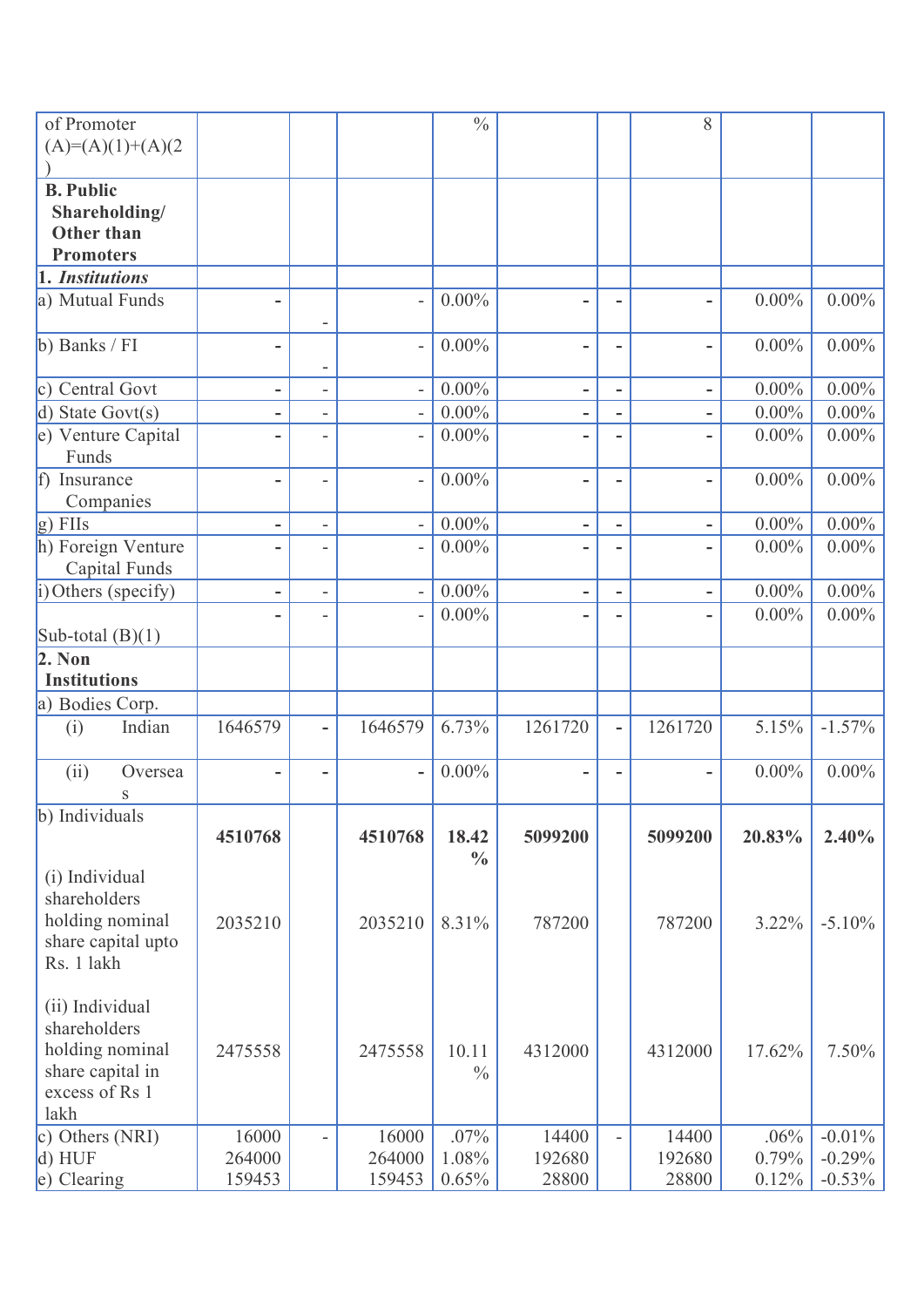| of Promoter (A)=(A)(1)+(A)(2) | | | | % | | | 8 | | |
|---|---|---|---|---|---|---|---|---|---|
| **B. Public Shareholding/ Other than Promoters** | | | | | | | | | |
| **1. *Institutions*** | | | | | | | | | |
| a) Mutual Funds | - | - | - | 0.00% | - | - | - | 0.00% | 0.00% |
| b) Banks / FI | - | - | - | 0.00% | - | - | - | 0.00% | 0.00% |
| c) Central Govt | - | - | - | 0.00% | - | - | - | 0.00% | 0.00% |
| d) State Govt(s) | - | - | - | 0.00% | - | - | - | 0.00% | 0.00% |
| e) Venture Capital Funds | - | - | - | 0.00% | - | - | - | 0.00% | 0.00% |
| f) Insurance Companies | - | - | - | 0.00% | - | - | - | 0.00% | 0.00% |
| g) FIIs | - | - | - | 0.00% | - | - | - | 0.00% | 0.00% |
| h) Foreign Venture Capital Funds | - | - | - | 0.00% | - | - | - | 0.00% | 0.00% |
| i) Others (specify) | - | - | - | 0.00% | - | - | - | 0.00% | 0.00% |
| Sub-total (B)(1) | - | - | - | 0.00% | - | - | - | 0.00% | 0.00% |
| **2. Non Institutions** | | | | | | | | | |
| a) Bodies Corp. | | | | | | | | | |
| (i) Indian | 1646579 | - | 1646579 | 6.73% | 1261720 | - | 1261720 | 5.15% | -1.57% |
| (ii) Overseas | - | - | - | 0.00% | - | - | - | 0.00% | 0.00% |
| b) Individuals | **4510768** | | **4510768** | **18.42 %** | **5099200** | | **5099200** | **20.83%** | **2.40%** |
| (i) Individual shareholders holding nominal share capital upto Rs. 1 lakh | 2035210 | | 2035210 | 8.31% | 787200 | | 787200 | 3.22% | -5.10% |
| (ii) Individual shareholders holding nominal share capital in excess of Rs 1 lakh | 2475558 | | 2475558 | 10.11 % | 4312000 | | 4312000 | 17.62% | 7.50% |
| c) Others (NRI) | 16000 | - | 16000 | .07% | 14400 | - | 14400 | .06% | -0.01% |
| d) HUF | 264000 | | 264000 | 1.08% | 192680 | | 192680 | 0.79% | -0.29% |
| e) Clearing | 159453 | | 159453 | 0.65% | 28800 | | 28800 | 0.12% | -0.53% |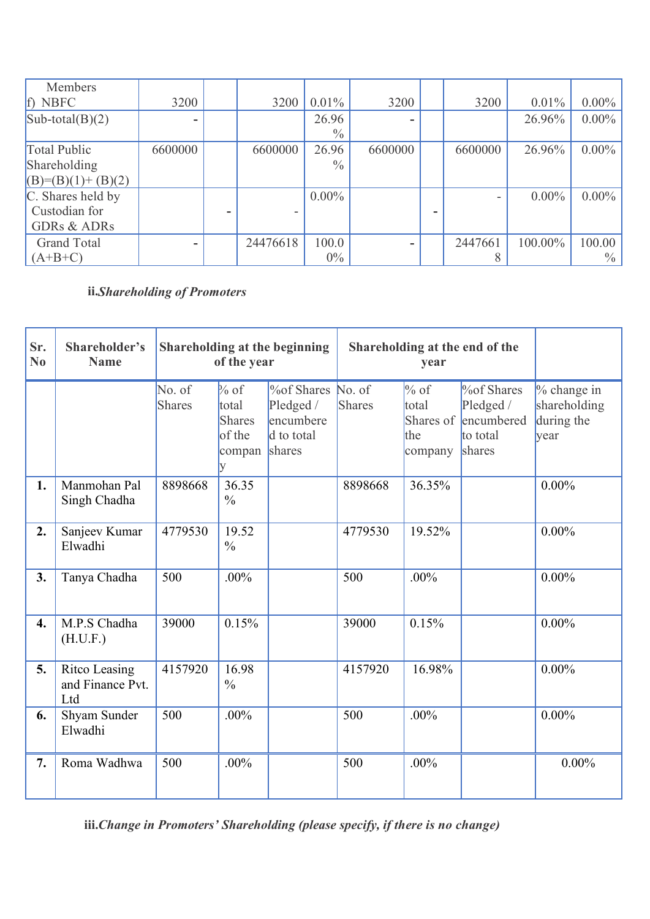| Members f) NBFC | 3200 | | 3200 | 0.01% | 3200 | | 3200 | 0.01% | 0.00% |
|---|---|---|---|---|---|---|---|---|---|
| Sub-total(B)(2) | - | | | 26.96 % | - | | | 26.96% | 0.00% |
| Total Public Shareholding (B)=(B)(1)+ (B)(2) | 6600000 | | 6600000 | 26.96 % | 6600000 | | 6600000 | 26.96% | 0.00% |
| C. Shares held by Custodian for GDRs & ADRs | | - | - | 0.00% | | - | - | 0.00% | 0.00% |
| Grand Total (A+B+C) | - | | 24476618 | 100.00% | - | | 24476618 | 100.00% | 100.00 % |

**ii.*Shareholding of Promoters***

| Sr. No | Shareholder's Name | Shareholding at the beginning of the year | | | Shareholding at the end of the year | | | |
|---|---|---|---|---|---|---|---|---|
| | | No. of Shares | % of total Shares of the company | %of Shares Pledged / encumbered to total shares | No. of Shares | % of total Shares of the company | %of Shares Pledged / encumbered to total shares | % change in shareholding during the year |
| 1. | Manmohan Pal Singh Chadha | 8898668 | 36.35 % | | 8898668 | 36.35% | | 0.00% |
| 2. | Sanjeev Kumar Elwadhi | 4779530 | 19.52 % | | 4779530 | 19.52% | | 0.00% |
| 3. | Tanya Chadha | 500 | .00% | | 500 | .00% | | 0.00% |
| 4. | M.P.S Chadha (H.U.F.) | 39000 | 0.15% | | 39000 | 0.15% | | 0.00% |
| 5. | Ritco Leasing and Finance Pvt. Ltd | 4157920 | 16.98 % | | 4157920 | 16.98% | | 0.00% |
| 6. | Shyam Sunder Elwadhi | 500 | .00% | | 500 | .00% | | 0.00% |
| 7. | Roma Wadhwa | 500 | .00% | | 500 | .00% | | 0.00% |

**iii.*Change in Promoters' Shareholding (please specify, if there is no change)***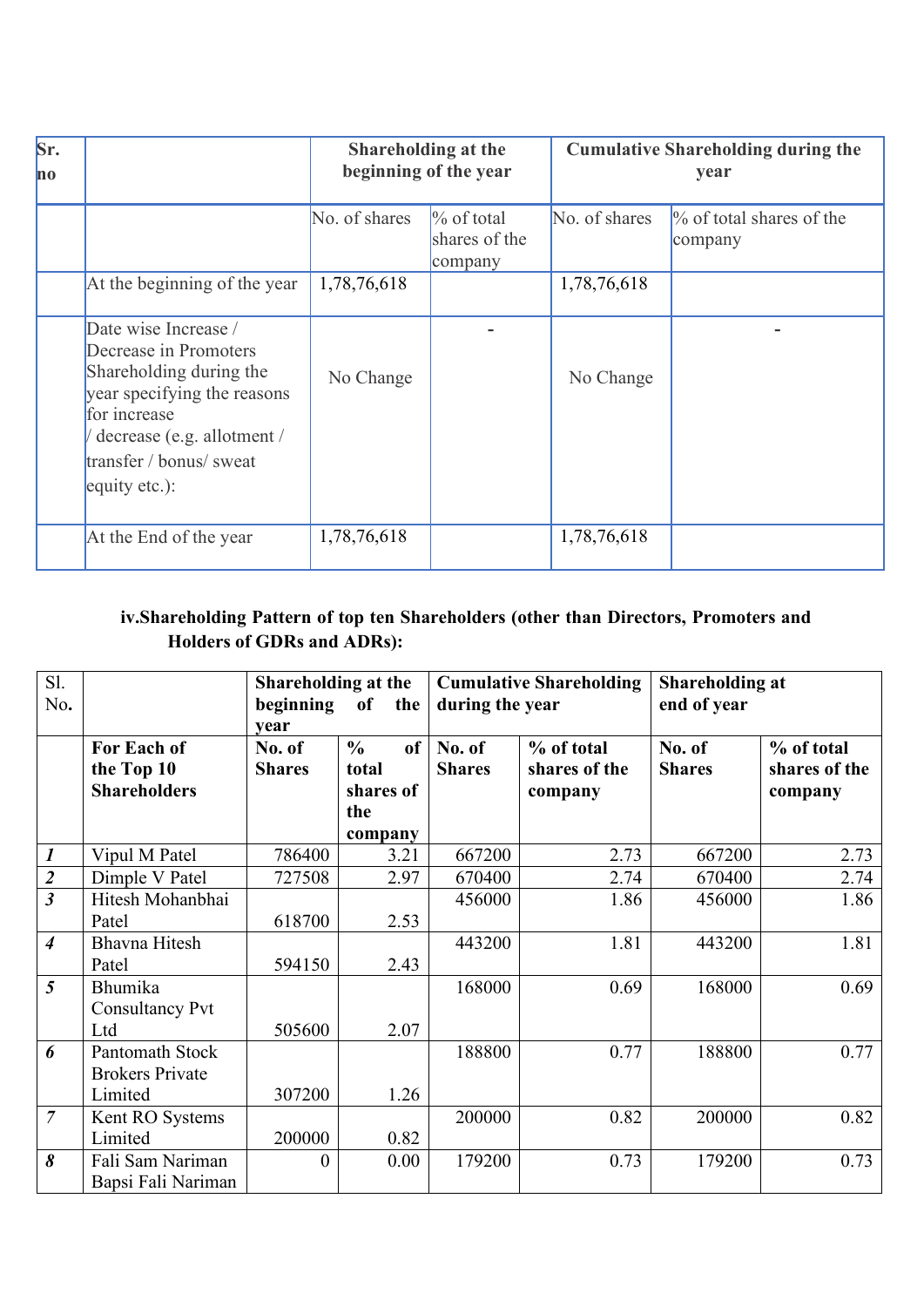| Sr. no | | Shareholding at the beginning of the year | | Cumulative Shareholding during the year | |
|---|---|---|---|---|---|
| | | No. of shares | % of total shares of the company | No. of shares | % of total shares of the company |
| | At the beginning of the year | 1,78,76,618 | | 1,78,76,618 | |
| | Date wise Increase / Decrease in Promoters Shareholding during the year specifying the reasons for increase / decrease (e.g. allotment / transfer / bonus/ sweat equity etc.): | No Change | - | No Change | - |
| | At the End of the year | 1,78,76,618 | | 1,78,76,618 | |

**iv.Shareholding Pattern of top ten Shareholders (other than Directors, Promoters and Holders of GDRs and ADRs):**

| Sl. No. | | Shareholding at the beginning of the year | | Cumulative Shareholding during the year | | Shareholding at end of year | |
|---|---|---|---|---|---|---|---|
| | **For Each of the Top 10 Shareholders** | **No. of Shares** | **% of total shares of the company** | **No. of Shares** | **% of total shares of the company** | **No. of Shares** | **% of total shares of the company** |
| *1* | Vipul M Patel | 786400 | 3.21 | 667200 | 2.73 | 667200 | 2.73 |
| *2* | Dimple V Patel | 727508 | 2.97 | 670400 | 2.74 | 670400 | 2.74 |
| *3* | Hitesh Mohanbhai Patel | 618700 | 2.53 | 456000 | 1.86 | 456000 | 1.86 |
| *4* | Bhavna Hitesh Patel | 594150 | 2.43 | 443200 | 1.81 | 443200 | 1.81 |
| *5* | Bhumika Consultancy Pvt Ltd | 505600 | 2.07 | 168000 | 0.69 | 168000 | 0.69 |
| *6* | Pantomath Stock Brokers Private Limited | 307200 | 1.26 | 188800 | 0.77 | 188800 | 0.77 |
| *7* | Kent RO Systems Limited | 200000 | 0.82 | 200000 | 0.82 | 200000 | 0.82 |
| *8* | Fali Sam Nariman Bapsi Fali Nariman | 0 | 0.00 | 179200 | 0.73 | 179200 | 0.73 |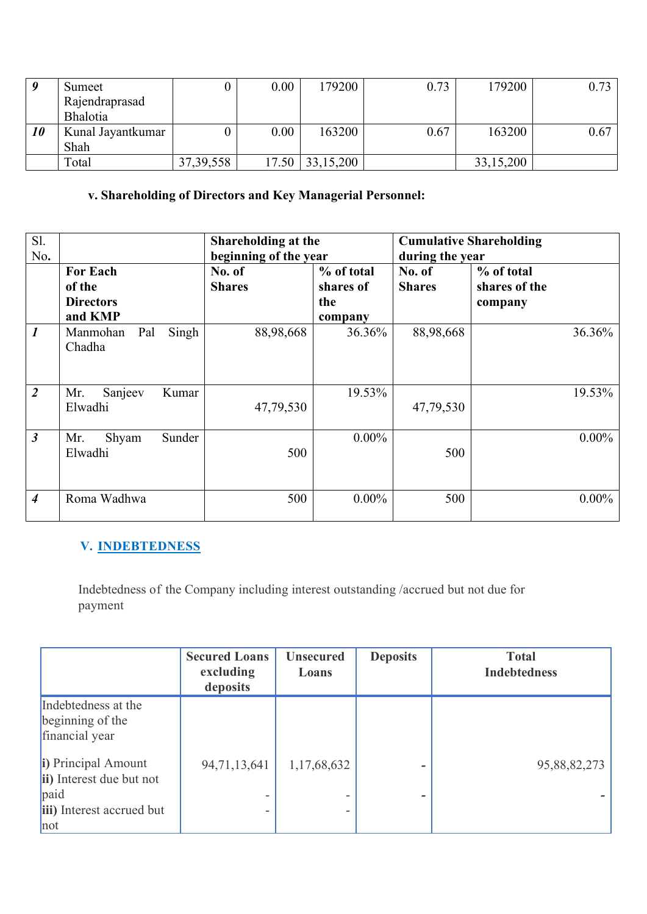| 9 | Sumeet Rajendraprasad Bhalotia | 0 | 0.00 | 179200 | 0.73 | 179200 | 0.73 |
|---|---|---|---|---|---|---|---|
| 10 | Kunal Jayantkumar Shah | 0 | 0.00 | 163200 | 0.67 | 163200 | 0.67 |
| | Total | 37,39,558 | 17.50 | 33,15,200 | | 33,15,200 | |

### v. Shareholding of Directors and Key Managerial Personnel:

| Sl. No. | | **Shareholding at the beginning of the year** | | **Cumulative Shareholding during the year** | |
|---|---|---|---|---|---|
| | **For Each of the Directors and KMP** | **No. of Shares** | **% of total shares of the company** | **No. of Shares** | **% of total shares of the company** |
| 1 | Manmohan Pal Singh Chadha | 88,98,668 | 36.36% | 88,98,668 | 36.36% |
| 2 | Mr. Sanjeev Kumar Elwadhi | 47,79,530 | 19.53% | 47,79,530 | 19.53% |
| 3 | Mr. Shyam Sunder Elwadhi | 500 | 0.00% | 500 | 0.00% |
| 4 | Roma Wadhwa | 500 | 0.00% | 500 | 0.00% |

## V. INDEBTEDNESS

Indebtedness of the Company including interest outstanding /accrued but not due for payment

| | **Secured Loans excluding deposits** | **Unsecured Loans** | **Deposits** | **Total Indebtedness** |
|---|---|---|---|---|
| Indebtedness at the beginning of the financial year | | | | |
| **i)** Principal Amount | 94,71,13,641 | 1,17,68,632 | - | 95,88,82,273 |
| **ii)** Interest due but not paid | - | - | - | - |
| **iii)** Interest accrued but not | - | - | | |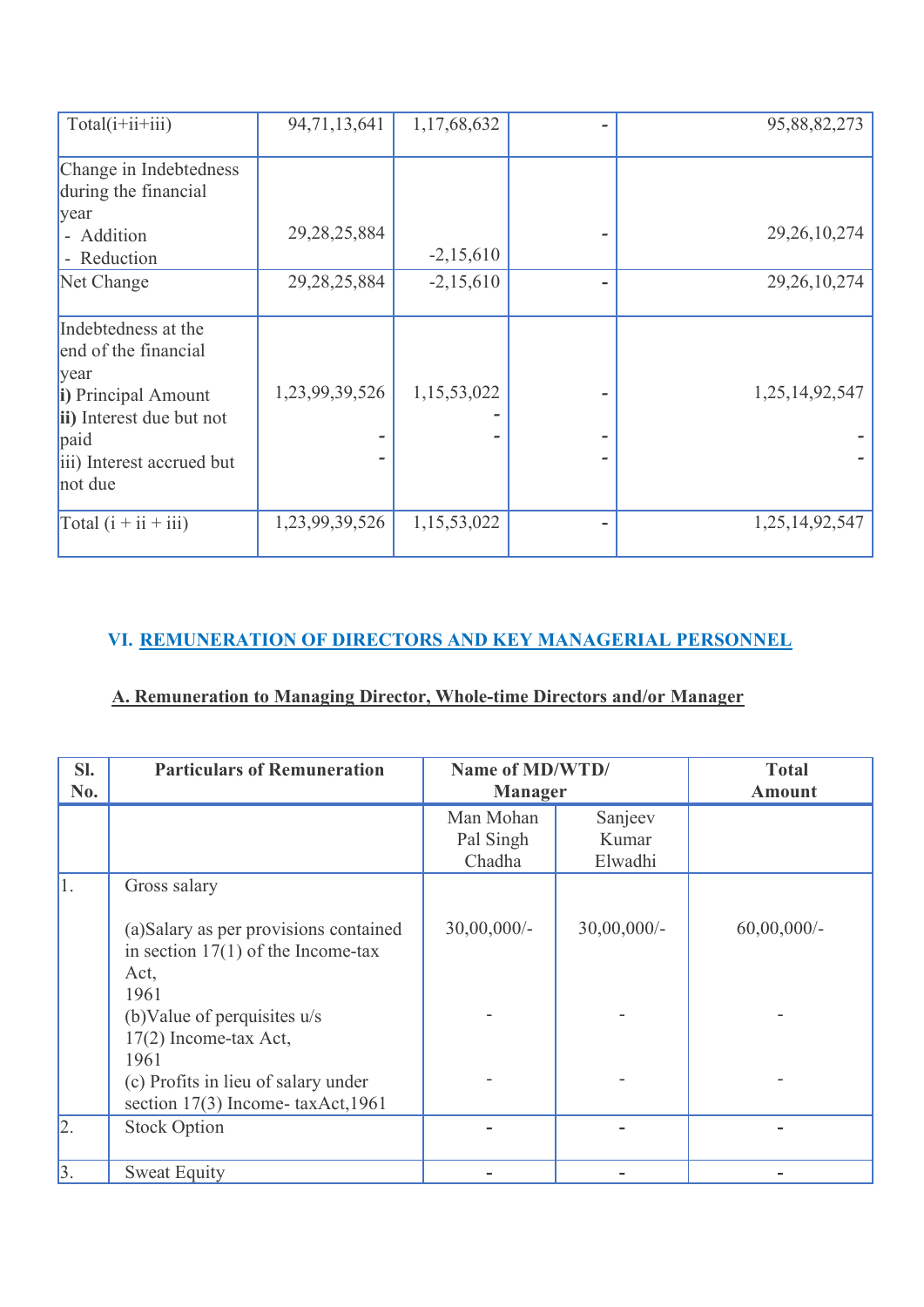| Total(i+ii+iii) | 94,71,13,641 | 1,17,68,632 | - | 95,88,82,273 |
|---|---|---|---|---|
| Change in Indebtedness during the financial year<br>- Addition<br>- Reduction | 29,28,25,884 | -2,15,610 | - | 29,26,10,274 |
| Net Change | 29,28,25,884 | -2,15,610 | - | 29,26,10,274 |
| Indebtedness at the end of the financial year<br>**i)** Principal Amount<br>**ii)** Interest due but not paid<br>iii) Interest accrued but not due | 1,23,99,39,526<br>-<br>- | 1,15,53,022<br>-<br>- | -<br>-<br>- | 1,25,14,92,547<br>-<br>- |
| Total (i + ii + iii) | 1,23,99,39,526 | 1,15,53,022 | - | 1,25,14,92,547 |

## VI. REMUNERATION OF DIRECTORS AND KEY MANAGERIAL PERSONNEL

### A. Remuneration to Managing Director, Whole-time Directors and/or Manager

| Sl. No. | Particulars of Remuneration | Name of MD/WTD/ Manager | | Total Amount |
|---|---|---|---|---|
| | | Man Mohan Pal Singh Chadha | Sanjeev Kumar Elwadhi | |
| 1. | Gross salary<br>(a)Salary as per provisions contained in section 17(1) of the Income-tax Act, 1961<br>(b)Value of perquisites u/s 17(2) Income-tax Act, 1961<br>(c) Profits in lieu of salary under section 17(3) Income- taxAct,1961 | 30,00,000/-<br>-<br>- | 30,00,000/-<br>-<br>- | 60,00,000/-<br>-<br>- |
| 2. | Stock Option | - | - | - |
| 3. | Sweat Equity | - | - | - |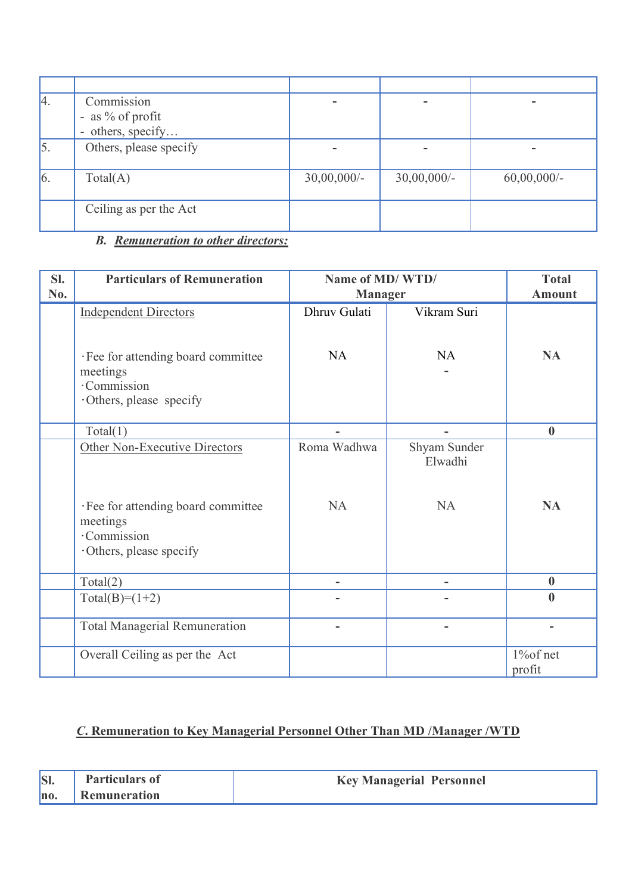| | | | | |
|---|---|---|---|---|
| 4. | Commission<br>- as % of profit<br>- others, specify… | - | - | - |
| 5. | Others, please specify | - | - | - |
| 6. | Total(A) | 30,00,000/- | 30,00,000/- | 60,00,000/- |
| | Ceiling as per the Act | | | |

B. ***Remuneration to other directors:***

| Sl. No. | Particulars of Remuneration | Name of MD/ WTD/ Manager | | Total Amount |
|---|---|---|---|---|
| | Independent Directors | Dhruv Gulati | Vikram Suri | |
| | ·Fee for attending board committee meetings<br>·Commission<br>·Others, please specify | NA | NA<br>- | **NA** |
| | Total(1) | - | - | **0** |
| | Other Non-Executive Directors | Roma Wadhwa | Shyam Sunder Elwadhi | |
| | ·Fee for attending board committee meetings<br>·Commission<br>·Others, please specify | NA | NA | **NA** |
| | Total(2) | - | - | **0** |
| | Total(B)=(1+2) | - | - | **0** |
| | Total Managerial Remuneration | - | - | - |
| | Overall Ceiling as per the Act | | | 1%of net profit |

**C. Remuneration to Key Managerial Personnel Other Than MD /Manager /WTD**

| Sl. no. | Particulars of Remuneration | Key Managerial Personnel |
|---|---|---|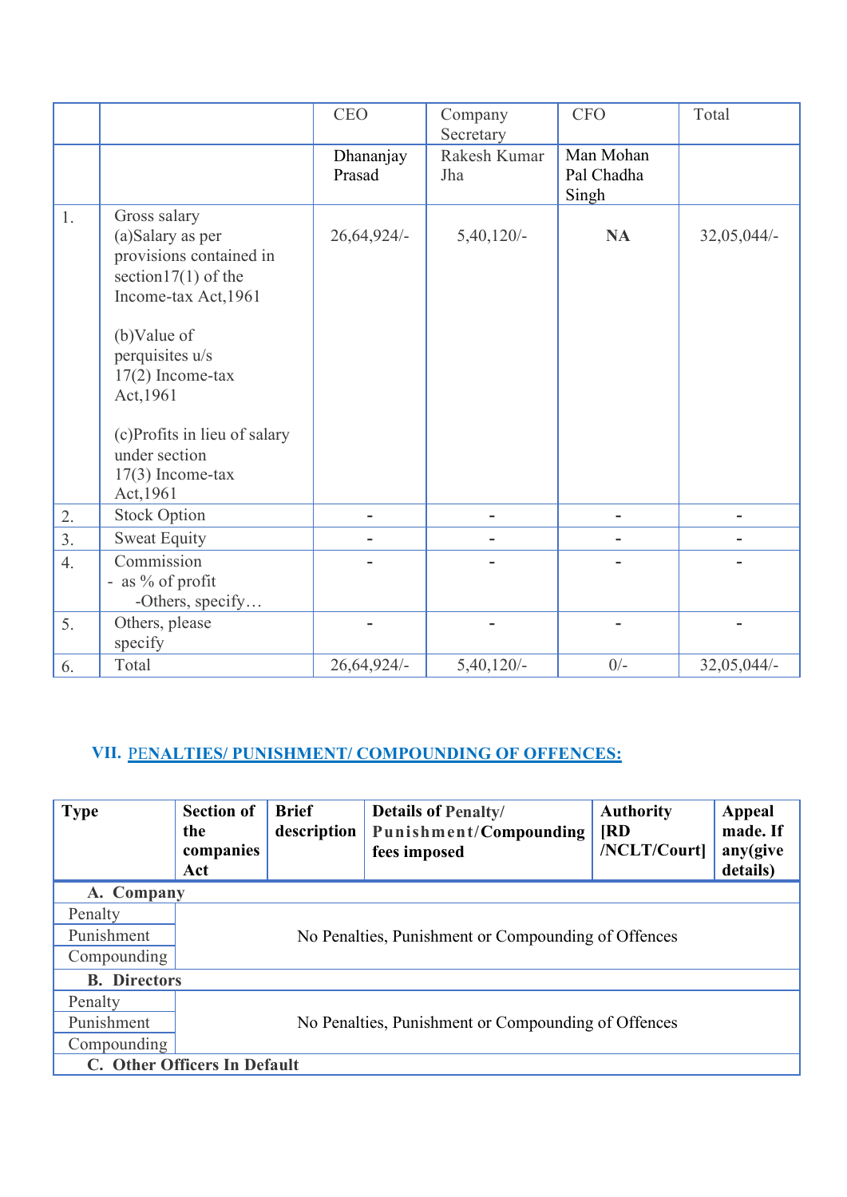| | | CEO | Company Secretary | CFO | Total |
|---|---|---|---|---|---|
| | | Dhananjay Prasad | Rakesh Kumar Jha | Man Mohan Pal Chadha Singh | |
| 1. | Gross salary<br>(a)Salary as per provisions contained in section17(1) of the Income-tax Act,1961<br><br>(b)Value of perquisites u/s 17(2) Income-tax Act,1961<br><br>(c)Profits in lieu of salary under section 17(3) Income-tax Act,1961 | 26,64,924/- | 5,40,120/- | **NA** | 32,05,044/- |
| 2. | Stock Option | - | - | - | - |
| 3. | Sweat Equity | - | - | - | - |
| 4. | Commission<br>- as % of profit<br>-Others, specify… | - | - | - | - |
| 5. | Others, please specify | - | - | - | - |
| 6. | Total | 26,64,924/- | 5,40,120/- | 0/- | 32,05,044/- |

## VII. PENALTIES/ PUNISHMENT/ COMPOUNDING OF OFFENCES:

| **Type** | **Section of the companies Act** | **Brief description** | **Details of Penalty/ Punishment/Compounding fees imposed** | **Authority [RD /NCLT/Court]** | **Appeal made. If any(give details)** |
|---|---|---|---|---|---|
| **A. Company** | | | | | |
| Penalty | No Penalties, Punishment or Compounding of Offences | | | | |
| Punishment | | | | | |
| Compounding | | | | | |
| **B. Directors** | | | | | |
| Penalty | No Penalties, Punishment or Compounding of Offences | | | | |
| Punishment | | | | | |
| Compounding | | | | | |
| **C. Other Officers In Default** | | | | | |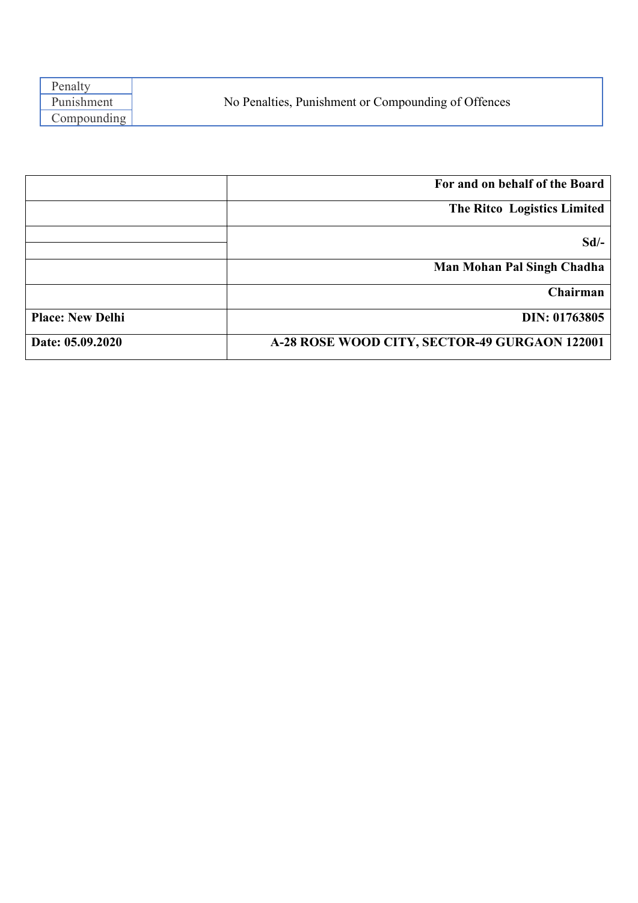| Penalty | No Penalties, Punishment or Compounding of Offences |
|---|---|
| Punishment | |
| Compounding | |

| | **For and on behalf of the Board** |
|---|---|
| | **The Ritco Logistics Limited** |
| | **Sd/-** |
| | **Man Mohan Pal Singh Chadha** |
| | **Chairman** |
| **Place: New Delhi** | **DIN: 01763805** |
| **Date: 05.09.2020** | **A-28 ROSE WOOD CITY, SECTOR-49 GURGAON 122001** |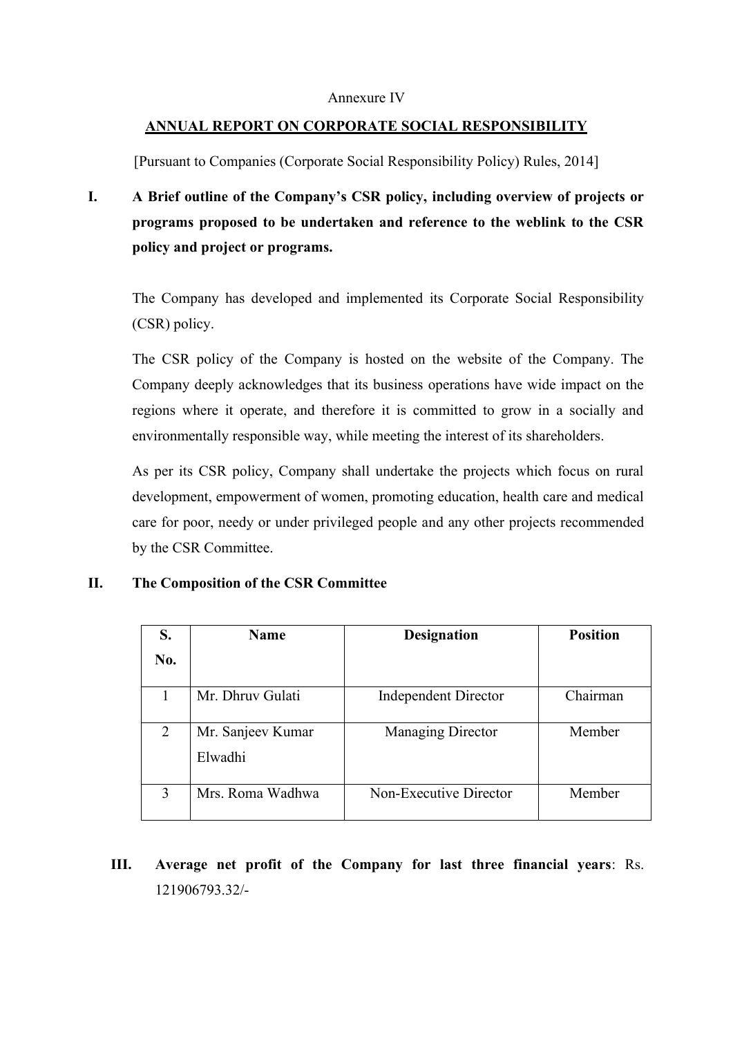Annexure IV

## ANNUAL REPORT ON CORPORATE SOCIAL RESPONSIBILITY

[Pursuant to Companies (Corporate Social Responsibility Policy) Rules, 2014]

**I. A Brief outline of the Company's CSR policy, including overview of projects or programs proposed to be undertaken and reference to the weblink to the CSR policy and project or programs.**

The Company has developed and implemented its Corporate Social Responsibility (CSR) policy.

The CSR policy of the Company is hosted on the website of the Company. The Company deeply acknowledges that its business operations have wide impact on the regions where it operate, and therefore it is committed to grow in a socially and environmentally responsible way, while meeting the interest of its shareholders.

As per its CSR policy, Company shall undertake the projects which focus on rural development, empowerment of women, promoting education, health care and medical care for poor, needy or under privileged people and any other projects recommended by the CSR Committee.

**II. The Composition of the CSR Committee**

| S. No. | Name | Designation | Position |
|---|---|---|---|
| 1 | Mr. Dhruv Gulati | Independent Director | Chairman |
| 2 | Mr. Sanjeev Kumar Elwadhi | Managing Director | Member |
| 3 | Mrs. Roma Wadhwa | Non-Executive Director | Member |

**III. Average net profit of the Company for last three financial years**: Rs. 121906793.32/-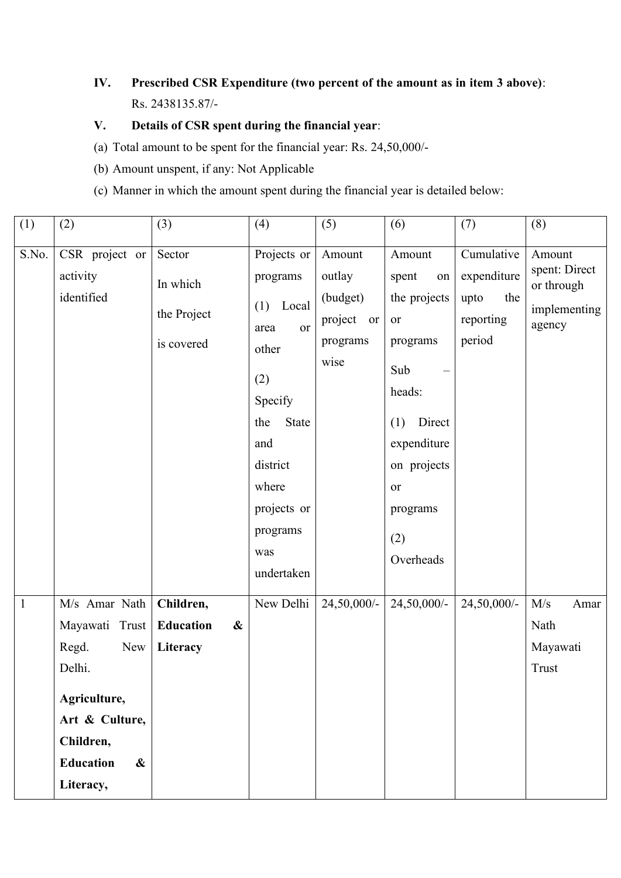**IV. Prescribed CSR Expenditure (two percent of the amount as in item 3 above)**: Rs. 2438135.87/-

**V. Details of CSR spent during the financial year**:

(a) Total amount to be spent for the financial year: Rs. 24,50,000/-

(b) Amount unspent, if any: Not Applicable

(c) Manner in which the amount spent during the financial year is detailed below:

| (1) | (2) | (3) | (4) | (5) | (6) | (7) | (8) |
|---|---|---|---|---|---|---|---|
| S.No. | CSR project or activity identified | Sector In which the Project is covered | Projects or programs (1) Local area or other (2) Specify the State and district where projects or programs was undertaken | Amount outlay (budget) project or programs wise | Amount spent on the projects or programs Sub – heads: (1) Direct expenditure on projects or programs (2) Overheads | Cumulative expenditure upto the reporting period | Amount spent: Direct or through implementing agency |
| 1 | M/s Amar Nath Mayawati Trust Regd. New Delhi. **Agriculture, Art & Culture, Children, Education & Literacy,** | **Children, Education & Literacy** | New Delhi | 24,50,000/- | 24,50,000/- | 24,50,000/- | M/s Amar Nath Mayawati Trust |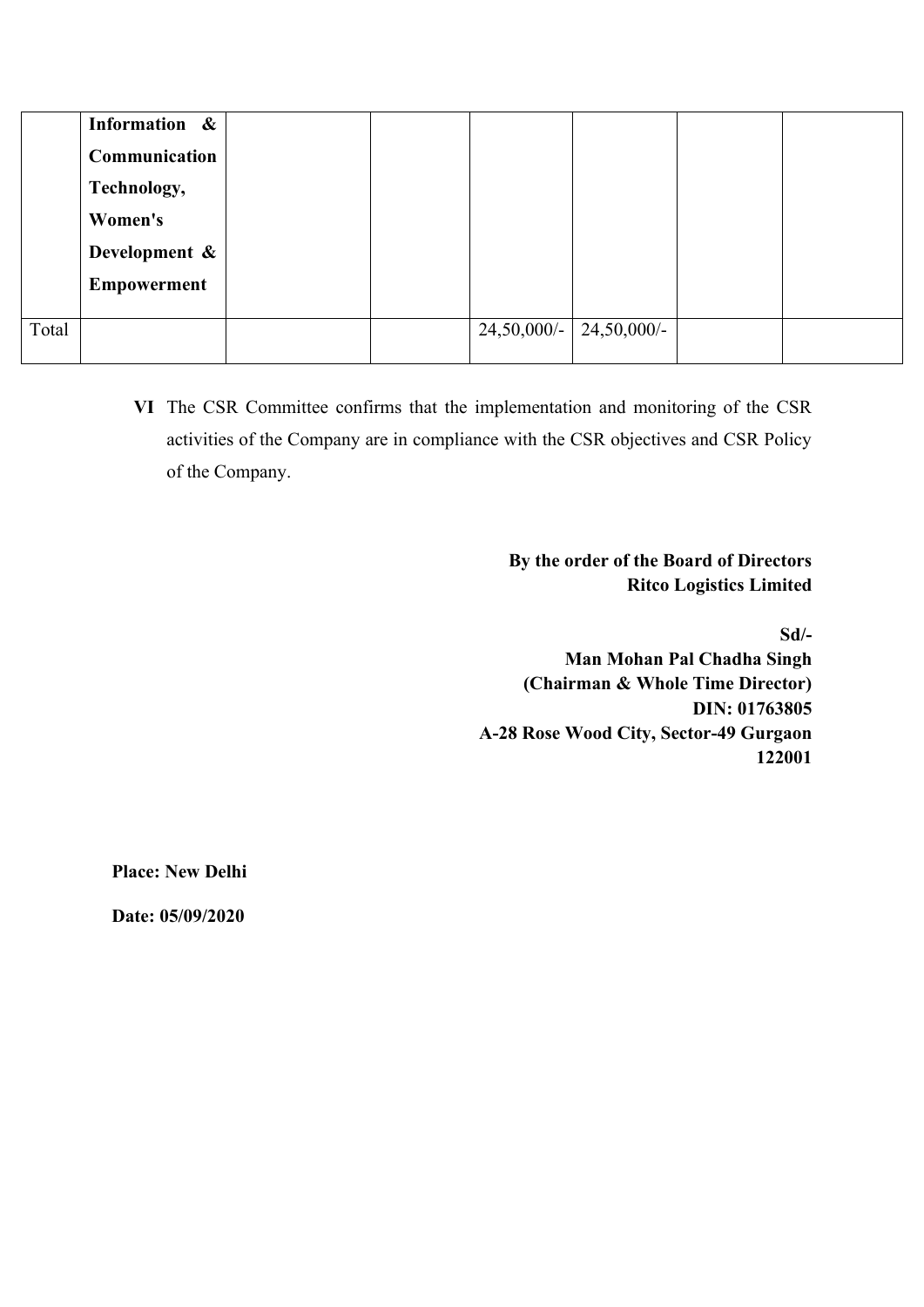|  |  |  |  |  |  |  |  |
|---|---|---|---|---|---|---|---|
|  | **Information & Communication Technology, Women's Development & Empowerment** |  |  |  |  |  |  |
| Total |  |  |  | 24,50,000/- | 24,50,000/- |  |  |

**VI** The CSR Committee confirms that the implementation and monitoring of the CSR activities of the Company are in compliance with the CSR objectives and CSR Policy of the Company.

**By the order of the Board of Directors**
**Ritco Logistics Limited**

**Sd/-**
**Man Mohan Pal Chadha Singh**
**(Chairman & Whole Time Director)**
**DIN: 01763805**
**A-28 Rose Wood City, Sector-49 Gurgaon**
**122001**

**Place: New Delhi**

**Date: 05/09/2020**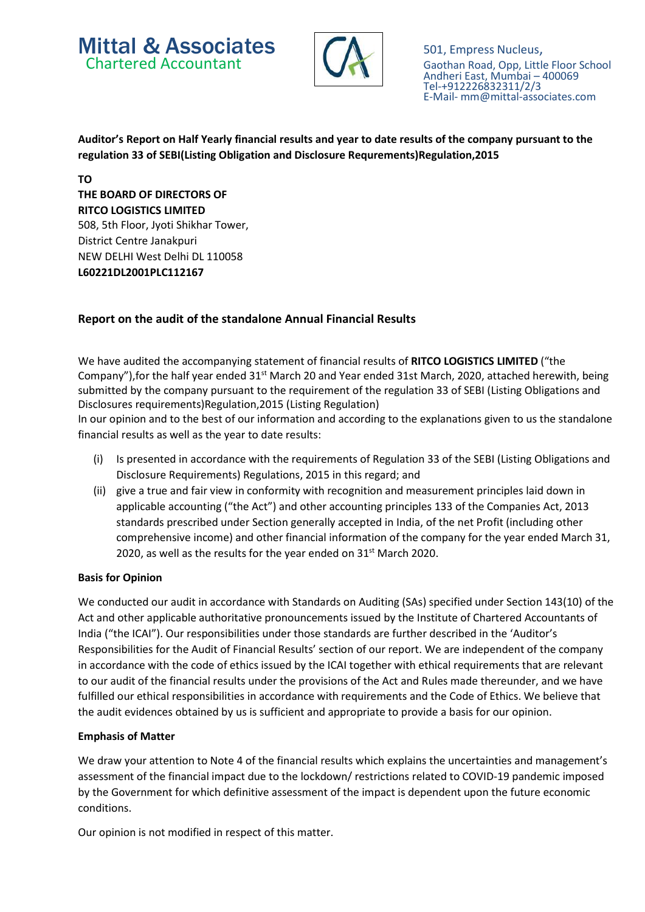**Mittal & Associates**
Chartered Accountant

501, Empress Nucleus,
Gaothan Road, Opp, Little Floor School
Andheri East, Mumbai – 400069
Tel-+912226832311/2/3
E-Mail- mm@mittal-associates.com

**Auditor's Report on Half Yearly financial results and year to date results of the company pursuant to the regulation 33 of SEBI(Listing Obligation and Disclosure Requrements)Regulation,2015**

**TO**
**THE BOARD OF DIRECTORS OF**
**RITCO LOGISTICS LIMITED**
508, 5th Floor, Jyoti Shikhar Tower,
District Centre Janakpuri
NEW DELHI West Delhi DL 110058
**L60221DL2001PLC112167**

## Report on the audit of the standalone Annual Financial Results

We have audited the accompanying statement of financial results of **RITCO LOGISTICS LIMITED** ("the Company"),for the half year ended 31st March 20 and Year ended 31st March, 2020, attached herewith, being submitted by the company pursuant to the requirement of the regulation 33 of SEBI (Listing Obligations and Disclosures requirements)Regulation,2015 (Listing Regulation)
In our opinion and to the best of our information and according to the explanations given to us the standalone financial results as well as the year to date results:

(i) Is presented in accordance with the requirements of Regulation 33 of the SEBI (Listing Obligations and Disclosure Requirements) Regulations, 2015 in this regard; and
(ii) give a true and fair view in conformity with recognition and measurement principles laid down in applicable accounting ("the Act") and other accounting principles 133 of the Companies Act, 2013 standards prescribed under Section generally accepted in India, of the net Profit (including other comprehensive income) and other financial information of the company for the year ended March 31, 2020, as well as the results for the year ended on 31st March 2020.

**Basis for Opinion**

We conducted our audit in accordance with Standards on Auditing (SAs) specified under Section 143(10) of the Act and other applicable authoritative pronouncements issued by the Institute of Chartered Accountants of India ("the ICAI"). Our responsibilities under those standards are further described in the 'Auditor's Responsibilities for the Audit of Financial Results' section of our report. We are independent of the company in accordance with the code of ethics issued by the ICAI together with ethical requirements that are relevant to our audit of the financial results under the provisions of the Act and Rules made thereunder, and we have fulfilled our ethical responsibilities in accordance with requirements and the Code of Ethics. We believe that the audit evidences obtained by us is sufficient and appropriate to provide a basis for our opinion.

**Emphasis of Matter**

We draw your attention to Note 4 of the financial results which explains the uncertainties and management's assessment of the financial impact due to the lockdown/ restrictions related to COVID-19 pandemic imposed by the Government for which definitive assessment of the impact is dependent upon the future economic conditions.

Our opinion is not modified in respect of this matter.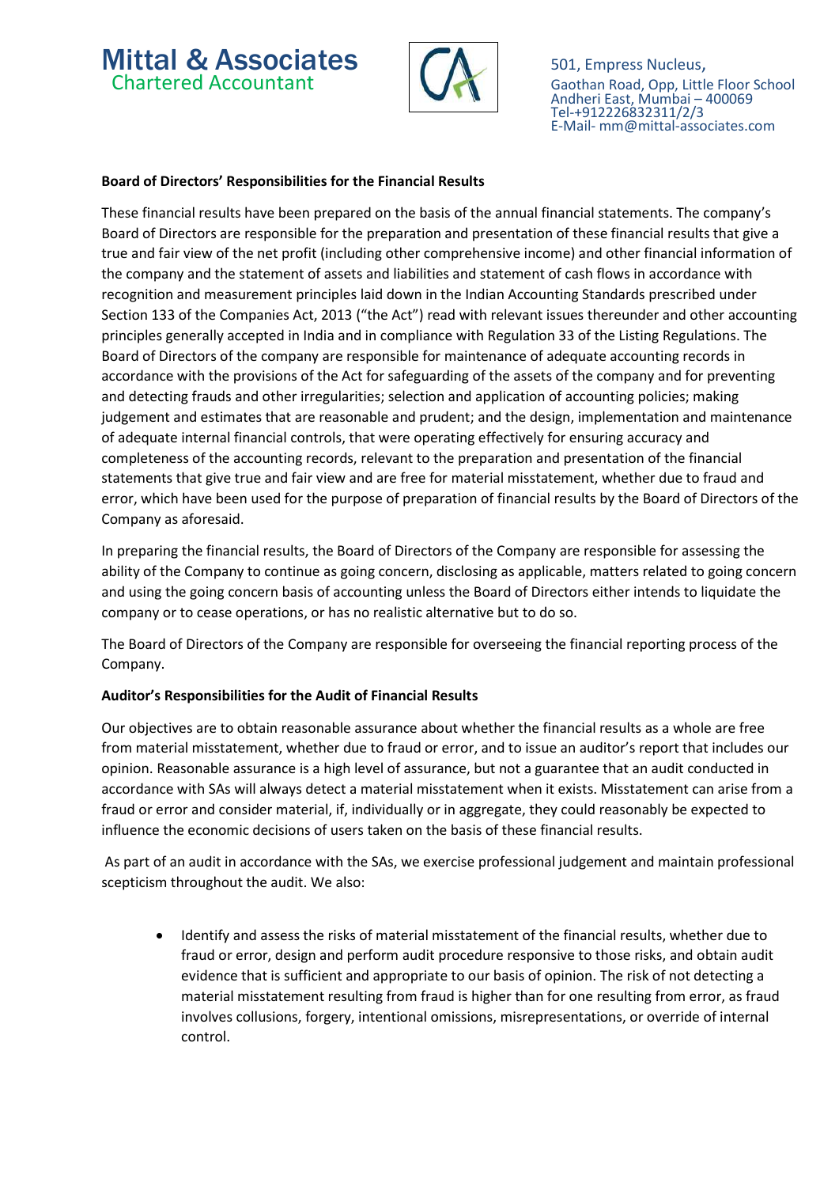**Board of Directors' Responsibilities for the Financial Results**

These financial results have been prepared on the basis of the annual financial statements. The company's Board of Directors are responsible for the preparation and presentation of these financial results that give a true and fair view of the net profit (including other comprehensive income) and other financial information of the company and the statement of assets and liabilities and statement of cash flows in accordance with recognition and measurement principles laid down in the Indian Accounting Standards prescribed under Section 133 of the Companies Act, 2013 ("the Act") read with relevant issues thereunder and other accounting principles generally accepted in India and in compliance with Regulation 33 of the Listing Regulations. The Board of Directors of the company are responsible for maintenance of adequate accounting records in accordance with the provisions of the Act for safeguarding of the assets of the company and for preventing and detecting frauds and other irregularities; selection and application of accounting policies; making judgement and estimates that are reasonable and prudent; and the design, implementation and maintenance of adequate internal financial controls, that were operating effectively for ensuring accuracy and completeness of the accounting records, relevant to the preparation and presentation of the financial statements that give true and fair view and are free for material misstatement, whether due to fraud and error, which have been used for the purpose of preparation of financial results by the Board of Directors of the Company as aforesaid.

In preparing the financial results, the Board of Directors of the Company are responsible for assessing the ability of the Company to continue as going concern, disclosing as applicable, matters related to going concern and using the going concern basis of accounting unless the Board of Directors either intends to liquidate the company or to cease operations, or has no realistic alternative but to do so.

The Board of Directors of the Company are responsible for overseeing the financial reporting process of the Company.

**Auditor's Responsibilities for the Audit of Financial Results**

Our objectives are to obtain reasonable assurance about whether the financial results as a whole are free from material misstatement, whether due to fraud or error, and to issue an auditor's report that includes our opinion. Reasonable assurance is a high level of assurance, but not a guarantee that an audit conducted in accordance with SAs will always detect a material misstatement when it exists. Misstatement can arise from a fraud or error and consider material, if, individually or in aggregate, they could reasonably be expected to influence the economic decisions of users taken on the basis of these financial results.

As part of an audit in accordance with the SAs, we exercise professional judgement and maintain professional scepticism throughout the audit. We also:

- Identify and assess the risks of material misstatement of the financial results, whether due to fraud or error, design and perform audit procedure responsive to those risks, and obtain audit evidence that is sufficient and appropriate to our basis of opinion. The risk of not detecting a material misstatement resulting from fraud is higher than for one resulting from error, as fraud involves collusions, forgery, intentional omissions, misrepresentations, or override of internal control.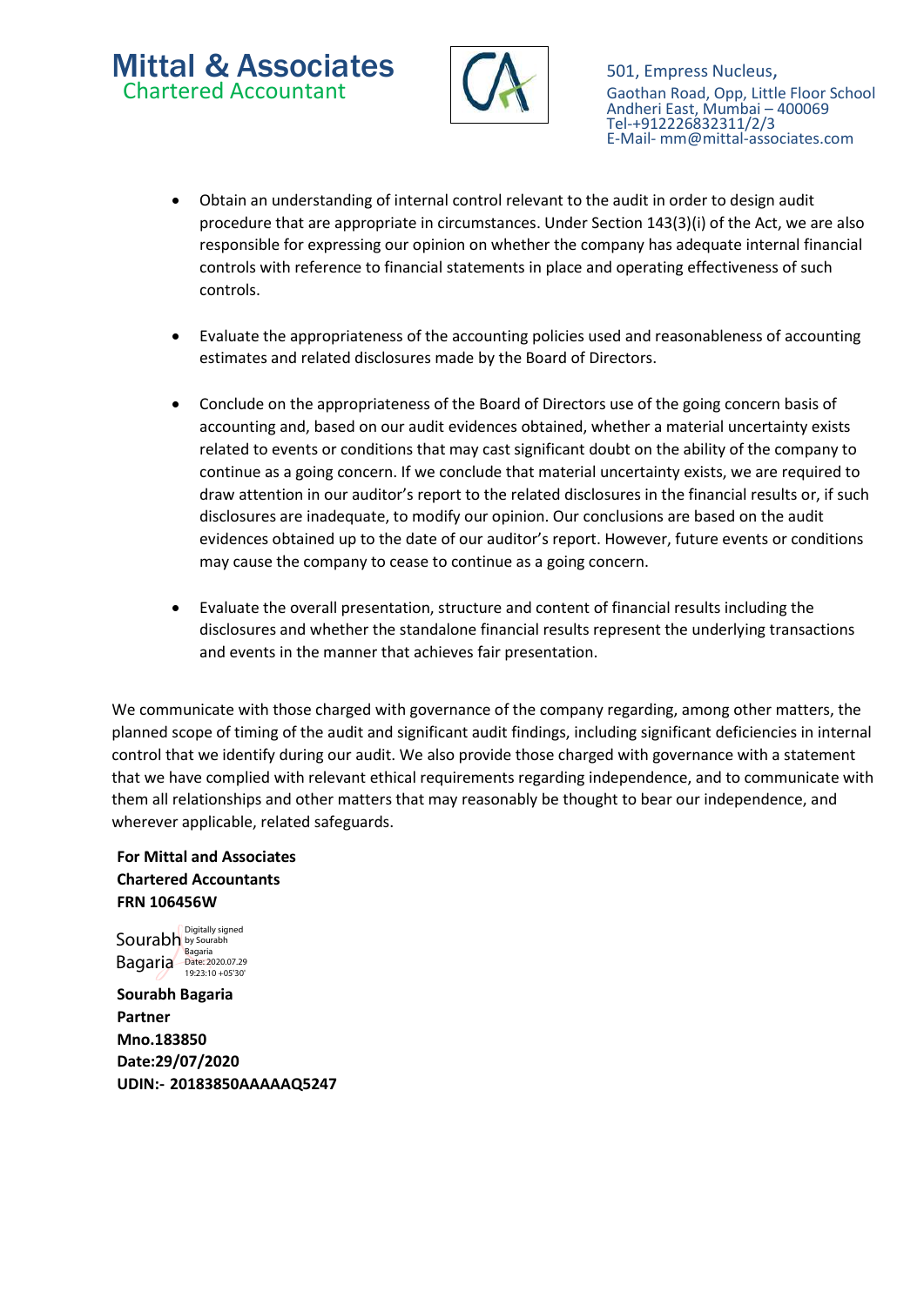- Obtain an understanding of internal control relevant to the audit in order to design audit procedure that are appropriate in circumstances. Under Section 143(3)(i) of the Act, we are also responsible for expressing our opinion on whether the company has adequate internal financial controls with reference to financial statements in place and operating effectiveness of such controls.

- Evaluate the appropriateness of the accounting policies used and reasonableness of accounting estimates and related disclosures made by the Board of Directors.

- Conclude on the appropriateness of the Board of Directors use of the going concern basis of accounting and, based on our audit evidences obtained, whether a material uncertainty exists related to events or conditions that may cast significant doubt on the ability of the company to continue as a going concern. If we conclude that material uncertainty exists, we are required to draw attention in our auditor's report to the related disclosures in the financial results or, if such disclosures are inadequate, to modify our opinion. Our conclusions are based on the audit evidences obtained up to the date of our auditor's report. However, future events or conditions may cause the company to cease to continue as a going concern.

- Evaluate the overall presentation, structure and content of financial results including the disclosures and whether the standalone financial results represent the underlying transactions and events in the manner that achieves fair presentation.

We communicate with those charged with governance of the company regarding, among other matters, the planned scope of timing of the audit and significant audit findings, including significant deficiencies in internal control that we identify during our audit. We also provide those charged with governance with a statement that we have complied with relevant ethical requirements regarding independence, and to communicate with them all relationships and other matters that may reasonably be thought to bear our independence, and wherever applicable, related safeguards.

**For Mittal and Associates**
**Chartered Accountants**
**FRN 106456W**

Sourabh Bagaria — Digitally signed by Sourabh Bagaria Date: 2020.07.29 19:23:10 +05'30'

**Sourabh Bagaria**
**Partner**
**Mno.183850**
**Date:29/07/2020**
**UDIN:- 20183850AAAAAQ5247**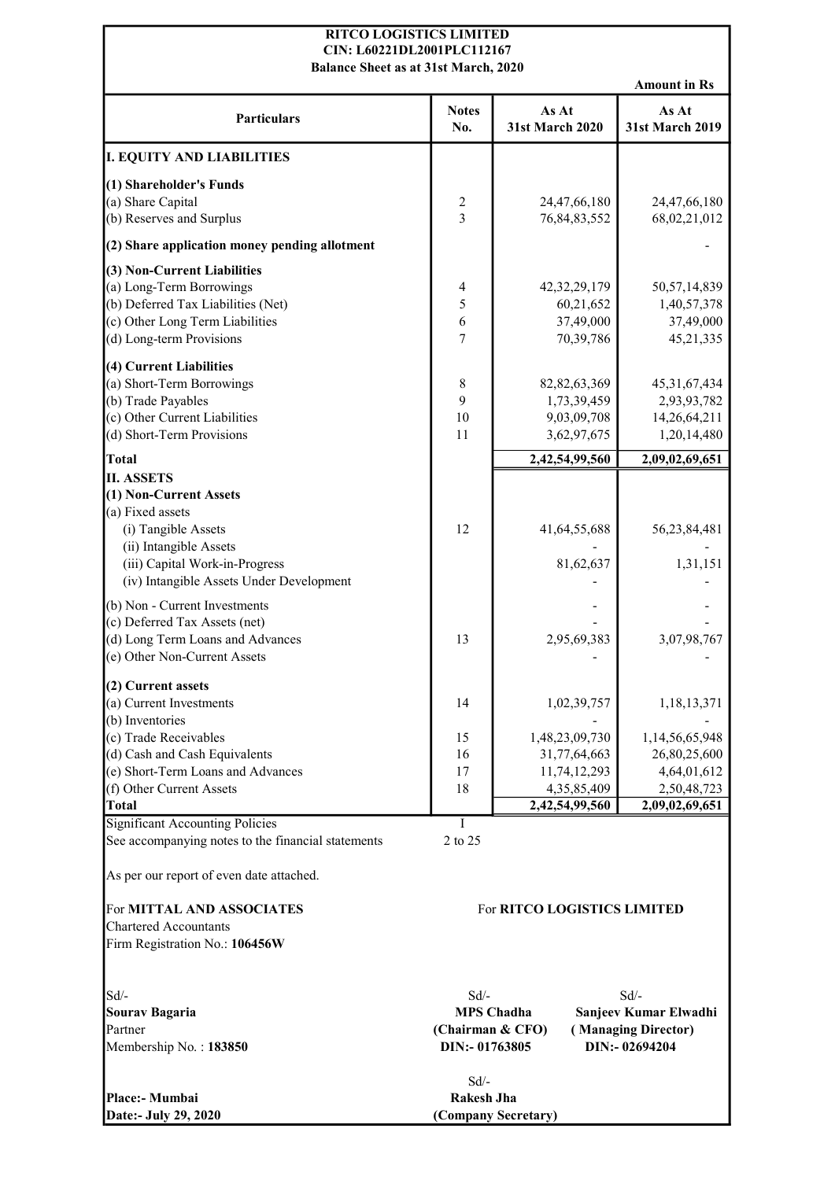# RITCO LOGISTICS LIMITED
**CIN: L60221DL2001PLC112167**
**Balance Sheet as at 31st March, 2020**

**Amount in Rs**

| Particulars | Notes No. | As At 31st March 2020 | As At 31st March 2019 |
|---|---|---|---|
| **I. EQUITY AND LIABILITIES** | | | |
| **(1) Shareholder's Funds** | | | |
| (a) Share Capital | 2 | 24,47,66,180 | 24,47,66,180 |
| (b) Reserves and Surplus | 3 | 76,84,83,552 | 68,02,21,012 |
| **(2) Share application money pending allotment** | | | - |
| **(3) Non-Current Liabilities** | | | |
| (a) Long-Term Borrowings | 4 | 42,32,29,179 | 50,57,14,839 |
| (b) Deferred Tax Liabilities (Net) | 5 | 60,21,652 | 1,40,57,378 |
| (c) Other Long Term Liabilities | 6 | 37,49,000 | 37,49,000 |
| (d) Long-term Provisions | 7 | 70,39,786 | 45,21,335 |
| **(4) Current Liabilities** | | | |
| (a) Short-Term Borrowings | 8 | 82,82,63,369 | 45,31,67,434 |
| (b) Trade Payables | 9 | 1,73,39,459 | 2,93,93,782 |
| (c) Other Current Liabilities | 10 | 9,03,09,708 | 14,26,64,211 |
| (d) Short-Term Provisions | 11 | 3,62,97,675 | 1,20,14,480 |
| **Total** | | **2,42,54,99,560** | **2,09,02,69,651** |
| **II. ASSETS** | | | |
| **(1) Non-Current Assets** | | | |
| (a) Fixed assets | | | |
| (i) Tangible Assets | 12 | 41,64,55,688 | 56,23,84,481 |
| (ii) Intangible Assets | | - | - |
| (iii) Capital Work-in-Progress | | 81,62,637 | 1,31,151 |
| (iv) Intangible Assets Under Development | | - | - |
| (b) Non - Current Investments | | - | - |
| (c) Deferred Tax Assets (net) | | - | - |
| (d) Long Term Loans and Advances | 13 | 2,95,69,383 | 3,07,98,767 |
| (e) Other Non-Current Assets | | - | - |
| **(2) Current assets** | | | |
| (a) Current Investments | 14 | 1,02,39,757 | 1,18,13,371 |
| (b) Inventories | | - | - |
| (c) Trade Receivables | 15 | 1,48,23,09,730 | 1,14,56,65,948 |
| (d) Cash and Cash Equivalents | 16 | 31,77,64,663 | 26,80,25,600 |
| (e) Short-Term Loans and Advances | 17 | 11,74,12,293 | 4,64,01,612 |
| (f) Other Current Assets | 18 | 4,35,85,409 | 2,50,48,723 |
| **Total** | | **2,42,54,99,560** | **2,09,02,69,651** |
| Significant Accounting Policies | I | | |
| See accompanying notes to the financial statements | 2 to 25 | | |

As per our report of even date attached.

For **MITTAL AND ASSOCIATES**
Chartered Accountants
Firm Registration No.: **106456W**

For **RITCO LOGISTICS LIMITED**

Sd/-
**Sourav Bagaria**
Partner
Membership No. : **183850**

Sd/-
**MPS Chadha**
**(Chairman & CFO)**
**DIN:- 01763805**

Sd/-
**Sanjeev Kumar Elwadhi**
**( Managing Director)**
**DIN:- 02694204**

Sd/-
**Rakesh Jha**
**(Company Secretary)**

**Place:- Mumbai**
**Date:- July 29, 2020**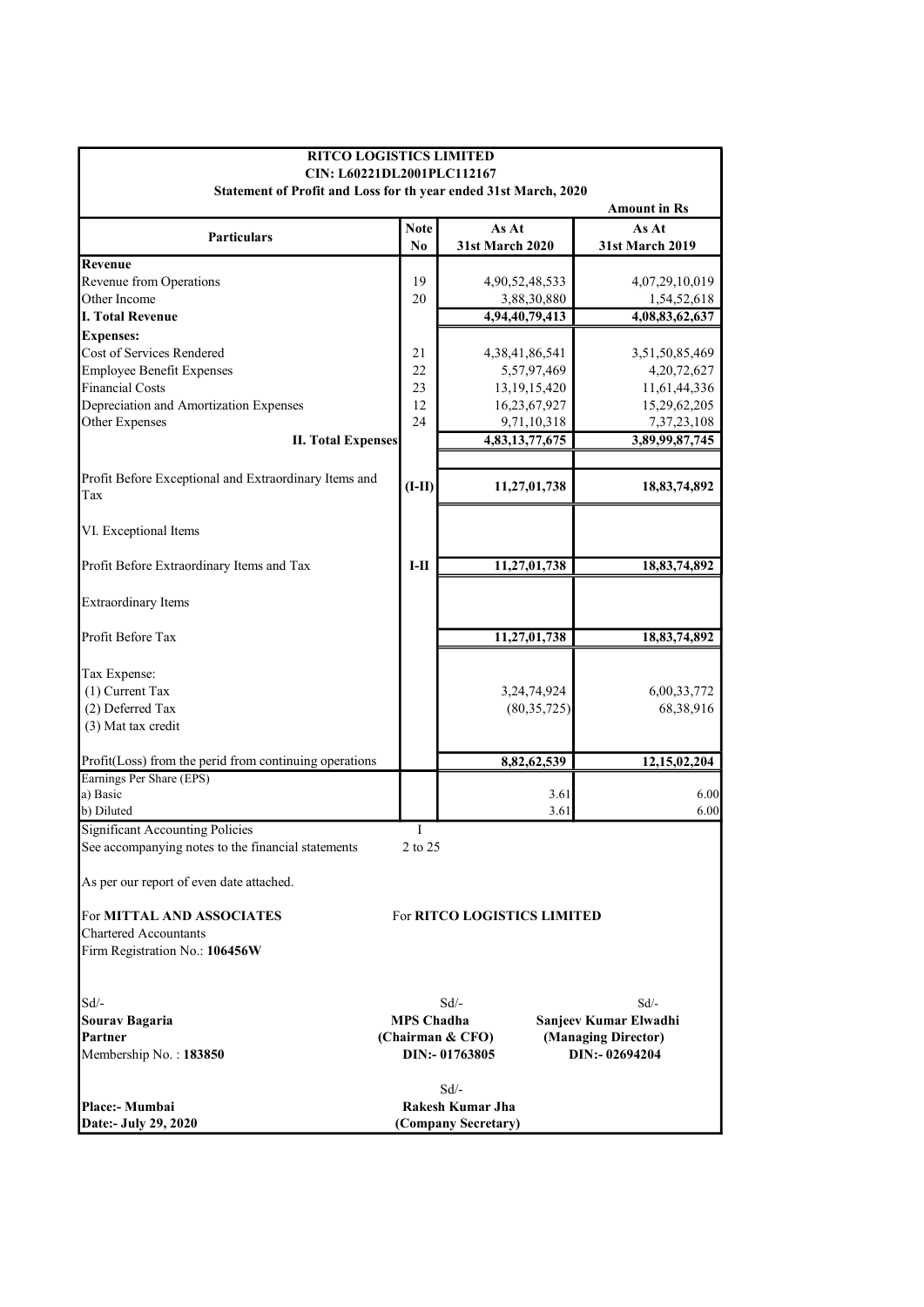**RITCO LOGISTICS LIMITED**

**CIN: L60221DL2001PLC112167**

**Statement of Profit and Loss for th year ended 31st March, 2020**

**Amount in Rs**

| Particulars | Note No | As At 31st March 2020 | As At 31st March 2019 |
|---|---|---|---|
| **Revenue** | | | |
| Revenue from Operations | 19 | 4,90,52,48,533 | 4,07,29,10,019 |
| Other Income | 20 | 3,88,30,880 | 1,54,52,618 |
| **I. Total Revenue** | | **4,94,40,79,413** | **4,08,83,62,637** |
| **Expenses:** | | | |
| Cost of Services Rendered | 21 | 4,38,41,86,541 | 3,51,50,85,469 |
| Employee Benefit Expenses | 22 | 5,57,97,469 | 4,20,72,627 |
| Financial Costs | 23 | 13,19,15,420 | 11,61,44,336 |
| Depreciation and Amortization Expenses | 12 | 16,23,67,927 | 15,29,62,205 |
| Other Expenses | 24 | 9,71,10,318 | 7,37,23,108 |
| **II. Total Expenses** | | **4,83,13,77,675** | **3,89,99,87,745** |
| Profit Before Exceptional and Extraordinary Items and Tax | **(I-II)** | **11,27,01,738** | **18,83,74,892** |
| VI. Exceptional Items | | | |
| Profit Before Extraordinary Items and Tax | **I-II** | **11,27,01,738** | **18,83,74,892** |
| Extraordinary Items | | | |
| Profit Before Tax | | **11,27,01,738** | **18,83,74,892** |
| Tax Expense: | | | |
| (1) Current Tax | | 3,24,74,924 | 6,00,33,772 |
| (2) Deferred Tax | | (80,35,725) | 68,38,916 |
| (3) Mat tax credit | | | |
| Profit(Loss) from the perid from continuing operations | | **8,82,62,539** | **12,15,02,204** |
| Earnings Per Share (EPS) | | | |
| a) Basic | | 3.61 | 6.00 |
| b) Diluted | | 3.61 | 6.00 |
| Significant Accounting Policies | I | | |
| See accompanying notes to the financial statements | 2 to 25 | | |

As per our report of even date attached.

For **MITTAL AND ASSOCIATES**
Chartered Accountants
Firm Registration No.: **106456W**

For **RITCO LOGISTICS LIMITED**

Sd/-
**Sourav Bagaria**
**Partner**
Membership No. : **183850**

Sd/-
**MPS Chadha**
**(Chairman & CFO)**
**DIN:- 01763805**

Sd/-
**Sanjeev Kumar Elwadhi**
**(Managing Director)**
**DIN:- 02694204**

Sd/-
**Rakesh Kumar Jha**
**(Company Secretary)**

**Place:- Mumbai**
**Date:- July 29, 2020**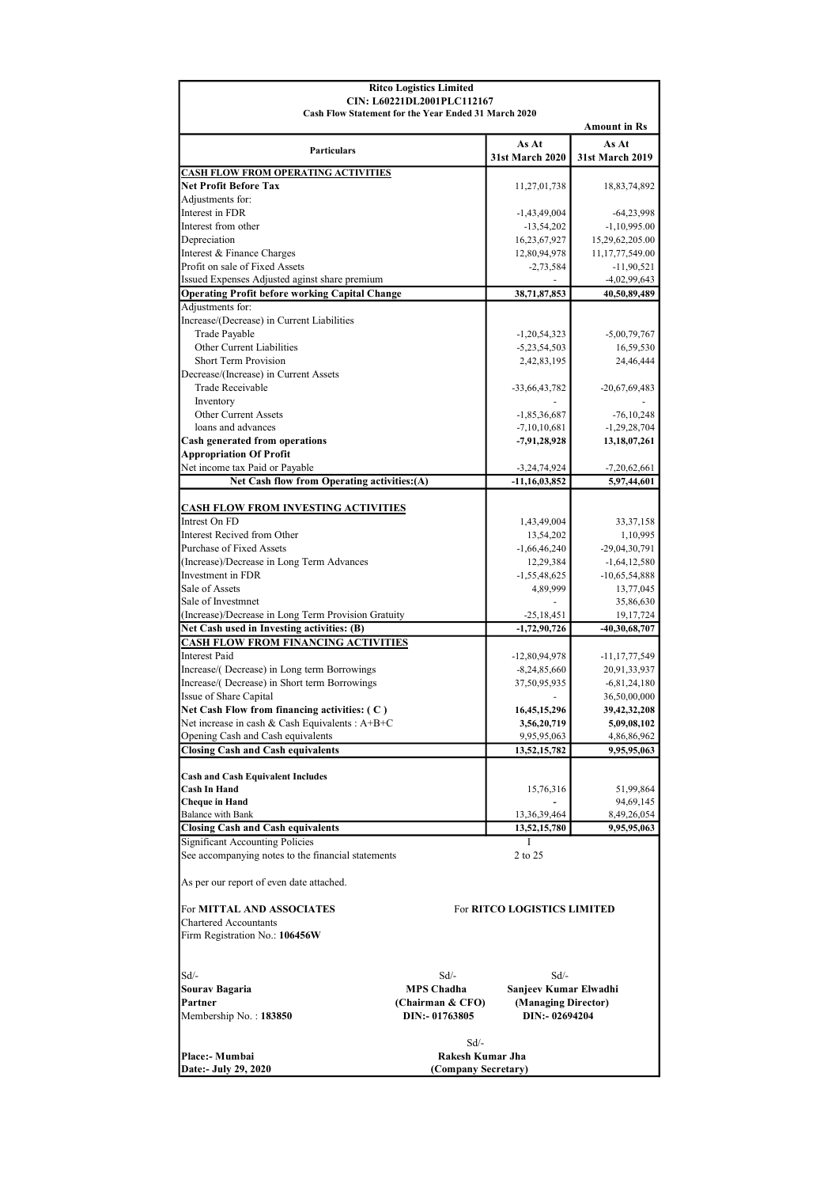**Ritco Logistics Limited**
**CIN: L60221DL2001PLC112167**
**Cash Flow Statement for the Year Ended 31 March 2020**

**Amount in Rs**

| Particulars | As At 31st March 2020 | As At 31st March 2019 |
|---|---|---|
| **CASH FLOW FROM OPERATING ACTIVITIES** | | |
| **Net Profit Before Tax** | 11,27,01,738 | 18,83,74,892 |
| Adjustments for: | | |
| Interest in FDR | -1,43,49,004 | -64,23,998 |
| Interest from other | -13,54,202 | -1,10,995.00 |
| Depreciation | 16,23,67,927 | 15,29,62,205.00 |
| Interest & Finance Charges | 12,80,94,978 | 11,17,77,549.00 |
| Profit on sale of Fixed Assets | -2,73,584 | -11,90,521 |
| Issued Expenses Adjusted aginst share premium | - | -4,02,99,643 |
| **Operating Profit before working Capital Change** | **38,71,87,853** | **40,50,89,489** |
| Adjustments for: | | |
| Increase/(Decrease) in Current Liabilities | | |
| Trade Payable | -1,20,54,323 | -5,00,79,767 |
| Other Current Liabilities | -5,23,54,503 | 16,59,530 |
| Short Term Provision | 2,42,83,195 | 24,46,444 |
| Decrease/(Increase) in Current Assets | | |
| Trade Receivable | -33,66,43,782 | -20,67,69,483 |
| Inventory | - | - |
| Other Current Assets | -1,85,36,687 | -76,10,248 |
| loans and advances | -7,10,10,681 | -1,29,28,704 |
| **Cash generated from operations** | **-7,91,28,928** | **13,18,07,261** |
| **Appropriation Of Profit** | | |
| Net income tax Paid or Payable | -3,24,74,924 | -7,20,62,661 |
| **Net Cash flow from Operating activities:(A)** | **-11,16,03,852** | **5,97,44,601** |
| **CASH FLOW FROM INVESTING ACTIVITIES** | | |
| Intrest On FD | 1,43,49,004 | 33,37,158 |
| Interest Recived from Other | 13,54,202 | 1,10,995 |
| Purchase of Fixed Assets | -1,66,46,240 | -29,04,30,791 |
| (Increase)/Decrease in Long Term Advances | 12,29,384 | -1,64,12,580 |
| Investment in FDR | -1,55,48,625 | -10,65,54,888 |
| Sale of Assets | 4,89,999 | 13,77,045 |
| Sale of Investmnet | - | 35,86,630 |
| (Increase)/Decrease in Long Term Provision Gratuity | -25,18,451 | 19,17,724 |
| **Net Cash used in Investing activities: (B)** | **-1,72,90,726** | **-40,30,68,707** |
| **CASH FLOW FROM FINANCING ACTIVITIES** | | |
| Interest Paid | -12,80,94,978 | -11,17,77,549 |
| Increase/( Decrease) in Long term Borrowings | -8,24,85,660 | 20,91,33,937 |
| Increase/( Decrease) in Short term Borrowings | 37,50,95,935 | -6,81,24,180 |
| Issue of Share Capital | - | 36,50,00,000 |
| **Net Cash Flow from financing activities: ( C )** | **16,45,15,296** | **39,42,32,208** |
| Net increase in cash & Cash Equivalents : A+B+C | **3,56,20,719** | **5,09,08,102** |
| Opening Cash and Cash equivalents | 9,95,95,063 | 4,86,86,962 |
| **Closing Cash and Cash equivalents** | **13,52,15,782** | **9,95,95,063** |
| **Cash and Cash Equivalent Includes** | | |
| **Cash In Hand** | 15,76,316 | 51,99,864 |
| **Cheque in Hand** | **-** | 94,69,145 |
| Balance with Bank | 13,36,39,464 | 8,49,26,054 |
| **Closing Cash and Cash equivalents** | **13,52,15,780** | **9,95,95,063** |
| Significant Accounting Policies | I | |
| See accompanying notes to the financial statements | 2 to 25 | |

As per our report of even date attached.

For **MITTAL AND ASSOCIATES**
Chartered Accountants
Firm Registration No.: **106456W**

For **RITCO LOGISTICS LIMITED**

Sd/-
**Sourav Bagaria**
**Partner**
Membership No. : **183850**

Sd/-
**MPS Chadha**
**(Chairman & CFO)**
**DIN:- 01763805**

Sd/-
**Sanjeev Kumar Elwadhi**
**(Managing Director)**
**DIN:- 02694204**

Sd/-
**Rakesh Kumar Jha**
**(Company Secretary)**

**Place:- Mumbai**
**Date:- July 29, 2020**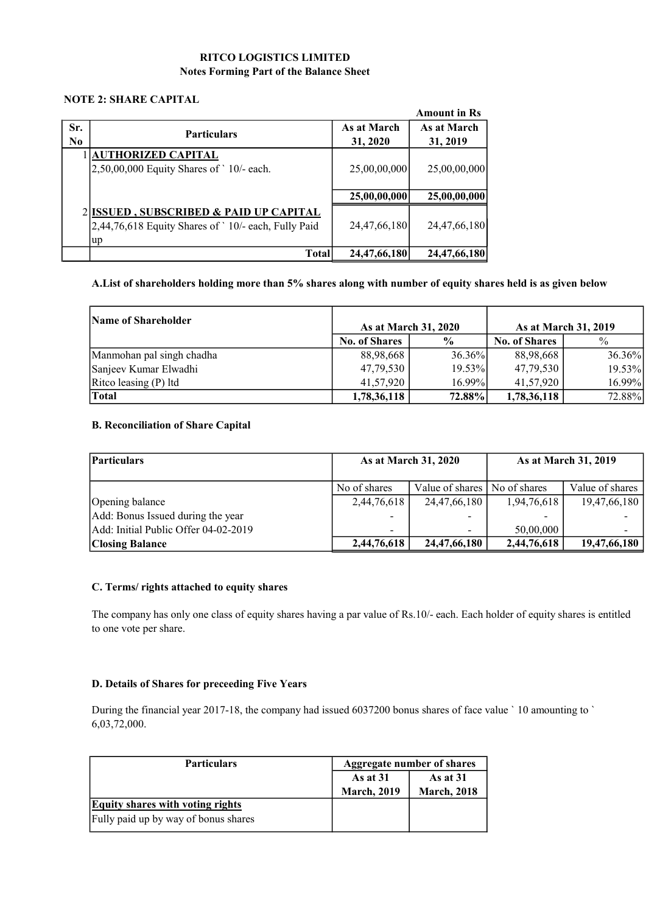**RITCO LOGISTICS LIMITED**

**Notes Forming Part of the Balance Sheet**

**NOTE 2: SHARE CAPITAL**

Amount in Rs

| Sr. No | Particulars | As at March 31, 2020 | As at March 31, 2019 |
|---|---|---|---|
| 1 | **AUTHORIZED CAPITAL** 2,50,00,000 Equity Shares of ` 10/- each. | 25,00,00,000 | 25,00,00,000 |
| | | **25,00,00,000** | **25,00,00,000** |
| 2 | **ISSUED , SUBSCRIBED & PAID UP CAPITAL** 2,44,76,618 Equity Shares of ` 10/- each, Fully Paid up | 24,47,66,180 | 24,47,66,180 |
| | **Total** | **24,47,66,180** | **24,47,66,180** |

**A.List of shareholders holding more than 5% shares along with number of equity shares held is as given below**

| Name of Shareholder | As at March 31, 2020 | | As at March 31, 2019 | |
|---|---|---|---|---|
| | No. of Shares | % | No. of Shares | % |
| Manmohan pal singh chadha | 88,98,668 | 36.36% | 88,98,668 | 36.36% |
| Sanjeev Kumar Elwadhi | 47,79,530 | 19.53% | 47,79,530 | 19.53% |
| Ritco leasing (P) ltd | 41,57,920 | 16.99% | 41,57,920 | 16.99% |
| **Total** | **1,78,36,118** | **72.88%** | **1,78,36,118** | 72.88% |

**B. Reconciliation of Share Capital**

| Particulars | As at March 31, 2020 | | As at March 31, 2019 | |
|---|---|---|---|---|
| | No of shares | Value of shares | No of shares | Value of shares |
| Opening balance | 2,44,76,618 | 24,47,66,180 | 1,94,76,618 | 19,47,66,180 |
| Add: Bonus Issued during the year | - | - | - | - |
| Add: Initial Public Offer 04-02-2019 | - | - | 50,00,000 | - |
| **Closing Balance** | **2,44,76,618** | **24,47,66,180** | **2,44,76,618** | **19,47,66,180** |

**C. Terms/ rights attached to equity shares**

The company has only one class of equity shares having a par value of Rs.10/- each. Each holder of equity shares is entitled to one vote per share.

**D. Details of Shares for preceeding Five Years**

During the financial year 2017-18, the company had issued 6037200 bonus shares of face value ` 10 amounting to ` 6,03,72,000.

| Particulars | Aggregate number of shares | |
|---|---|---|
| | As at 31 March, 2019 | As at 31 March, 2018 |
| **Equity shares with voting rights** | | |
| Fully paid up by way of bonus shares | | |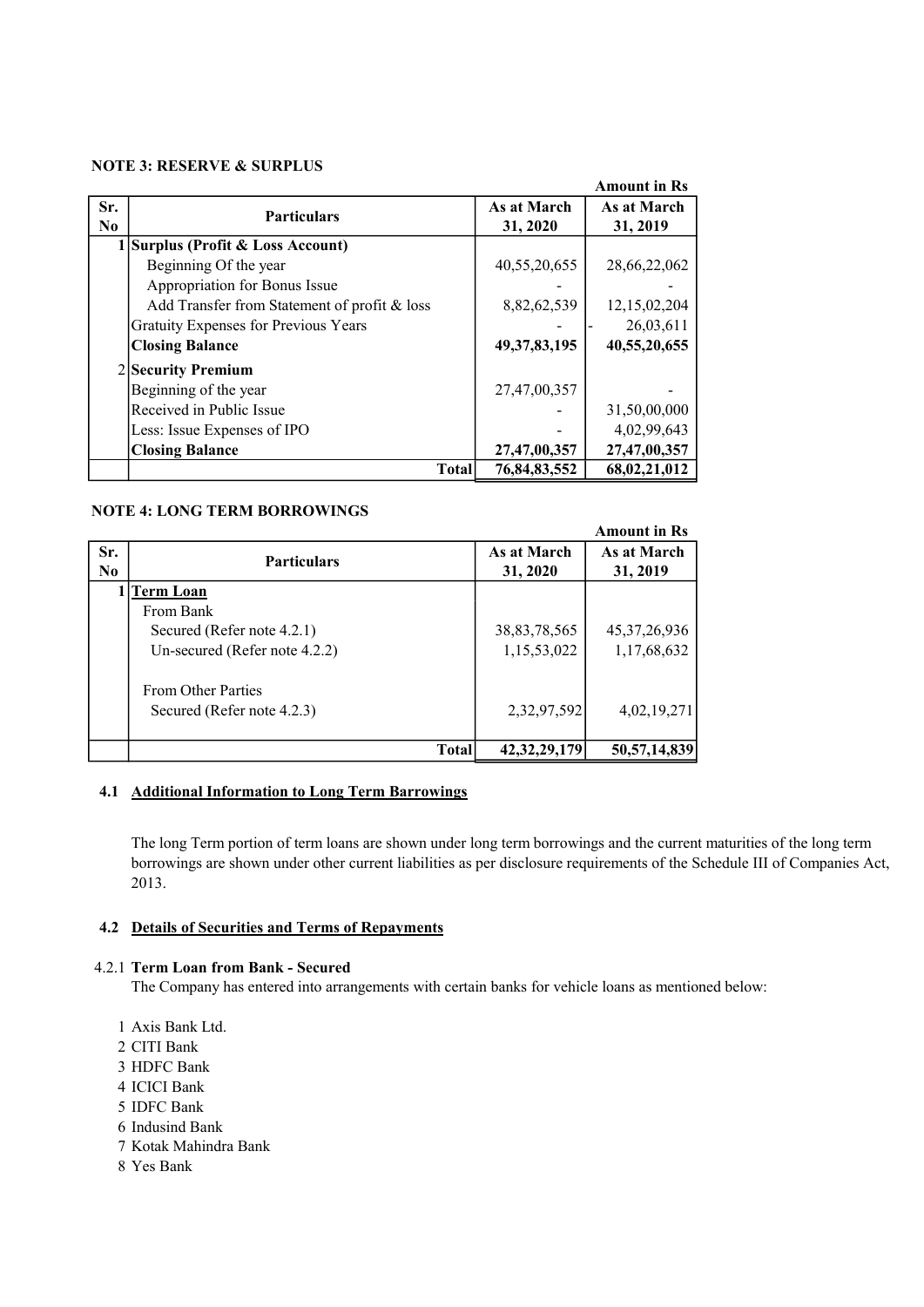**NOTE 3: RESERVE & SURPLUS**

**Amount in Rs**

| Sr. No | Particulars | As at March 31, 2020 | As at March 31, 2019 |
|---|---|---|---|
| 1 | **Surplus (Profit & Loss Account)** | | |
| | Beginning Of the year | 40,55,20,655 | 28,66,22,062 |
| | Appropriation for Bonus Issue | - | - |
| | Add Transfer from Statement of profit & loss | 8,82,62,539 | 12,15,02,204 |
| | Gratuity Expenses for Previous Years | - | - 26,03,611 |
| | **Closing Balance** | **49,37,83,195** | **40,55,20,655** |
| 2 | **Security Premium** | | |
| | Beginning of the year | 27,47,00,357 | - |
| | Received in Public Issue | - | 31,50,00,000 |
| | Less: Issue Expenses of IPO | - | 4,02,99,643 |
| | **Closing Balance** | **27,47,00,357** | **27,47,00,357** |
| | **Total** | **76,84,83,552** | **68,02,21,012** |

**NOTE 4: LONG TERM BORROWINGS**

**Amount in Rs**

| Sr. No | Particulars | As at March 31, 2020 | As at March 31, 2019 |
|---|---|---|---|
| 1 | **Term Loan** | | |
| | From Bank | | |
| | Secured (Refer note 4.2.1) | 38,83,78,565 | 45,37,26,936 |
| | Un-secured (Refer note 4.2.2) | 1,15,53,022 | 1,17,68,632 |
| | From Other Parties | | |
| | Secured (Refer note 4.2.3) | 2,32,97,592 | 4,02,19,271 |
| | **Total** | **42,32,29,179** | **50,57,14,839** |

**4.1 Additional Information to Long Term Barrowings**

The long Term portion of term loans are shown under long term borrowings and the current maturities of the long term borrowings are shown under other current liabilities as per disclosure requirements of the Schedule III of Companies Act, 2013.

**4.2 Details of Securities and Terms of Repayments**

4.2.1 **Term Loan from Bank - Secured**

The Company has entered into arrangements with certain banks for vehicle loans as mentioned below:

1. Axis Bank Ltd.
2. CITI Bank
3. HDFC Bank
4. ICICI Bank
5. IDFC Bank
6. Indusind Bank
7. Kotak Mahindra Bank
8. Yes Bank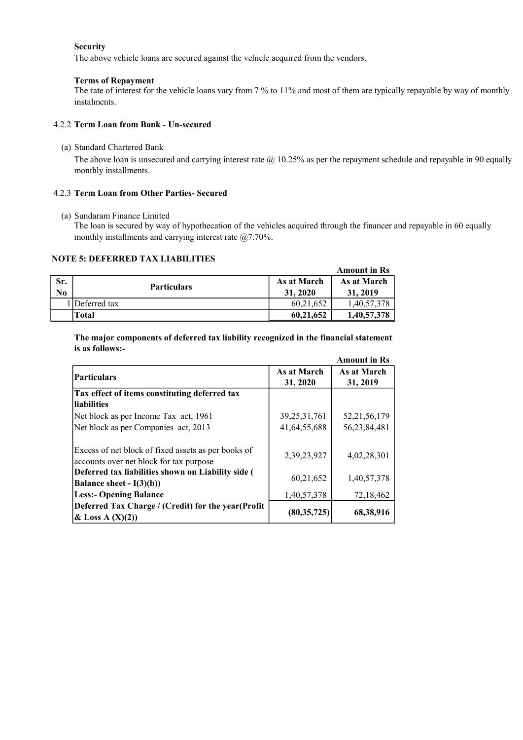**Security**

The above vehicle loans are secured against the vehicle acquired from the vendors.

**Terms of Repayment**

The rate of interest for the vehicle loans vary from 7 % to 11% and most of them are typically repayable by way of monthly instalments.

4.2.2 **Term Loan from Bank - Un-secured**

(a) Standard Chartered Bank

The above loan is unsecured and carrying interest rate @ 10.25% as per the repayment schedule and repayable in 90 equally monthly installments.

4.2.3 **Term Loan from Other Parties- Secured**

(a) Sundaram Finance Limited

The loan is secured by way of hypothecation of the vehicles acquired through the financer and repayable in 60 equally monthly installments and carrying interest rate @7.70%.

**NOTE 5: DEFERRED TAX LIABILITIES**

**Amount in Rs**

| Sr. No | Particulars | As at March 31, 2020 | As at March 31, 2019 |
|---|---|---|---|
| 1 | Deferred tax | 60,21,652 | 1,40,57,378 |
| | **Total** | **60,21,652** | **1,40,57,378** |

**The major components of deferred tax liability recognized in the financial statement is as follows:-**

**Amount in Rs**

| Particulars | As at March 31, 2020 | As at March 31, 2019 |
|---|---|---|
| **Tax effect of items constituting deferred tax liabilities** | | |
| Net block as per Income Tax act, 1961 | 39,25,31,761 | 52,21,56,179 |
| Net block as per Companies act, 2013 | 41,64,55,688 | 56,23,84,481 |
| Excess of net block of fixed assets as per books of accounts over net block for tax purpose | 2,39,23,927 | 4,02,28,301 |
| **Deferred tax liabilities shown on Liability side ( Balance sheet - I(3)(b))** | 60,21,652 | 1,40,57,378 |
| **Less:- Opening Balance** | 1,40,57,378 | 72,18,462 |
| **Deferred Tax Charge / (Credit) for the year(Profit & Loss A (X)(2))** | **(80,35,725)** | **68,38,916** |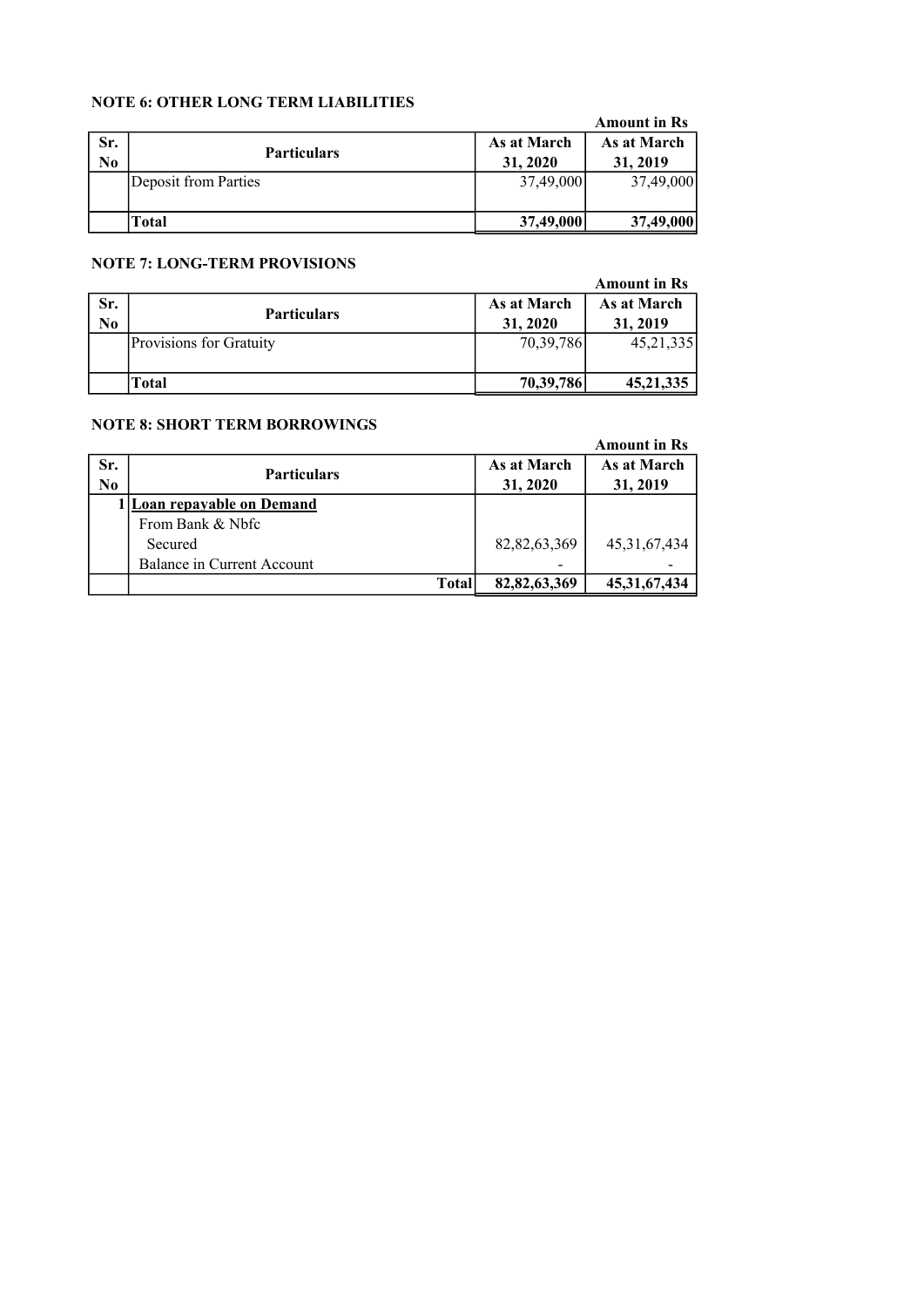**NOTE 6: OTHER LONG TERM LIABILITIES**

**Amount in Rs**

| Sr. No | Particulars | As at March 31, 2020 | As at March 31, 2019 |
|---|---|---|---|
| | Deposit from Parties | 37,49,000 | 37,49,000 |
| | **Total** | **37,49,000** | **37,49,000** |

**NOTE 7: LONG-TERM PROVISIONS**

**Amount in Rs**

| Sr. No | Particulars | As at March 31, 2020 | As at March 31, 2019 |
|---|---|---|---|
| | Provisions for Gratuity | 70,39,786 | 45,21,335 |
| | **Total** | **70,39,786** | **45,21,335** |

**NOTE 8: SHORT TERM BORROWINGS**

**Amount in Rs**

| Sr. No | Particulars | As at March 31, 2020 | As at March 31, 2019 |
|---|---|---|---|
| 1 | **Loan repayable on Demand** | | |
| | From Bank & Nbfc | | |
| | Secured | 82,82,63,369 | 45,31,67,434 |
| | Balance in Current Account | - | - |
| | **Total** | **82,82,63,369** | **45,31,67,434** |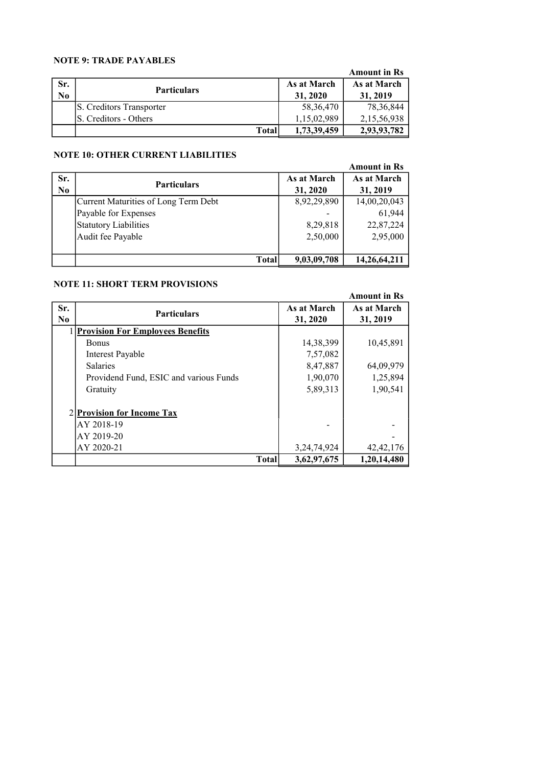**NOTE 9: TRADE PAYABLES**

**Amount in Rs**

| Sr. No | Particulars | As at March 31, 2020 | As at March 31, 2019 |
|---|---|---|---|
| | S. Creditors Transporter | 58,36,470 | 78,36,844 |
| | S. Creditors - Others | 1,15,02,989 | 2,15,56,938 |
| | **Total** | **1,73,39,459** | **2,93,93,782** |

**NOTE 10: OTHER CURRENT LIABILITIES**

**Amount in Rs**

| Sr. No | Particulars | As at March 31, 2020 | As at March 31, 2019 |
|---|---|---|---|
| | Current Maturities of Long Term Debt | 8,92,29,890 | 14,00,20,043 |
| | Payable for Expenses | - | 61,944 |
| | Statutory Liabilities | 8,29,818 | 22,87,224 |
| | Audit fee Payable | 2,50,000 | 2,95,000 |
| | **Total** | **9,03,09,708** | **14,26,64,211** |

**NOTE 11: SHORT TERM PROVISIONS**

**Amount in Rs**

| Sr. No | Particulars | As at March 31, 2020 | As at March 31, 2019 |
|---|---|---|---|
| 1 | **Provision For Employees Benefits** | | |
| | Bonus | 14,38,399 | 10,45,891 |
| | Interest Payable | 7,57,082 | |
| | Salaries | 8,47,887 | 64,09,979 |
| | Providend Fund, ESIC and various Funds | 1,90,070 | 1,25,894 |
| | Gratuity | 5,89,313 | 1,90,541 |
| 2 | **Provision for Income Tax** | | |
| | AY 2018-19 | - | - |
| | AY 2019-20 | | - |
| | AY 2020-21 | 3,24,74,924 | 42,42,176 |
| | **Total** | **3,62,97,675** | **1,20,14,480** |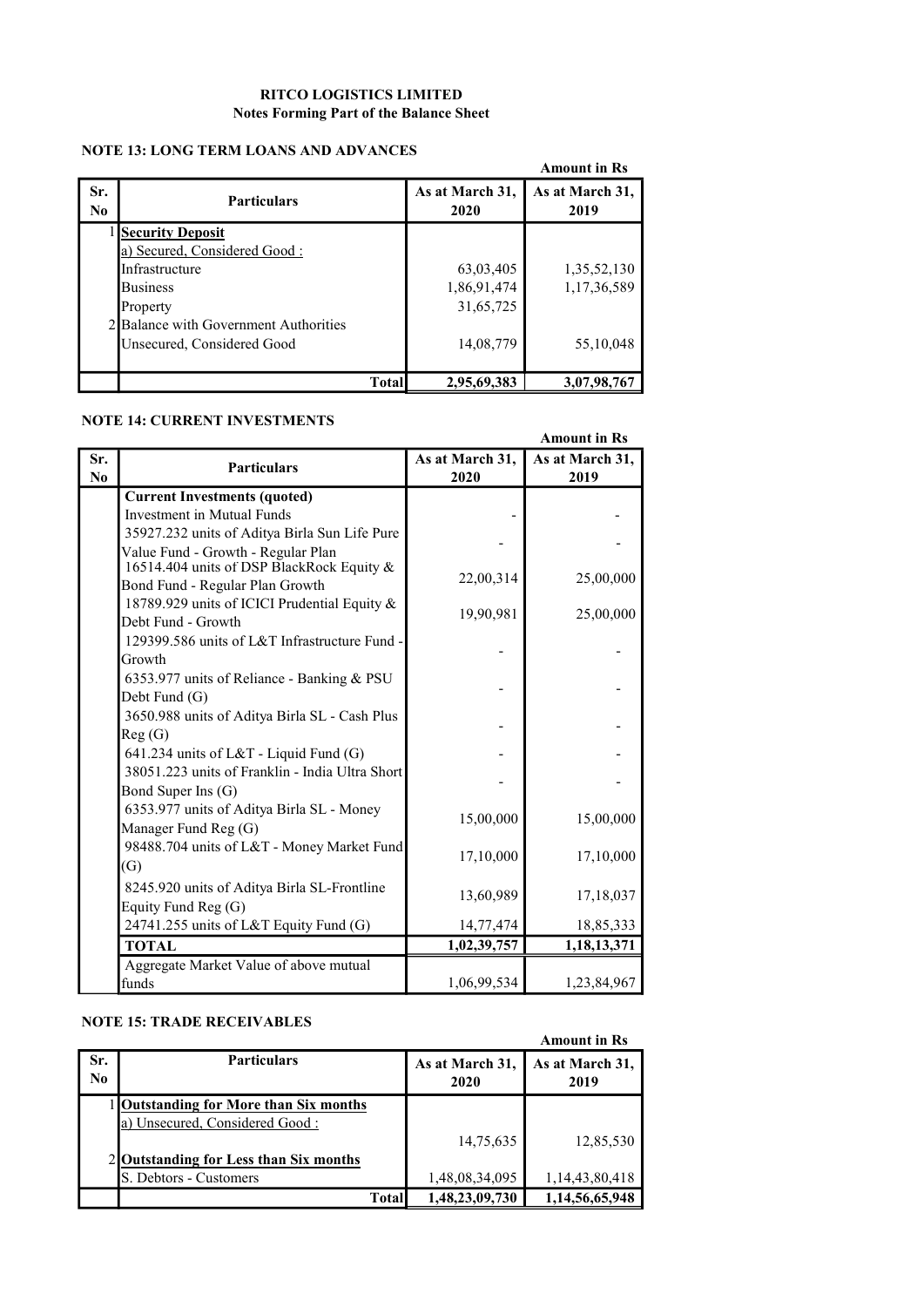**RITCO LOGISTICS LIMITED**
**Notes Forming Part of the Balance Sheet**

**NOTE 13: LONG TERM LOANS AND ADVANCES**

**Amount in Rs**

| Sr. No | Particulars | As at March 31, 2020 | As at March 31, 2019 |
|---|---|---|---|
| 1 | **Security Deposit** | | |
| | a) Secured, Considered Good : | | |
| | Infrastructure | 63,03,405 | 1,35,52,130 |
| | Business | 1,86,91,474 | 1,17,36,589 |
| | Property | 31,65,725 | |
| 2 | Balance with Government Authorities | | |
| | Unsecured, Considered Good | 14,08,779 | 55,10,048 |
| | **Total** | **2,95,69,383** | **3,07,98,767** |

**NOTE 14: CURRENT INVESTMENTS**

**Amount in Rs**

| Sr. No | Particulars | As at March 31, 2020 | As at March 31, 2019 |
|---|---|---|---|
| | **Current Investments (quoted)** | | |
| | Investment in Mutual Funds | - | - |
| | 35927.232 units of Aditya Birla Sun Life Pure Value Fund - Growth - Regular Plan | - | - |
| | 16514.404 units of DSP BlackRock Equity & Bond Fund - Regular Plan Growth | 22,00,314 | 25,00,000 |
| | 18789.929 units of ICICI Prudential Equity & Debt Fund - Growth | 19,90,981 | 25,00,000 |
| | 129399.586 units of L&T Infrastructure Fund - Growth | - | - |
| | 6353.977 units of Reliance - Banking & PSU Debt Fund (G) | - | - |
| | 3650.988 units of Aditya Birla SL - Cash Plus Reg (G) | - | - |
| | 641.234 units of L&T - Liquid Fund (G) | - | - |
| | 38051.223 units of Franklin - India Ultra Short Bond Super Ins (G) | - | - |
| | 6353.977 units of Aditya Birla SL - Money Manager Fund Reg (G) | 15,00,000 | 15,00,000 |
| | 98488.704 units of L&T - Money Market Fund (G) | 17,10,000 | 17,10,000 |
| | 8245.920 units of Aditya Birla SL-Frontline Equity Fund Reg (G) | 13,60,989 | 17,18,037 |
| | 24741.255 units of L&T Equity Fund (G) | 14,77,474 | 18,85,333 |
| | **TOTAL** | **1,02,39,757** | **1,18,13,371** |
| | Aggregate Market Value of above mutual funds | 1,06,99,534 | 1,23,84,967 |

**NOTE 15: TRADE RECEIVABLES**

**Amount in Rs**

| Sr. No | Particulars | As at March 31, 2020 | As at March 31, 2019 |
|---|---|---|---|
| 1 | **Outstanding for More than Six months** | | |
| | a) Unsecured, Considered Good : | 14,75,635 | 12,85,530 |
| 2 | **Outstanding for Less than Six months** | | |
| | S. Debtors - Customers | 1,48,08,34,095 | 1,14,43,80,418 |
| | **Total** | **1,48,23,09,730** | **1,14,56,65,948** |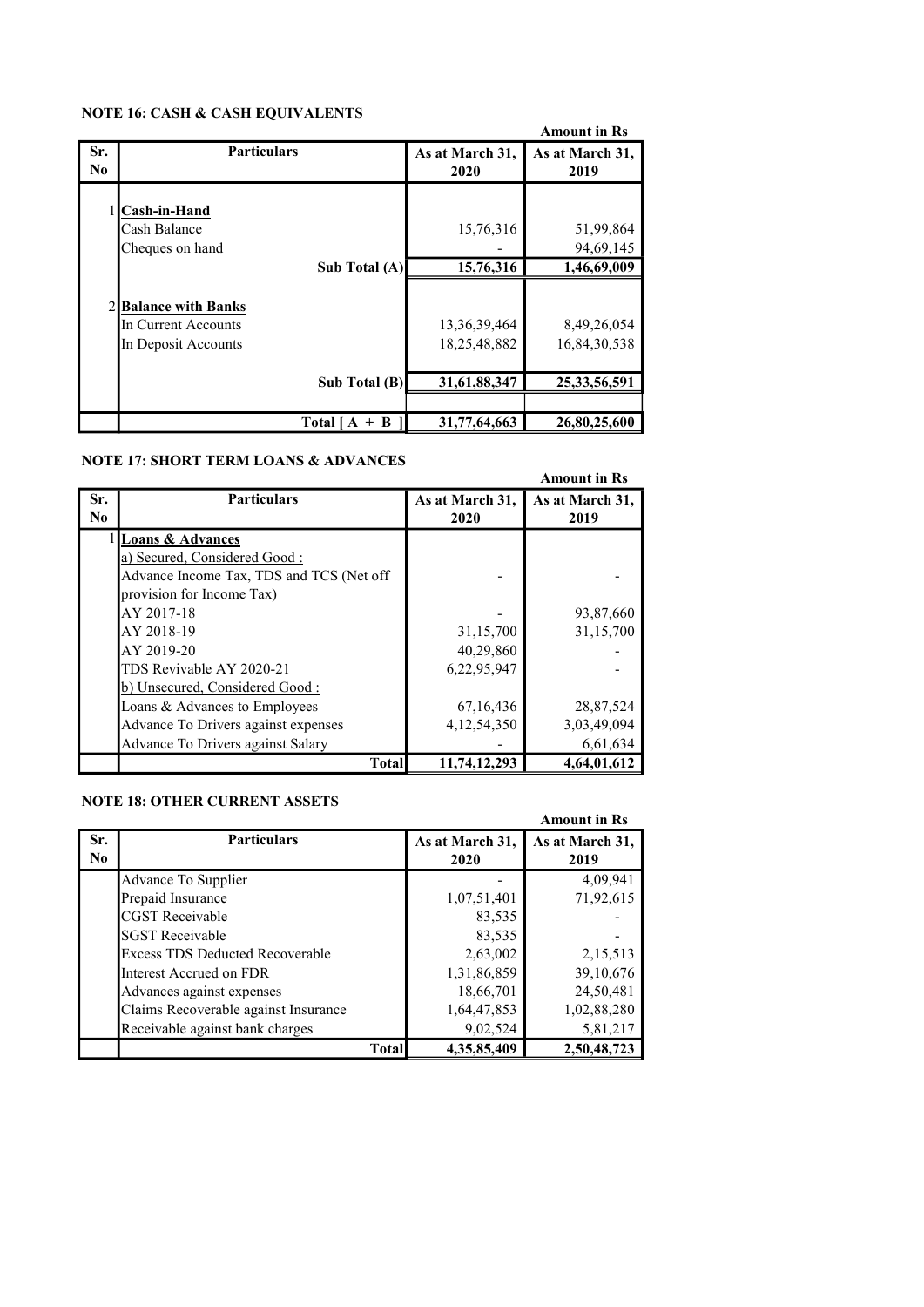## NOTE 16: CASH & CASH EQUIVALENTS

Amount in Rs

| Sr. No | Particulars | As at March 31, 2020 | As at March 31, 2019 |
|---|---|---|---|
| 1 | **Cash-in-Hand** | | |
| | Cash Balance | 15,76,316 | 51,99,864 |
| | Cheques on hand | - | 94,69,145 |
| | **Sub Total (A)** | **15,76,316** | **1,46,69,009** |
| 2 | **Balance with Banks** | | |
| | In Current Accounts | 13,36,39,464 | 8,49,26,054 |
| | In Deposit Accounts | 18,25,48,882 | 16,84,30,538 |
| | **Sub Total (B)** | **31,61,88,347** | **25,33,56,591** |
| | **Total [ A + B ]** | **31,77,64,663** | **26,80,25,600** |

## NOTE 17: SHORT TERM LOANS & ADVANCES

Amount in Rs

| Sr. No | Particulars | As at March 31, 2020 | As at March 31, 2019 |
|---|---|---|---|
| 1 | **Loans & Advances** | | |
| | a) Secured, Considered Good : | | |
| | Advance Income Tax, TDS and TCS (Net off provision for Income Tax) | - | - |
| | AY 2017-18 | - | 93,87,660 |
| | AY 2018-19 | 31,15,700 | 31,15,700 |
| | AY 2019-20 | 40,29,860 | - |
| | TDS Revivable AY 2020-21 | 6,22,95,947 | - |
| | b) Unsecured, Considered Good : | | |
| | Loans & Advances to Employees | 67,16,436 | 28,87,524 |
| | Advance To Drivers against expenses | 4,12,54,350 | 3,03,49,094 |
| | Advance To Drivers against Salary | - | 6,61,634 |
| | **Total** | **11,74,12,293** | **4,64,01,612** |

## NOTE 18: OTHER CURRENT ASSETS

Amount in Rs

| Sr. No | Particulars | As at March 31, 2020 | As at March 31, 2019 |
|---|---|---|---|
| | Advance To Supplier | - | 4,09,941 |
| | Prepaid Insurance | 1,07,51,401 | 71,92,615 |
| | CGST Receivable | 83,535 | - |
| | SGST Receivable | 83,535 | - |
| | Excess TDS Deducted Recoverable | 2,63,002 | 2,15,513 |
| | Interest Accrued on FDR | 1,31,86,859 | 39,10,676 |
| | Advances against expenses | 18,66,701 | 24,50,481 |
| | Claims Recoverable against Insurance | 1,64,47,853 | 1,02,88,280 |
| | Receivable against bank charges | 9,02,524 | 5,81,217 |
| | **Total** | **4,35,85,409** | **2,50,48,723** |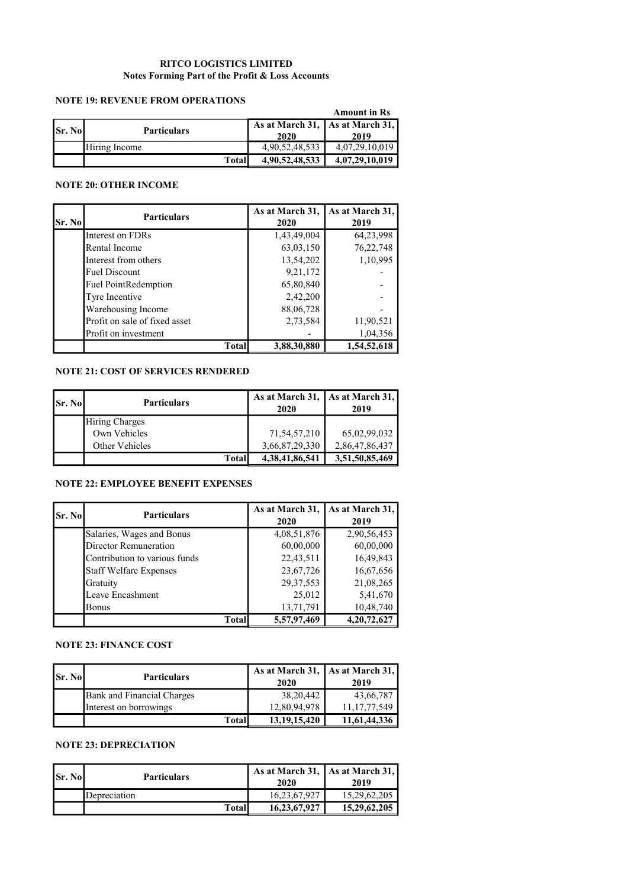**RITCO LOGISTICS LIMITED**
**Notes Forming Part of the Profit & Loss Accounts**

### NOTE 19: REVENUE FROM OPERATIONS

**Amount in Rs**

| Sr. No | Particulars | As at March 31, 2020 | As at March 31, 2019 |
|---|---|---|---|
| | Hiring Income | 4,90,52,48,533 | 4,07,29,10,019 |
| | **Total** | **4,90,52,48,533** | **4,07,29,10,019** |

### NOTE 20: OTHER INCOME

| Sr. No | Particulars | As at March 31, 2020 | As at March 31, 2019 |
|---|---|---|---|
| | Interest on FDRs | 1,43,49,004 | 64,23,998 |
| | Rental Income | 63,03,150 | 76,22,748 |
| | Interest from others | 13,54,202 | 1,10,995 |
| | Fuel Discount | 9,21,172 | - |
| | Fuel PointRedemption | 65,80,840 | - |
| | Tyre Incentive | 2,42,200 | - |
| | Warehousing Income | 88,06,728 | - |
| | Profit on sale of fixed asset | 2,73,584 | 11,90,521 |
| | Profit on investment | - | 1,04,356 |
| | **Total** | **3,88,30,880** | **1,54,52,618** |

### NOTE 21: COST OF SERVICES RENDERED

| Sr. No | Particulars | As at March 31, 2020 | As at March 31, 2019 |
|---|---|---|---|
| | Hiring Charges | | |
| | Own Vehicles | 71,54,57,210 | 65,02,99,032 |
| | Other Vehicles | 3,66,87,29,330 | 2,86,47,86,437 |
| | **Total** | **4,38,41,86,541** | **3,51,50,85,469** |

### NOTE 22: EMPLOYEE BENEFIT EXPENSES

| Sr. No | Particulars | As at March 31, 2020 | As at March 31, 2019 |
|---|---|---|---|
| | Salaries, Wages and Bonus | 4,08,51,876 | 2,90,56,453 |
| | Director Remuneration | 60,00,000 | 60,00,000 |
| | Contribution to various funds | 22,43,511 | 16,49,843 |
| | Staff Welfare Expenses | 23,67,726 | 16,67,656 |
| | Gratuity | 29,37,553 | 21,08,265 |
| | Leave Encashment | 25,012 | 5,41,670 |
| | Bonus | 13,71,791 | 10,48,740 |
| | **Total** | **5,57,97,469** | **4,20,72,627** |

### NOTE 23: FINANCE COST

| Sr. No | Particulars | As at March 31, 2020 | As at March 31, 2019 |
|---|---|---|---|
| | Bank and Financial Charges | 38,20,442 | 43,66,787 |
| | Interest on borrowings | 12,80,94,978 | 11,17,77,549 |
| | **Total** | **13,19,15,420** | **11,61,44,336** |

### NOTE 23: DEPRECIATION

| Sr. No | Particulars | As at March 31, 2020 | As at March 31, 2019 |
|---|---|---|---|
| | Depreciation | 16,23,67,927 | 15,29,62,205 |
| | **Total** | **16,23,67,927** | **15,29,62,205** |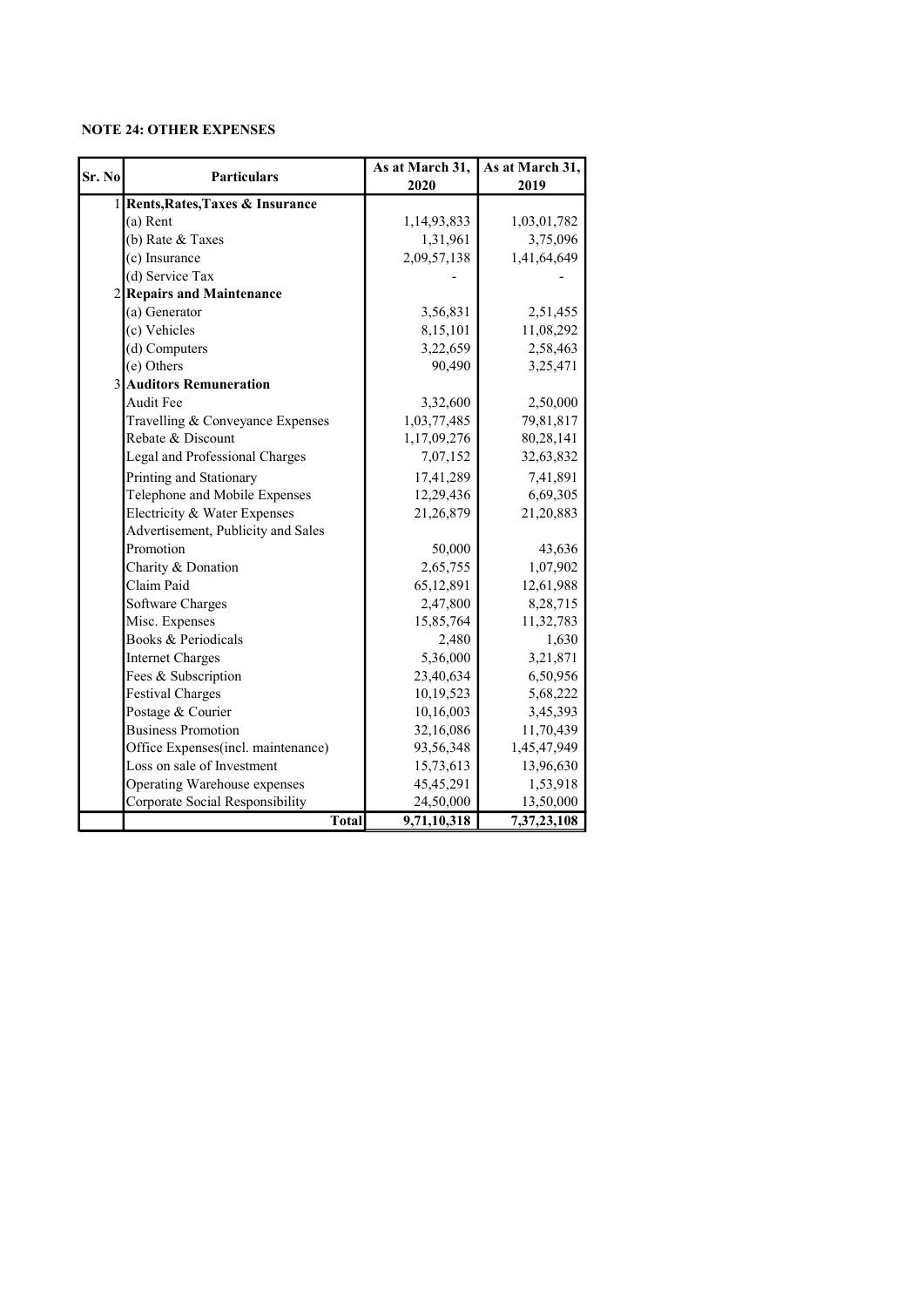**NOTE 24: OTHER EXPENSES**

| Sr. No | Particulars | As at March 31, 2020 | As at March 31, 2019 |
|---|---|---|---|
| 1 | **Rents,Rates,Taxes & Insurance** | | |
| | (a) Rent | 1,14,93,833 | 1,03,01,782 |
| | (b) Rate & Taxes | 1,31,961 | 3,75,096 |
| | (c) Insurance | 2,09,57,138 | 1,41,64,649 |
| | (d) Service Tax | - | - |
| 2 | **Repairs and Maintenance** | | |
| | (a) Generator | 3,56,831 | 2,51,455 |
| | (c) Vehicles | 8,15,101 | 11,08,292 |
| | (d) Computers | 3,22,659 | 2,58,463 |
| | (e) Others | 90,490 | 3,25,471 |
| 3 | **Auditors Remuneration** | | |
| | Audit Fee | 3,32,600 | 2,50,000 |
| | Travelling & Conveyance Expenses | 1,03,77,485 | 79,81,817 |
| | Rebate & Discount | 1,17,09,276 | 80,28,141 |
| | Legal and Professional Charges | 7,07,152 | 32,63,832 |
| | Printing and Stationary | 17,41,289 | 7,41,891 |
| | Telephone and Mobile Expenses | 12,29,436 | 6,69,305 |
| | Electricity & Water Expenses | 21,26,879 | 21,20,883 |
| | Advertisement, Publicity and Sales Promotion | 50,000 | 43,636 |
| | Charity & Donation | 2,65,755 | 1,07,902 |
| | Claim Paid | 65,12,891 | 12,61,988 |
| | Software Charges | 2,47,800 | 8,28,715 |
| | Misc. Expenses | 15,85,764 | 11,32,783 |
| | Books & Periodicals | 2,480 | 1,630 |
| | Internet Charges | 5,36,000 | 3,21,871 |
| | Fees & Subscription | 23,40,634 | 6,50,956 |
| | Festival Charges | 10,19,523 | 5,68,222 |
| | Postage & Courier | 10,16,003 | 3,45,393 |
| | Business Promotion | 32,16,086 | 11,70,439 |
| | Office Expenses(incl. maintenance) | 93,56,348 | 1,45,47,949 |
| | Loss on sale of Investment | 15,73,613 | 13,96,630 |
| | Operating Warehouse expenses | 45,45,291 | 1,53,918 |
| | Corporate Social Responsibility | 24,50,000 | 13,50,000 |
| | **Total** | **9,71,10,318** | **7,37,23,108** |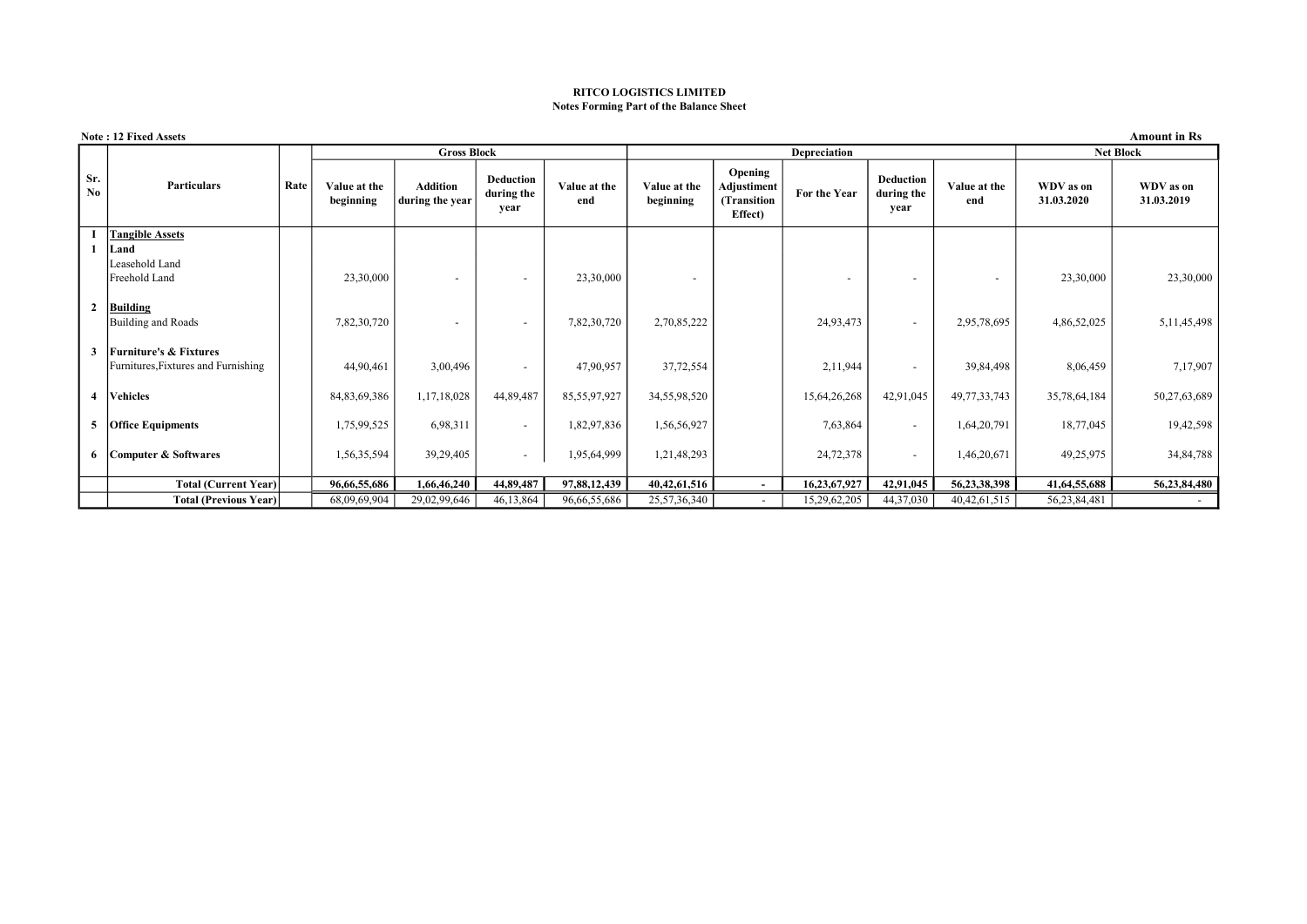**RITCO LOGISTICS LIMITED**
**Notes Forming Part of the Balance Sheet**

**Note : 12 Fixed Assets**

**Amount in Rs**

| Sr. No | Particulars | Rate | Gross Block | | | | Depreciation | | | | | Net Block | |
|---|---|---|---|---|---|---|---|---|---|---|---|---|---|
| | | | Value at the beginning | Addition during the year | Deduction during the year | Value at the end | Value at the beginning | Opening Adjustment (Transition Effect) | For the Year | Deduction during the year | Value at the end | WDV as on 31.03.2020 | WDV as on 31.03.2019 |
| I | **Tangible Assets** | | | | | | | | | | | | |
| 1 | **Land** | | | | | | | | | | | | |
| | Leasehold Land | | | | | | | | | | | | |
| | Freehold Land | | 23,30,000 | - | - | 23,30,000 | - | | - | - | - | 23,30,000 | 23,30,000 |
| 2 | **Building** | | | | | | | | | | | | |
| | Building and Roads | | 7,82,30,720 | - | - | 7,82,30,720 | 2,70,85,222 | | 24,93,473 | - | 2,95,78,695 | 4,86,52,025 | 5,11,45,498 |
| 3 | **Furniture's & Fixtures** | | | | | | | | | | | | |
| | Furnitures,Fixtures and Furnishing | | 44,90,461 | 3,00,496 | - | 47,90,957 | 37,72,554 | | 2,11,944 | - | 39,84,498 | 8,06,459 | 7,17,907 |
| 4 | **Vehicles** | | 84,83,69,386 | 1,17,18,028 | 44,89,487 | 85,55,97,927 | 34,55,98,520 | | 15,64,26,268 | 42,91,045 | 49,77,33,743 | 35,78,64,184 | 50,27,63,689 |
| 5 | **Office Equipments** | | 1,75,99,525 | 6,98,311 | - | 1,82,97,836 | 1,56,56,927 | | 7,63,864 | - | 1,64,20,791 | 18,77,045 | 19,42,598 |
| 6 | **Computer & Softwares** | | 1,56,35,594 | 39,29,405 | - | 1,95,64,999 | 1,21,48,293 | | 24,72,378 | - | 1,46,20,671 | 49,25,975 | 34,84,788 |
| | **Total (Current Year)** | | **96,66,55,686** | **1,66,46,240** | **44,89,487** | **97,88,12,439** | **40,42,61,516** | **-** | **16,23,67,927** | **42,91,045** | **56,23,38,398** | **41,64,55,688** | **56,23,84,480** |
| | **Total (Previous Year)** | | 68,09,69,904 | 29,02,99,646 | 46,13,864 | 96,66,55,686 | 25,57,36,340 | - | 15,29,62,205 | 44,37,030 | 40,42,61,515 | 56,23,84,481 | - |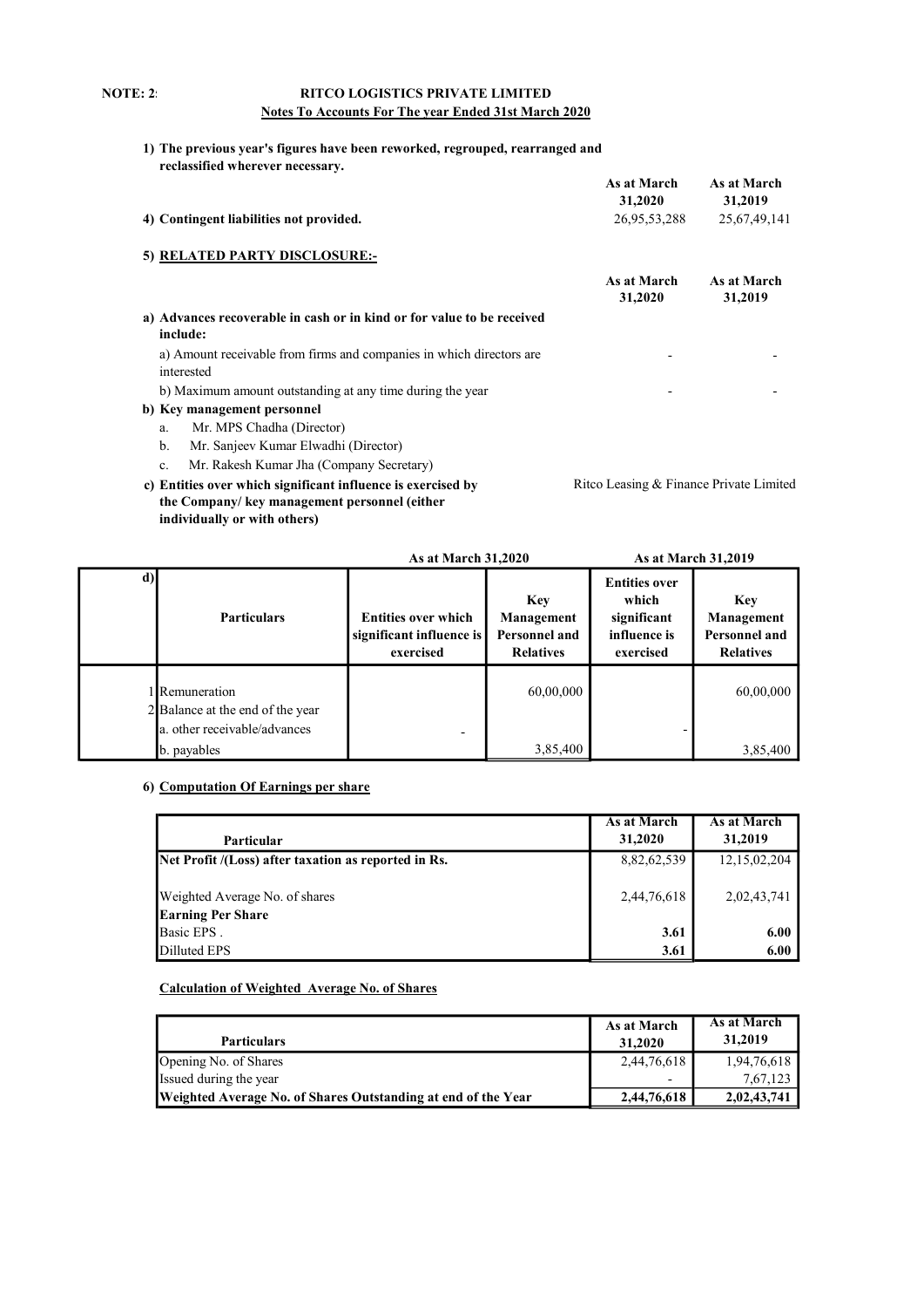NOTE: 2:

# RITCO LOGISTICS PRIVATE LIMITED

## Notes To Accounts For The year Ended 31st March 2020

**1) The previous year's figures have been reworked, regrouped, rearranged and reclassified wherever necessary.**

| | As at March 31,2020 | As at March 31,2019 |
|---|---|---|
| **4) Contingent liabilities not provided.** | 26,95,53,288 | 25,67,49,141 |

**5) RELATED PARTY DISCLOSURE:-**

| | As at March 31,2020 | As at March 31,2019 |
|---|---|---|
| **a) Advances recoverable in cash or in kind or for value to be received include:** | | |
| a) Amount receivable from firms and companies in which directors are interested | - | - |
| b) Maximum amount outstanding at any time during the year | - | - |

**b) Key management personnel**

a. Mr. MPS Chadha (Director)
b. Mr. Sanjeev Kumar Elwadhi (Director)
c. Mr. Rakesh Kumar Jha (Company Secretary)

**c) Entities over which significant influence is exercised by the Company/ key management personnel (either individually or with others)** — Ritco Leasing & Finance Private Limited

| d) | | As at March 31,2020 | | As at March 31,2019 | |
|---|---|---|---|---|---|
| | **Particulars** | **Entities over which significant influence is exercised** | **Key Management Personnel and Relatives** | **Entities over which significant influence is exercised** | **Key Management Personnel and Relatives** |
| 1 | Remuneration | | 60,00,000 | | 60,00,000 |
| 2 | Balance at the end of the year | | | | |
| | a. other receivable/advances | - | | - | |
| | b. payables | | 3,85,400 | | 3,85,400 |

**6) Computation Of Earnings per share**

| Particular | As at March 31,2020 | As at March 31,2019 |
|---|---|---|
| **Net Profit /(Loss) after taxation as reported in Rs.** | 8,82,62,539 | 12,15,02,204 |
| Weighted Average No. of shares | 2,44,76,618 | 2,02,43,741 |
| **Earning Per Share** | | |
| Basic EPS . | **3.61** | **6.00** |
| Dilluted EPS | **3.61** | **6.00** |

**Calculation of Weighted Average No. of Shares**

| Particulars | As at March 31,2020 | As at March 31,2019 |
|---|---|---|
| Opening No. of Shares | 2,44,76,618 | 1,94,76,618 |
| Issued during the year | - | 7,67,123 |
| **Weighted Average No. of Shares Outstanding at end of the Year** | **2,44,76,618** | **2,02,43,741** |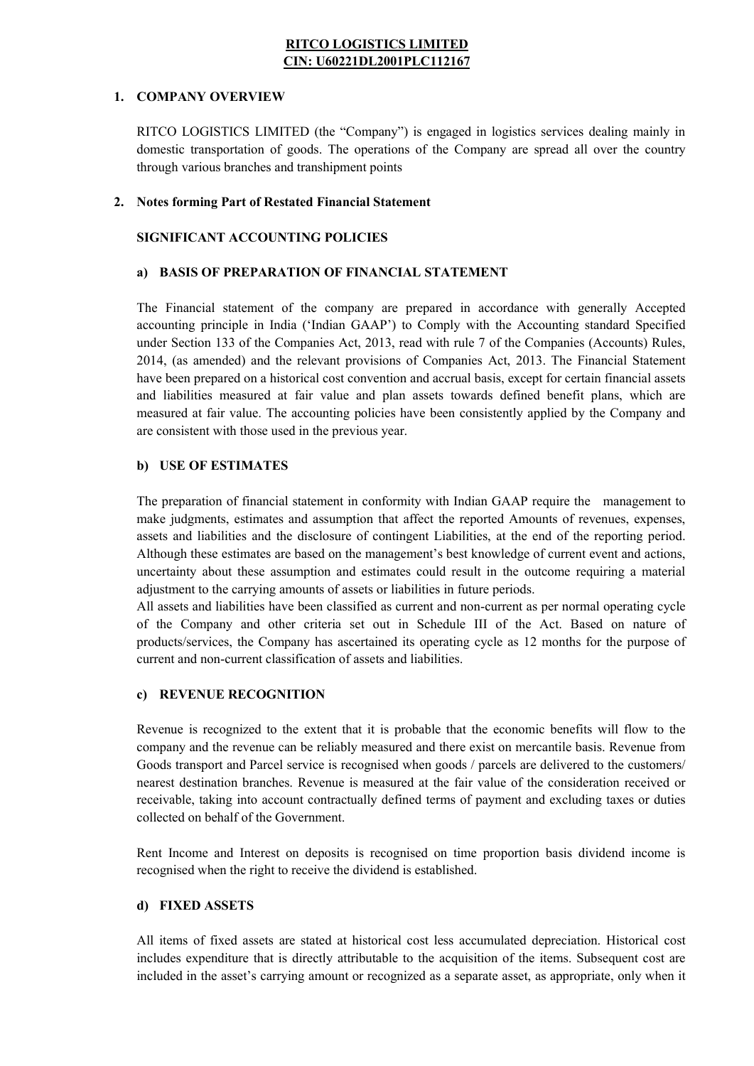**RITCO LOGISTICS LIMITED**
**CIN: U60221DL2001PLC112167**

## 1. COMPANY OVERVIEW

RITCO LOGISTICS LIMITED (the "Company") is engaged in logistics services dealing mainly in domestic transportation of goods. The operations of the Company are spread all over the country through various branches and transhipment points

## 2. Notes forming Part of Restated Financial Statement

### SIGNIFICANT ACCOUNTING POLICIES

#### a) BASIS OF PREPARATION OF FINANCIAL STATEMENT

The Financial statement of the company are prepared in accordance with generally Accepted accounting principle in India ('Indian GAAP') to Comply with the Accounting standard Specified under Section 133 of the Companies Act, 2013, read with rule 7 of the Companies (Accounts) Rules, 2014, (as amended) and the relevant provisions of Companies Act, 2013. The Financial Statement have been prepared on a historical cost convention and accrual basis, except for certain financial assets and liabilities measured at fair value and plan assets towards defined benefit plans, which are measured at fair value. The accounting policies have been consistently applied by the Company and are consistent with those used in the previous year.

#### b) USE OF ESTIMATES

The preparation of financial statement in conformity with Indian GAAP require the management to make judgments, estimates and assumption that affect the reported Amounts of revenues, expenses, assets and liabilities and the disclosure of contingent Liabilities, at the end of the reporting period. Although these estimates are based on the management's best knowledge of current event and actions, uncertainty about these assumption and estimates could result in the outcome requiring a material adjustment to the carrying amounts of assets or liabilities in future periods.
All assets and liabilities have been classified as current and non-current as per normal operating cycle of the Company and other criteria set out in Schedule III of the Act. Based on nature of products/services, the Company has ascertained its operating cycle as 12 months for the purpose of current and non-current classification of assets and liabilities.

#### c) REVENUE RECOGNITION

Revenue is recognized to the extent that it is probable that the economic benefits will flow to the company and the revenue can be reliably measured and there exist on mercantile basis. Revenue from Goods transport and Parcel service is recognised when goods / parcels are delivered to the customers/ nearest destination branches. Revenue is measured at the fair value of the consideration received or receivable, taking into account contractually defined terms of payment and excluding taxes or duties collected on behalf of the Government.

Rent Income and Interest on deposits is recognised on time proportion basis dividend income is recognised when the right to receive the dividend is established.

#### d) FIXED ASSETS

All items of fixed assets are stated at historical cost less accumulated depreciation. Historical cost includes expenditure that is directly attributable to the acquisition of the items. Subsequent cost are included in the asset's carrying amount or recognized as a separate asset, as appropriate, only when it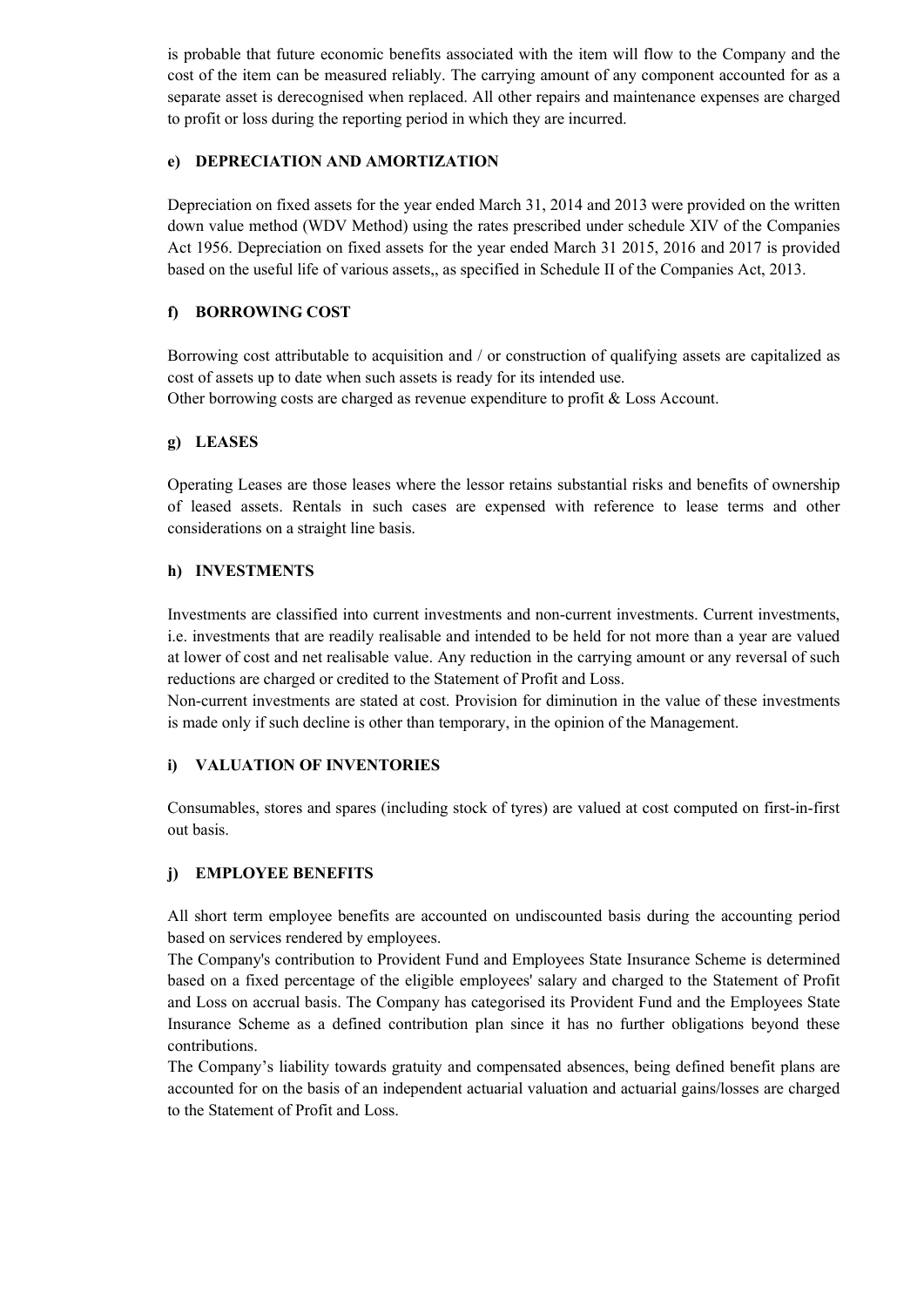is probable that future economic benefits associated with the item will flow to the Company and the cost of the item can be measured reliably. The carrying amount of any component accounted for as a separate asset is derecognised when replaced. All other repairs and maintenance expenses are charged to profit or loss during the reporting period in which they are incurred.

#### e) DEPRECIATION AND AMORTIZATION

Depreciation on fixed assets for the year ended March 31, 2014 and 2013 were provided on the written down value method (WDV Method) using the rates prescribed under schedule XIV of the Companies Act 1956. Depreciation on fixed assets for the year ended March 31 2015, 2016 and 2017 is provided based on the useful life of various assets,, as specified in Schedule II of the Companies Act, 2013.

#### f) BORROWING COST

Borrowing cost attributable to acquisition and / or construction of qualifying assets are capitalized as cost of assets up to date when such assets is ready for its intended use.
Other borrowing costs are charged as revenue expenditure to profit & Loss Account.

#### g) LEASES

Operating Leases are those leases where the lessor retains substantial risks and benefits of ownership of leased assets. Rentals in such cases are expensed with reference to lease terms and other considerations on a straight line basis.

#### h) INVESTMENTS

Investments are classified into current investments and non-current investments. Current investments, i.e. investments that are readily realisable and intended to be held for not more than a year are valued at lower of cost and net realisable value. Any reduction in the carrying amount or any reversal of such reductions are charged or credited to the Statement of Profit and Loss.
Non-current investments are stated at cost. Provision for diminution in the value of these investments is made only if such decline is other than temporary, in the opinion of the Management.

#### i) VALUATION OF INVENTORIES

Consumables, stores and spares (including stock of tyres) are valued at cost computed on first-in-first out basis.

#### j) EMPLOYEE BENEFITS

All short term employee benefits are accounted on undiscounted basis during the accounting period based on services rendered by employees.
The Company's contribution to Provident Fund and Employees State Insurance Scheme is determined based on a fixed percentage of the eligible employees' salary and charged to the Statement of Profit and Loss on accrual basis. The Company has categorised its Provident Fund and the Employees State Insurance Scheme as a defined contribution plan since it has no further obligations beyond these contributions.
The Company's liability towards gratuity and compensated absences, being defined benefit plans are accounted for on the basis of an independent actuarial valuation and actuarial gains/losses are charged to the Statement of Profit and Loss.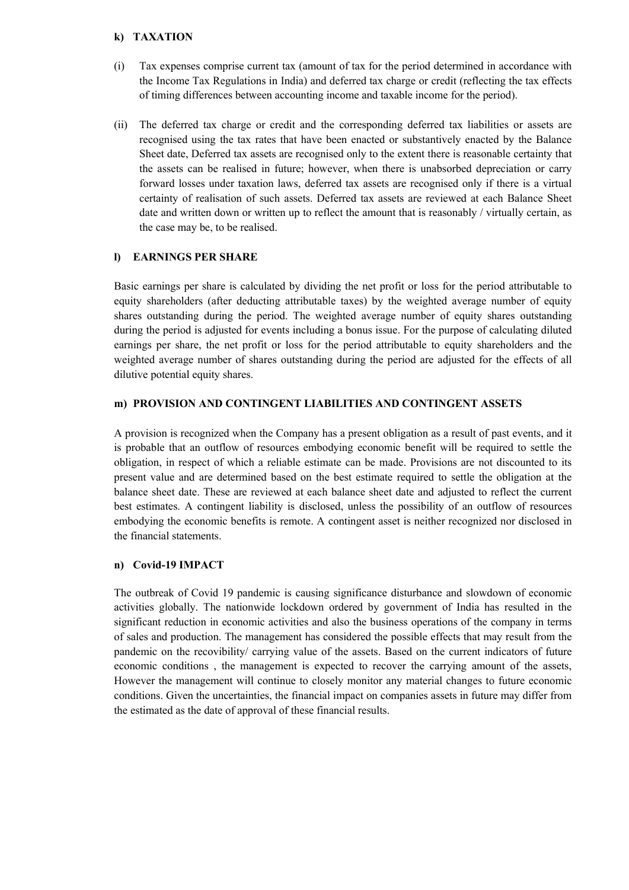### k) TAXATION

(i) Tax expenses comprise current tax (amount of tax for the period determined in accordance with the Income Tax Regulations in India) and deferred tax charge or credit (reflecting the tax effects of timing differences between accounting income and taxable income for the period).

(ii) The deferred tax charge or credit and the corresponding deferred tax liabilities or assets are recognised using the tax rates that have been enacted or substantively enacted by the Balance Sheet date, Deferred tax assets are recognised only to the extent there is reasonable certainty that the assets can be realised in future; however, when there is unabsorbed depreciation or carry forward losses under taxation laws, deferred tax assets are recognised only if there is a virtual certainty of realisation of such assets. Deferred tax assets are reviewed at each Balance Sheet date and written down or written up to reflect the amount that is reasonably / virtually certain, as the case may be, to be realised.

### l) EARNINGS PER SHARE

Basic earnings per share is calculated by dividing the net profit or loss for the period attributable to equity shareholders (after deducting attributable taxes) by the weighted average number of equity shares outstanding during the period. The weighted average number of equity shares outstanding during the period is adjusted for events including a bonus issue. For the purpose of calculating diluted earnings per share, the net profit or loss for the period attributable to equity shareholders and the weighted average number of shares outstanding during the period are adjusted for the effects of all dilutive potential equity shares.

### m) PROVISION AND CONTINGENT LIABILITIES AND CONTINGENT ASSETS

A provision is recognized when the Company has a present obligation as a result of past events, and it is probable that an outflow of resources embodying economic benefit will be required to settle the obligation, in respect of which a reliable estimate can be made. Provisions are not discounted to its present value and are determined based on the best estimate required to settle the obligation at the balance sheet date. These are reviewed at each balance sheet date and adjusted to reflect the current best estimates. A contingent liability is disclosed, unless the possibility of an outflow of resources embodying the economic benefits is remote. A contingent asset is neither recognized nor disclosed in the financial statements.

### n) Covid-19 IMPACT

The outbreak of Covid 19 pandemic is causing significance disturbance and slowdown of economic activities globally. The nationwide lockdown ordered by government of India has resulted in the significant reduction in economic activities and also the business operations of the company in terms of sales and production. The management has considered the possible effects that may result from the pandemic on the recovibility/ carrying value of the assets. Based on the current indicators of future economic conditions , the management is expected to recover the carrying amount of the assets, However the management will continue to closely monitor any material changes to future economic conditions. Given the uncertainties, the financial impact on companies assets in future may differ from the estimated as the date of approval of these financial results.